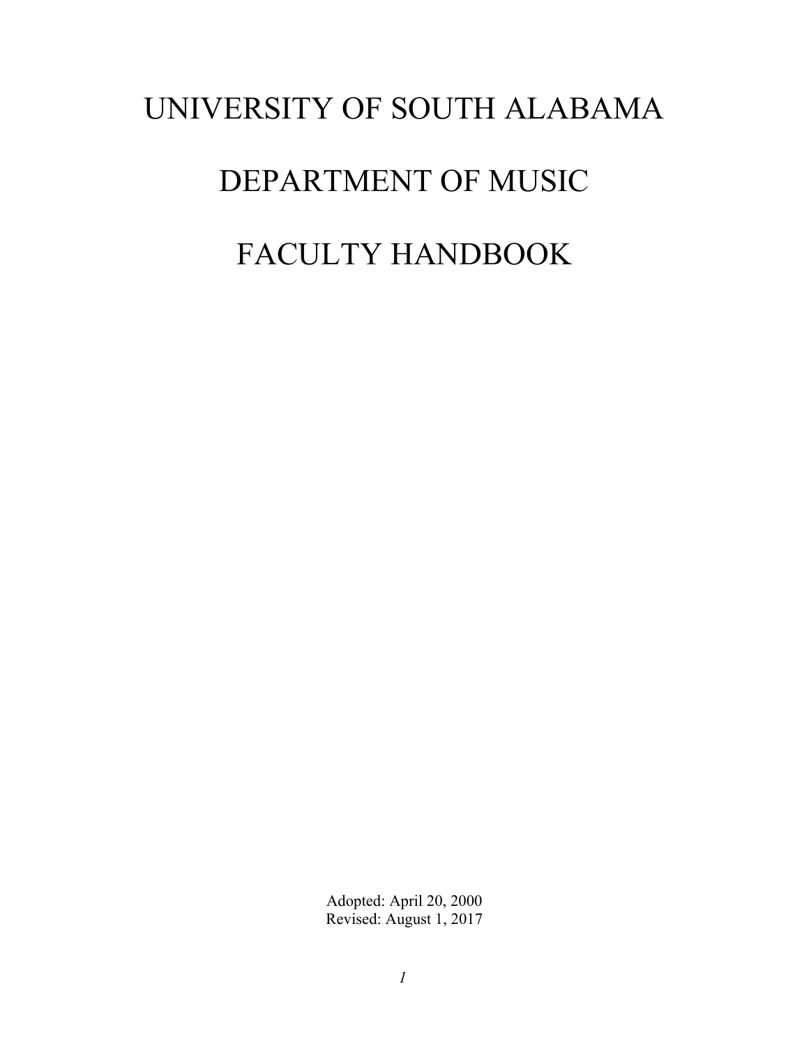# UNIVERSITY OF SOUTH ALABAMA

# DEPARTMENT OF MUSIC

# FACULTY HANDBOOK

Adopted: April 20, 2000
Revised: August 1, 2017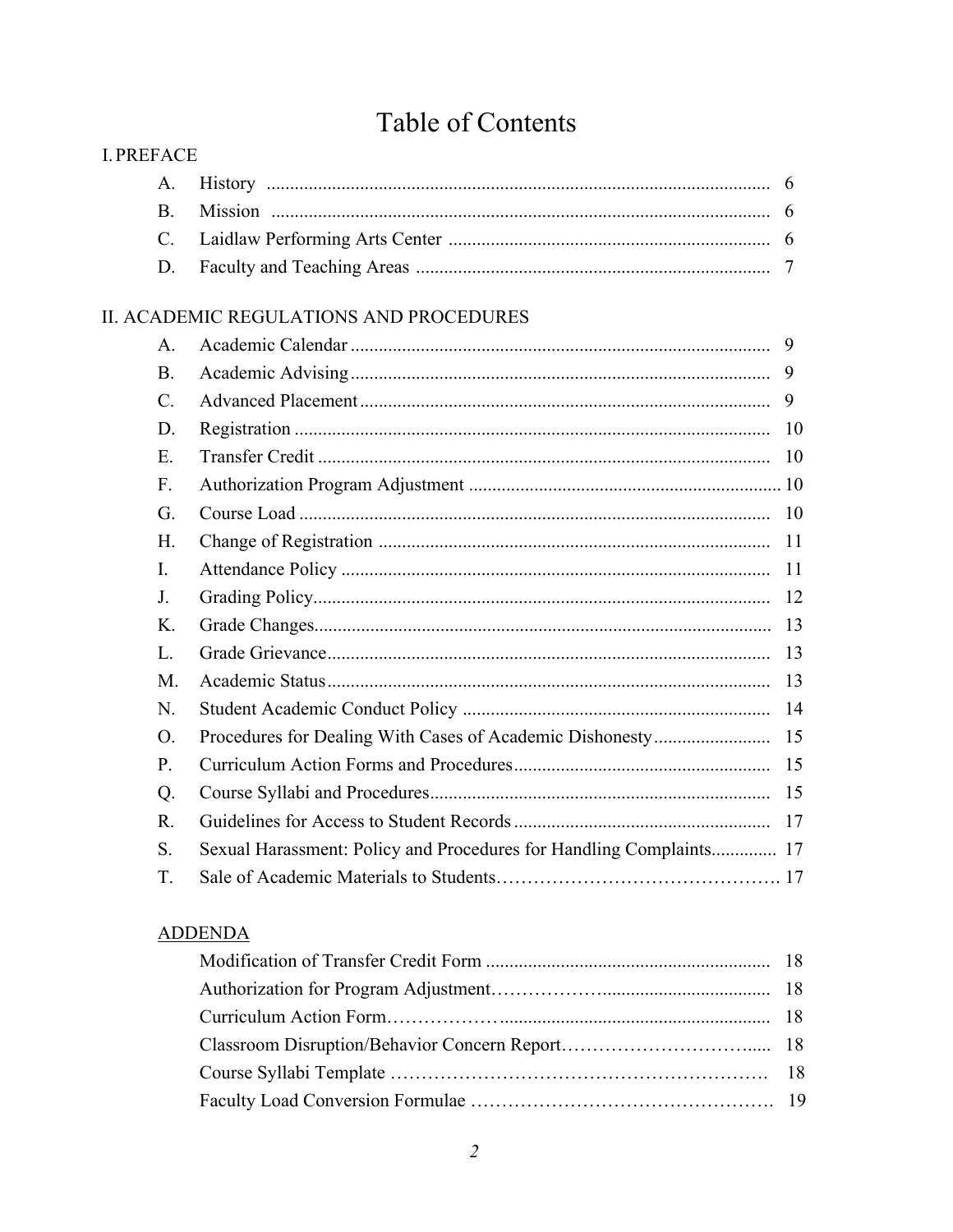# Table of Contents

## I. PREFACE

| | | |
|---|---|---|
| A. | History | 6 |
| B. | Mission | 6 |
| C. | Laidlaw Performing Arts Center | 6 |
| D. | Faculty and Teaching Areas | 7 |

## II. ACADEMIC REGULATIONS AND PROCEDURES

| | | |
|---|---|---|
| A. | Academic Calendar | 9 |
| B. | Academic Advising | 9 |
| C. | Advanced Placement | 9 |
| D. | Registration | 10 |
| E. | Transfer Credit | 10 |
| F. | Authorization Program Adjustment | 10 |
| G. | Course Load | 10 |
| H. | Change of Registration | 11 |
| I. | Attendance Policy | 11 |
| J. | Grading Policy | 12 |
| K. | Grade Changes | 13 |
| L. | Grade Grievance | 13 |
| M. | Academic Status | 13 |
| N. | Student Academic Conduct Policy | 14 |
| O. | Procedures for Dealing With Cases of Academic Dishonesty | 15 |
| P. | Curriculum Action Forms and Procedures | 15 |
| Q. | Course Syllabi and Procedures | 15 |
| R. | Guidelines for Access to Student Records | 17 |
| S. | Sexual Harassment: Policy and Procedures for Handling Complaints | 17 |
| T. | Sale of Academic Materials to Students | 17 |

### ADDENDA

| | |
|---|---|
| Modification of Transfer Credit Form | 18 |
| Authorization for Program Adjustment | 18 |
| Curriculum Action Form | 18 |
| Classroom Disruption/Behavior Concern Report | 18 |
| Course Syllabi Template | 18 |
| Faculty Load Conversion Formulae | 19 |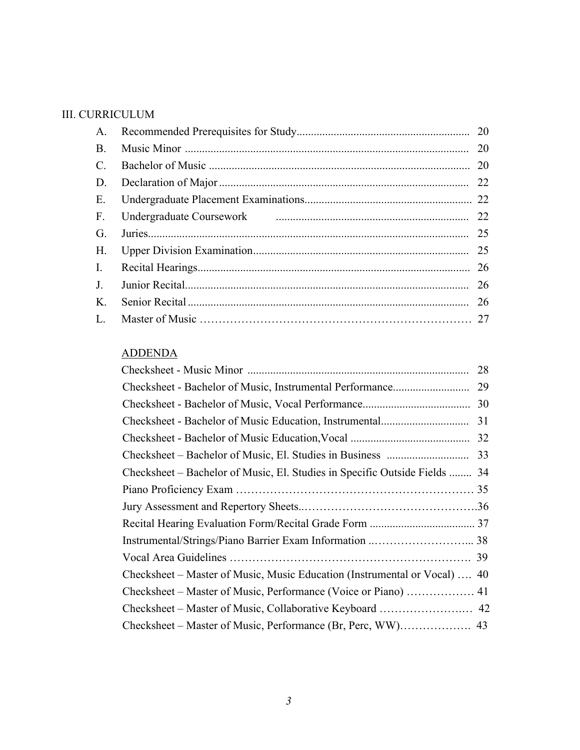## III. CURRICULUM

| | | |
|---|---|---|
| A. | Recommended Prerequisites for Study | 20 |
| B. | Music Minor | 20 |
| C. | Bachelor of Music | 20 |
| D. | Declaration of Major | 22 |
| E. | Undergraduate Placement Examinations | 22 |
| F. | Undergraduate Coursework | 22 |
| G. | Juries | 25 |
| H. | Upper Division Examination | 25 |
| I. | Recital Hearings | 26 |
| J. | Junior Recital | 26 |
| K. | Senior Recital | 26 |
| L. | Master of Music | 27 |

### ADDENDA

| | |
|---|---|
| Checksheet - Music Minor | 28 |
| Checksheet - Bachelor of Music, Instrumental Performance | 29 |
| Checksheet - Bachelor of Music, Vocal Performance | 30 |
| Checksheet - Bachelor of Music Education, Instrumental | 31 |
| Checksheet - Bachelor of Music Education, Vocal | 32 |
| Checksheet – Bachelor of Music, El. Studies in Business | 33 |
| Checksheet – Bachelor of Music, El. Studies in Specific Outside Fields | 34 |
| Piano Proficiency Exam | 35 |
| Jury Assessment and Repertory Sheets | 36 |
| Recital Hearing Evaluation Form/Recital Grade Form | 37 |
| Instrumental/Strings/Piano Barrier Exam Information | 38 |
| Vocal Area Guidelines | 39 |
| Checksheet – Master of Music, Music Education (Instrumental or Vocal) | 40 |
| Checksheet – Master of Music, Performance (Voice or Piano) | 41 |
| Checksheet – Master of Music, Collaborative Keyboard | 42 |
| Checksheet – Master of Music, Performance (Br, Perc, WW) | 43 |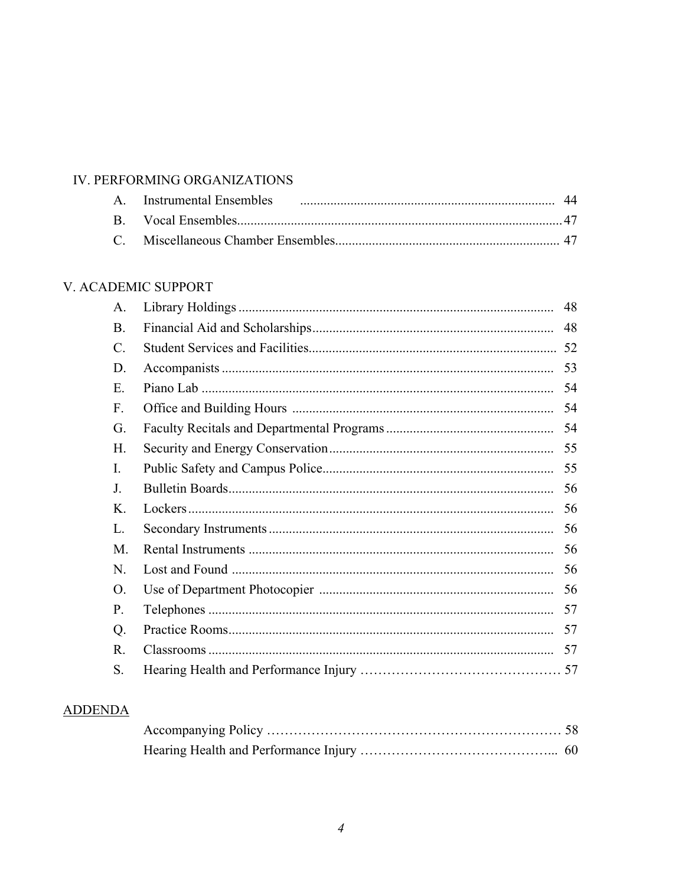IV. PERFORMING ORGANIZATIONS

| | | |
|---|---|---|
| A. | Instrumental Ensembles | 44 |
| B. | Vocal Ensembles | 47 |
| C. | Miscellaneous Chamber Ensembles | 47 |

V. ACADEMIC SUPPORT

| | | |
|---|---|---|
| A. | Library Holdings | 48 |
| B. | Financial Aid and Scholarships | 48 |
| C. | Student Services and Facilities | 52 |
| D. | Accompanists | 53 |
| E. | Piano Lab | 54 |
| F. | Office and Building Hours | 54 |
| G. | Faculty Recitals and Departmental Programs | 54 |
| H. | Security and Energy Conservation | 55 |
| I. | Public Safety and Campus Police | 55 |
| J. | Bulletin Boards | 56 |
| K. | Lockers | 56 |
| L. | Secondary Instruments | 56 |
| M. | Rental Instruments | 56 |
| N. | Lost and Found | 56 |
| O. | Use of Department Photocopier | 56 |
| P. | Telephones | 57 |
| Q. | Practice Rooms | 57 |
| R. | Classrooms | 57 |
| S. | Hearing Health and Performance Injury | 57 |

ADDENDA

| | |
|---|---|
| Accompanying Policy | 58 |
| Hearing Health and Performance Injury | 60 |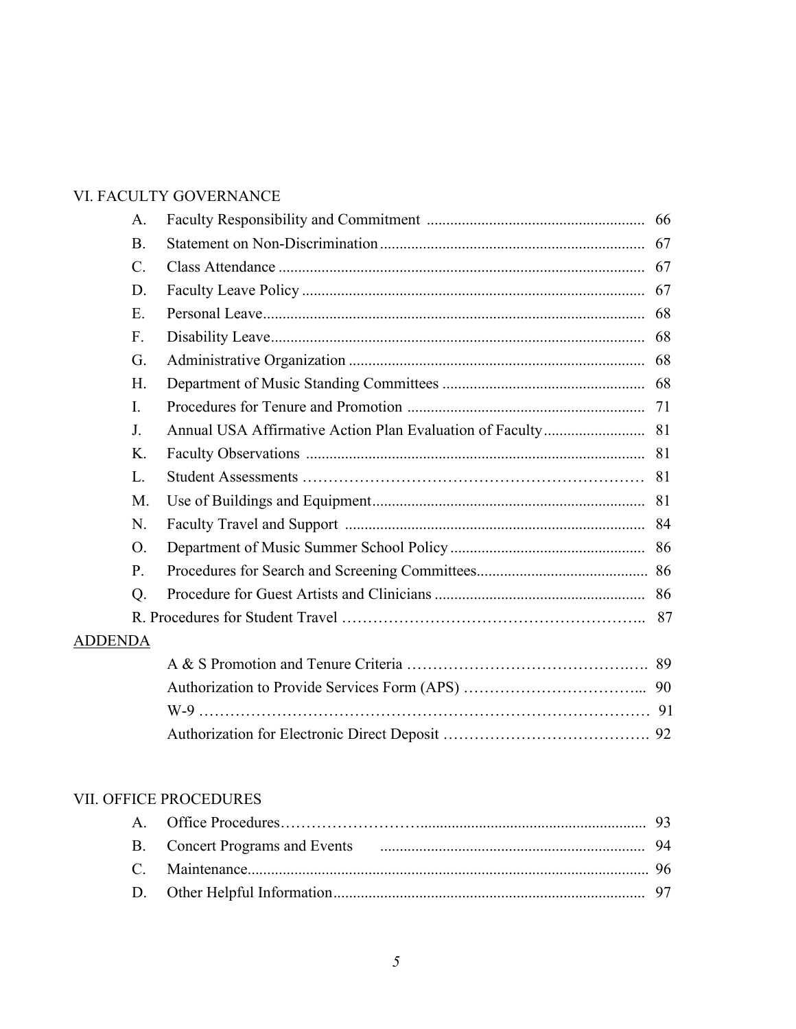VI. FACULTY GOVERNANCE

| | | |
|---|---|---|
| A. | Faculty Responsibility and Commitment | 66 |
| B. | Statement on Non-Discrimination | 67 |
| C. | Class Attendance | 67 |
| D. | Faculty Leave Policy | 67 |
| E. | Personal Leave | 68 |
| F. | Disability Leave | 68 |
| G. | Administrative Organization | 68 |
| H. | Department of Music Standing Committees | 68 |
| I. | Procedures for Tenure and Promotion | 71 |
| J. | Annual USA Affirmative Action Plan Evaluation of Faculty | 81 |
| K. | Faculty Observations | 81 |
| L. | Student Assessments | 81 |
| M. | Use of Buildings and Equipment | 81 |
| N. | Faculty Travel and Support | 84 |
| O. | Department of Music Summer School Policy | 86 |
| P. | Procedures for Search and Screening Committees | 86 |
| Q. | Procedure for Guest Artists and Clinicians | 86 |
| R. | Procedures for Student Travel | 87 |

ADDENDA

| | |
|---|---|
| A & S Promotion and Tenure Criteria | 89 |
| Authorization to Provide Services Form (APS) | 90 |
| W-9 | 91 |
| Authorization for Electronic Direct Deposit | 92 |

VII. OFFICE PROCEDURES

| | | |
|---|---|---|
| A. | Office Procedures | 93 |
| B. | Concert Programs and Events | 94 |
| C. | Maintenance | 96 |
| D. | Other Helpful Information | 97 |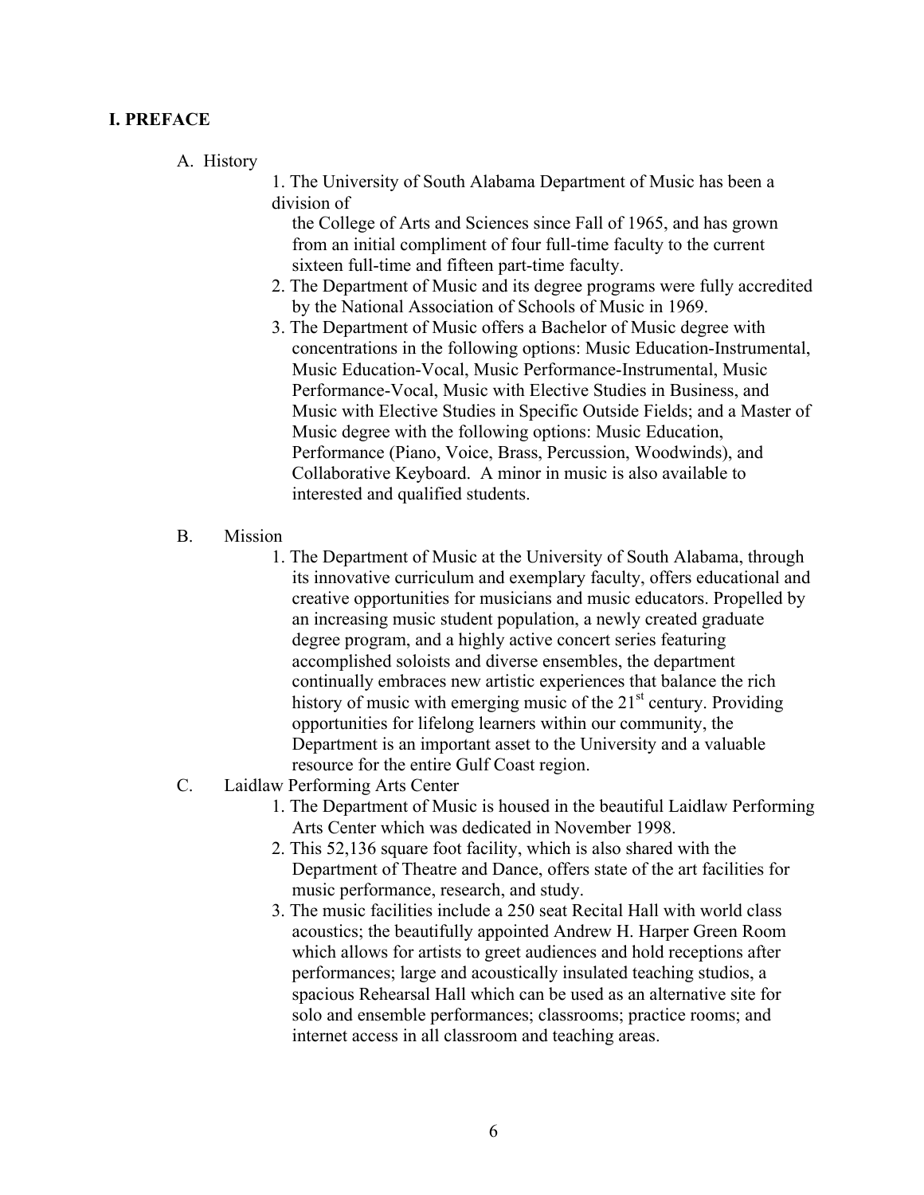**I. PREFACE**

A. History

1. The University of South Alabama Department of Music has been a division of the College of Arts and Sciences since Fall of 1965, and has grown from an initial compliment of four full-time faculty to the current sixteen full-time and fifteen part-time faculty.
2. The Department of Music and its degree programs were fully accredited by the National Association of Schools of Music in 1969.
3. The Department of Music offers a Bachelor of Music degree with concentrations in the following options: Music Education-Instrumental, Music Education-Vocal, Music Performance-Instrumental, Music Performance-Vocal, Music with Elective Studies in Business, and Music with Elective Studies in Specific Outside Fields; and a Master of Music degree with the following options: Music Education, Performance (Piano, Voice, Brass, Percussion, Woodwinds), and Collaborative Keyboard. A minor in music is also available to interested and qualified students.

B. Mission

1. The Department of Music at the University of South Alabama, through its innovative curriculum and exemplary faculty, offers educational and creative opportunities for musicians and music educators. Propelled by an increasing music student population, a newly created graduate degree program, and a highly active concert series featuring accomplished soloists and diverse ensembles, the department continually embraces new artistic experiences that balance the rich history of music with emerging music of the 21st century. Providing opportunities for lifelong learners within our community, the Department is an important asset to the University and a valuable resource for the entire Gulf Coast region.

C. Laidlaw Performing Arts Center

1. The Department of Music is housed in the beautiful Laidlaw Performing Arts Center which was dedicated in November 1998.
2. This 52,136 square foot facility, which is also shared with the Department of Theatre and Dance, offers state of the art facilities for music performance, research, and study.
3. The music facilities include a 250 seat Recital Hall with world class acoustics; the beautifully appointed Andrew H. Harper Green Room which allows for artists to greet audiences and hold receptions after performances; large and acoustically insulated teaching studios, a spacious Rehearsal Hall which can be used as an alternative site for solo and ensemble performances; classrooms; practice rooms; and internet access in all classroom and teaching areas.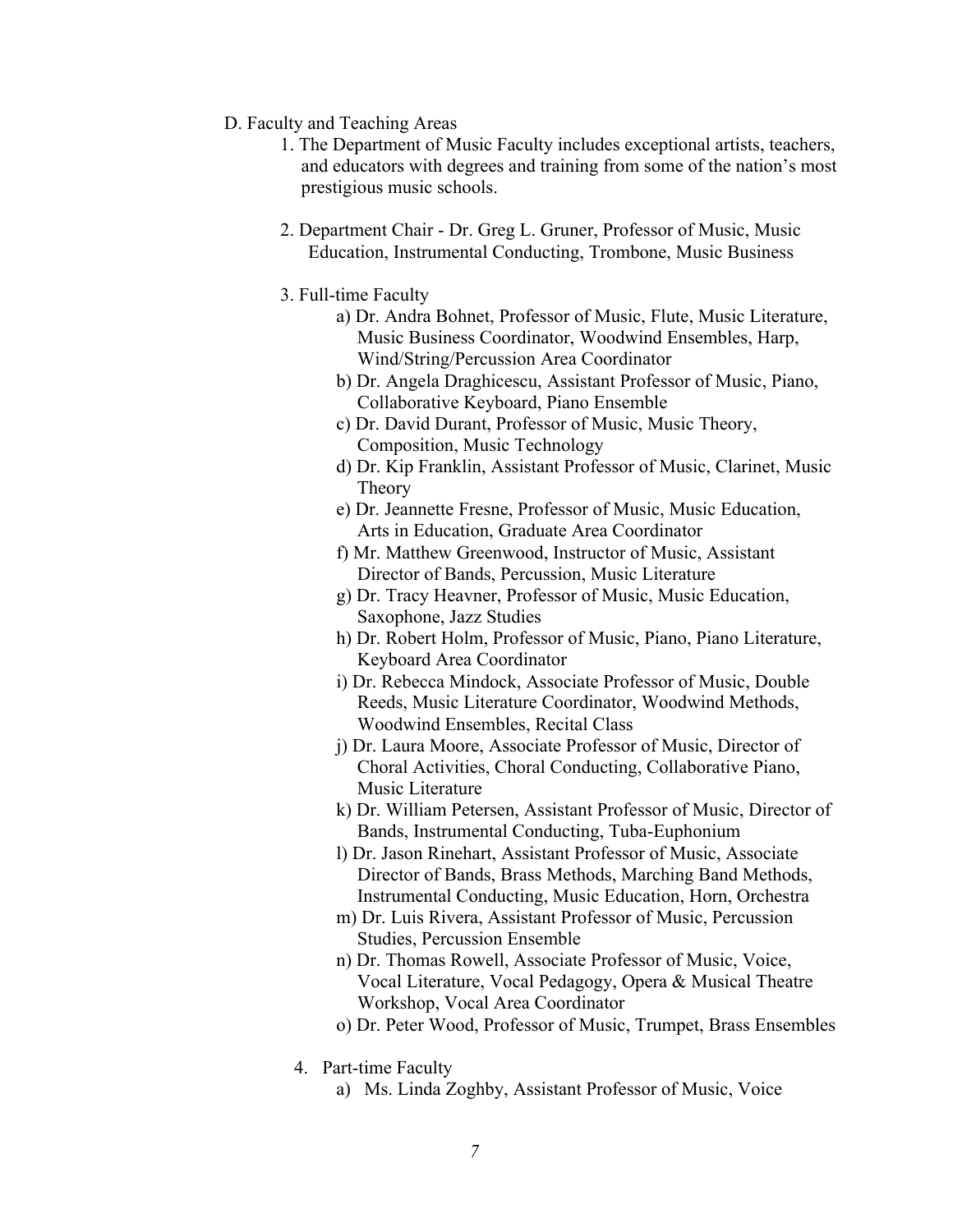D. Faculty and Teaching Areas

1. The Department of Music Faculty includes exceptional artists, teachers, and educators with degrees and training from some of the nation's most prestigious music schools.

2. Department Chair - Dr. Greg L. Gruner, Professor of Music, Music Education, Instrumental Conducting, Trombone, Music Business

3. Full-time Faculty
   - a) Dr. Andra Bohnet, Professor of Music, Flute, Music Literature, Music Business Coordinator, Woodwind Ensembles, Harp, Wind/String/Percussion Area Coordinator
   - b) Dr. Angela Draghicescu, Assistant Professor of Music, Piano, Collaborative Keyboard, Piano Ensemble
   - c) Dr. David Durant, Professor of Music, Music Theory, Composition, Music Technology
   - d) Dr. Kip Franklin, Assistant Professor of Music, Clarinet, Music Theory
   - e) Dr. Jeannette Fresne, Professor of Music, Music Education, Arts in Education, Graduate Area Coordinator
   - f) Mr. Matthew Greenwood, Instructor of Music, Assistant Director of Bands, Percussion, Music Literature
   - g) Dr. Tracy Heavner, Professor of Music, Music Education, Saxophone, Jazz Studies
   - h) Dr. Robert Holm, Professor of Music, Piano, Piano Literature, Keyboard Area Coordinator
   - i) Dr. Rebecca Mindock, Associate Professor of Music, Double Reeds, Music Literature Coordinator, Woodwind Methods, Woodwind Ensembles, Recital Class
   - j) Dr. Laura Moore, Associate Professor of Music, Director of Choral Activities, Choral Conducting, Collaborative Piano, Music Literature
   - k) Dr. William Petersen, Assistant Professor of Music, Director of Bands, Instrumental Conducting, Tuba-Euphonium
   - l) Dr. Jason Rinehart, Assistant Professor of Music, Associate Director of Bands, Brass Methods, Marching Band Methods, Instrumental Conducting, Music Education, Horn, Orchestra
   - m) Dr. Luis Rivera, Assistant Professor of Music, Percussion Studies, Percussion Ensemble
   - n) Dr. Thomas Rowell, Associate Professor of Music, Voice, Vocal Literature, Vocal Pedagogy, Opera & Musical Theatre Workshop, Vocal Area Coordinator
   - o) Dr. Peter Wood, Professor of Music, Trumpet, Brass Ensembles

4. Part-time Faculty
   - a) Ms. Linda Zoghby, Assistant Professor of Music, Voice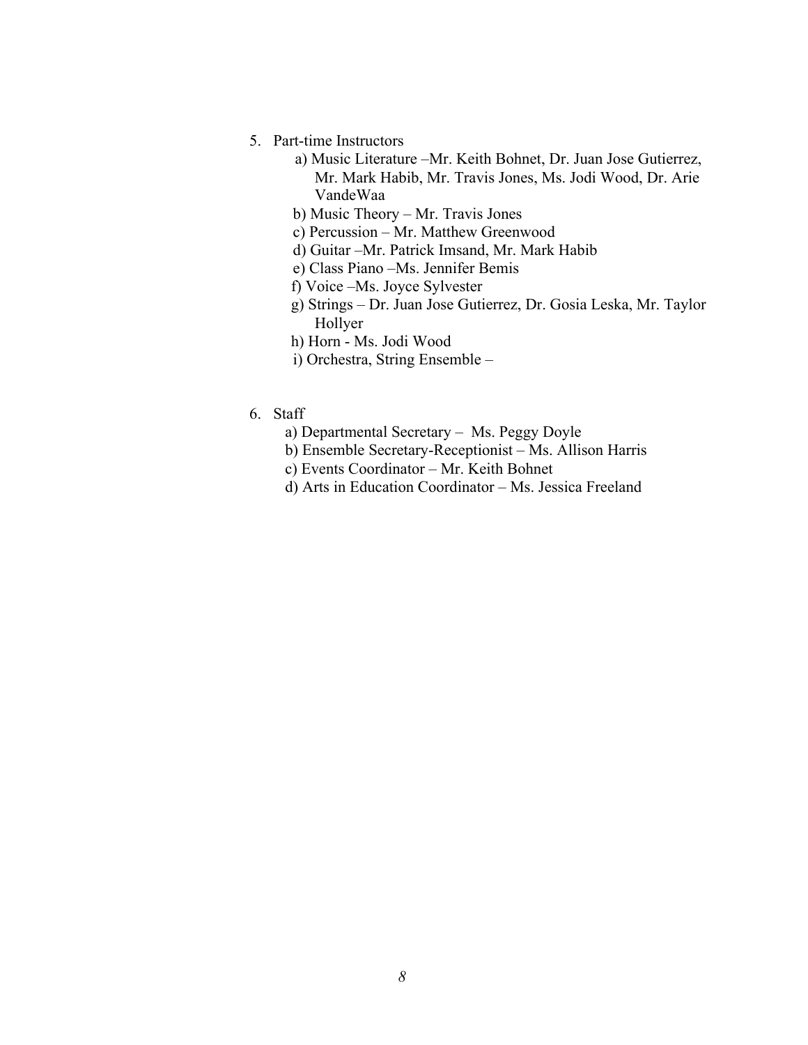5. Part-time Instructors
    - a) Music Literature –Mr. Keith Bohnet, Dr. Juan Jose Gutierrez, Mr. Mark Habib, Mr. Travis Jones, Ms. Jodi Wood, Dr. Arie VandeWaa
    - b) Music Theory – Mr. Travis Jones
    - c) Percussion – Mr. Matthew Greenwood
    - d) Guitar –Mr. Patrick Imsand, Mr. Mark Habib
    - e) Class Piano –Ms. Jennifer Bemis
    - f) Voice –Ms. Joyce Sylvester
    - g) Strings – Dr. Juan Jose Gutierrez, Dr. Gosia Leska, Mr. Taylor Hollyer
    - h) Horn - Ms. Jodi Wood
    - i) Orchestra, String Ensemble –

6. Staff
    - a) Departmental Secretary – Ms. Peggy Doyle
    - b) Ensemble Secretary-Receptionist – Ms. Allison Harris
    - c) Events Coordinator – Mr. Keith Bohnet
    - d) Arts in Education Coordinator – Ms. Jessica Freeland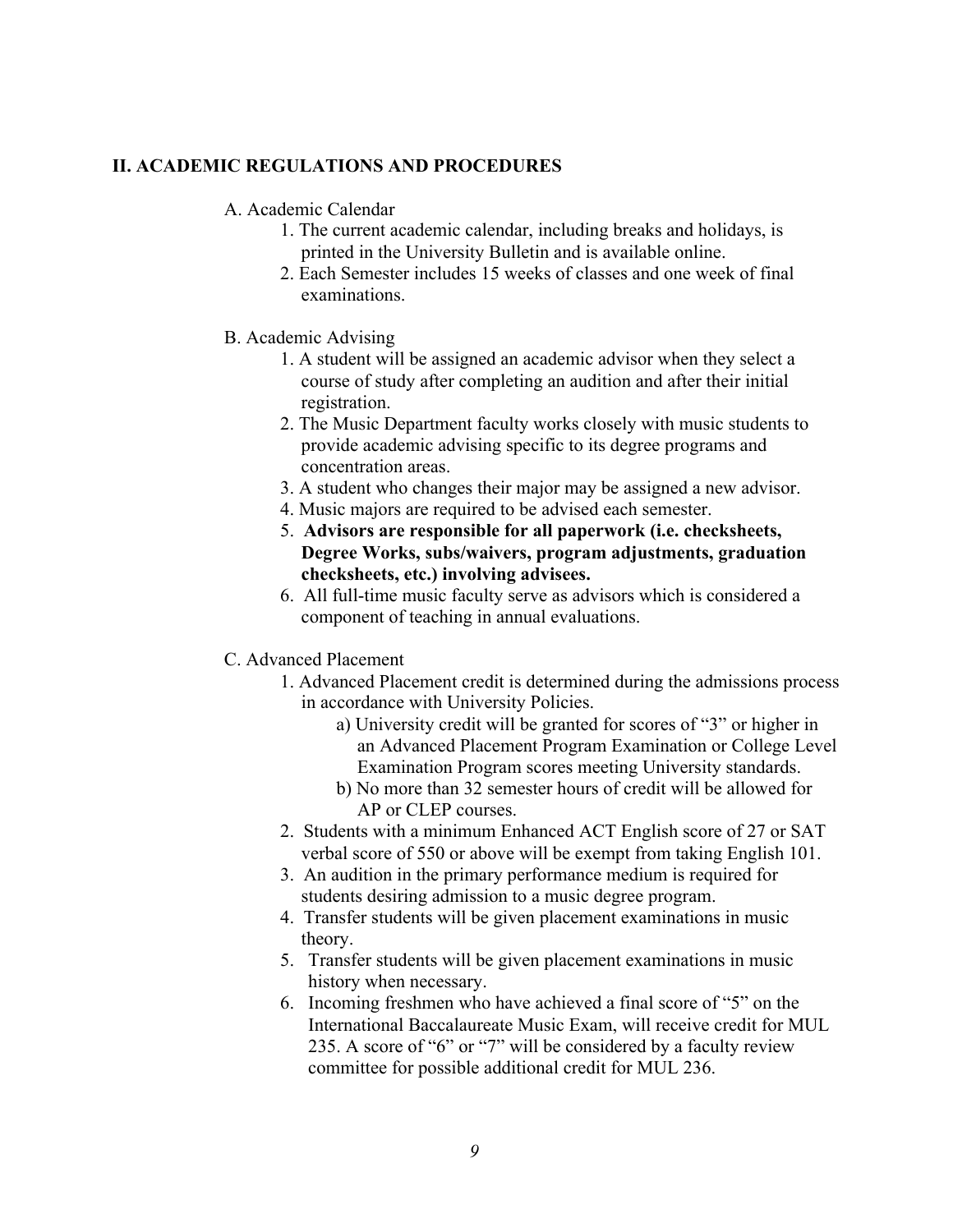## II. ACADEMIC REGULATIONS AND PROCEDURES

A. Academic Calendar

1. The current academic calendar, including breaks and holidays, is printed in the University Bulletin and is available online.
2. Each Semester includes 15 weeks of classes and one week of final examinations.

B. Academic Advising

1. A student will be assigned an academic advisor when they select a course of study after completing an audition and after their initial registration.
2. The Music Department faculty works closely with music students to provide academic advising specific to its degree programs and concentration areas.
3. A student who changes their major may be assigned a new advisor.
4. Music majors are required to be advised each semester.
5. **Advisors are responsible for all paperwork (i.e. checksheets, Degree Works, subs/waivers, program adjustments, graduation checksheets, etc.) involving advisees.**
6. All full-time music faculty serve as advisors which is considered a component of teaching in annual evaluations.

C. Advanced Placement

1. Advanced Placement credit is determined during the admissions process in accordance with University Policies.
    a) University credit will be granted for scores of "3" or higher in an Advanced Placement Program Examination or College Level Examination Program scores meeting University standards.
    b) No more than 32 semester hours of credit will be allowed for AP or CLEP courses.
2. Students with a minimum Enhanced ACT English score of 27 or SAT verbal score of 550 or above will be exempt from taking English 101.
3. An audition in the primary performance medium is required for students desiring admission to a music degree program.
4. Transfer students will be given placement examinations in music theory.
5. Transfer students will be given placement examinations in music history when necessary.
6. Incoming freshmen who have achieved a final score of "5" on the International Baccalaureate Music Exam, will receive credit for MUL 235. A score of "6" or "7" will be considered by a faculty review committee for possible additional credit for MUL 236.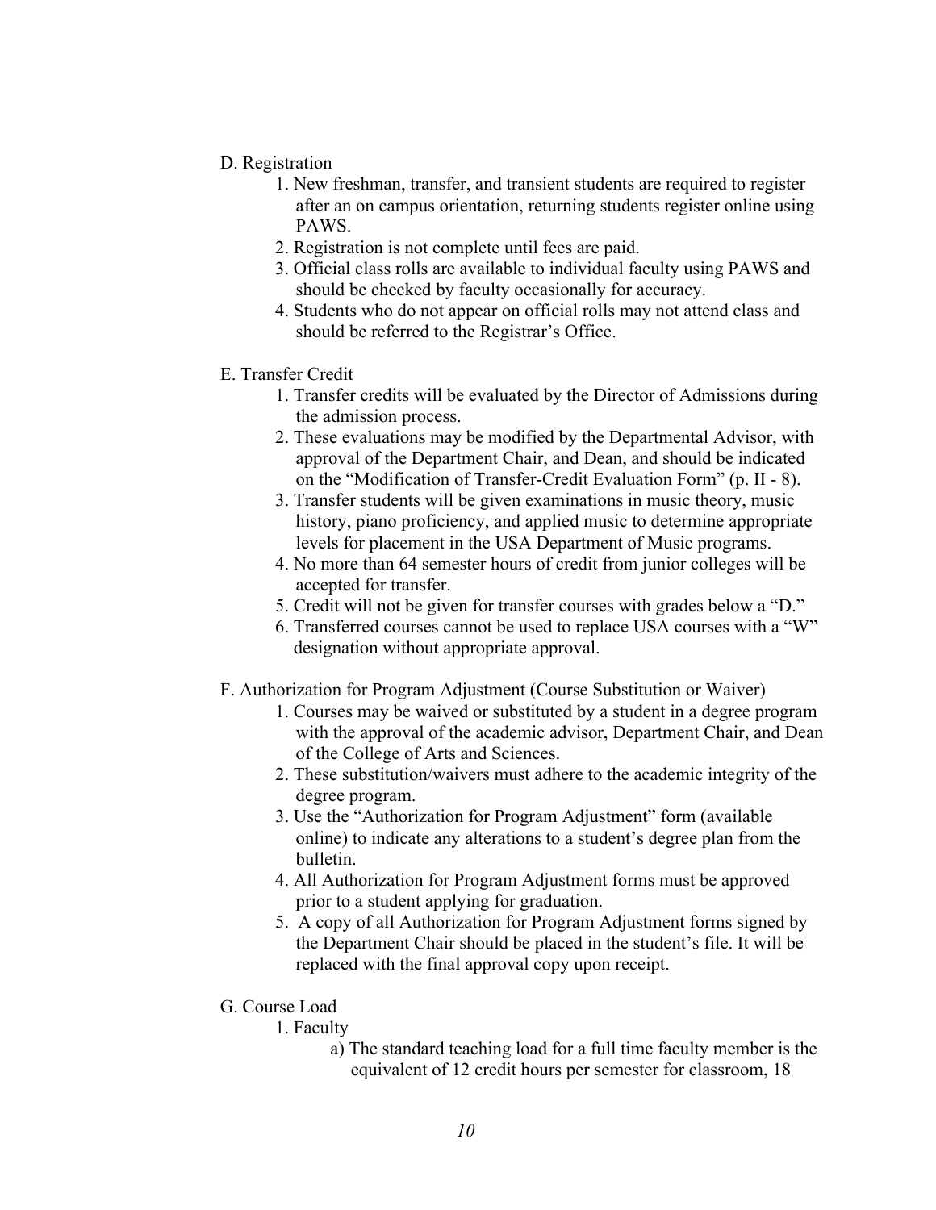D. Registration

1. New freshman, transfer, and transient students are required to register after an on campus orientation, returning students register online using PAWS.
2. Registration is not complete until fees are paid.
3. Official class rolls are available to individual faculty using PAWS and should be checked by faculty occasionally for accuracy.
4. Students who do not appear on official rolls may not attend class and should be referred to the Registrar's Office.

E. Transfer Credit

1. Transfer credits will be evaluated by the Director of Admissions during the admission process.
2. These evaluations may be modified by the Departmental Advisor, with approval of the Department Chair, and Dean, and should be indicated on the "Modification of Transfer-Credit Evaluation Form" (p. II - 8).
3. Transfer students will be given examinations in music theory, music history, piano proficiency, and applied music to determine appropriate levels for placement in the USA Department of Music programs.
4. No more than 64 semester hours of credit from junior colleges will be accepted for transfer.
5. Credit will not be given for transfer courses with grades below a "D."
6. Transferred courses cannot be used to replace USA courses with a "W" designation without appropriate approval.

F. Authorization for Program Adjustment (Course Substitution or Waiver)

1. Courses may be waived or substituted by a student in a degree program with the approval of the academic advisor, Department Chair, and Dean of the College of Arts and Sciences.
2. These substitution/waivers must adhere to the academic integrity of the degree program.
3. Use the "Authorization for Program Adjustment" form (available online) to indicate any alterations to a student's degree plan from the bulletin.
4. All Authorization for Program Adjustment forms must be approved prior to a student applying for graduation.
5. A copy of all Authorization for Program Adjustment forms signed by the Department Chair should be placed in the student's file. It will be replaced with the final approval copy upon receipt.

G. Course Load

1. Faculty
   a) The standard teaching load for a full time faculty member is the equivalent of 12 credit hours per semester for classroom, 18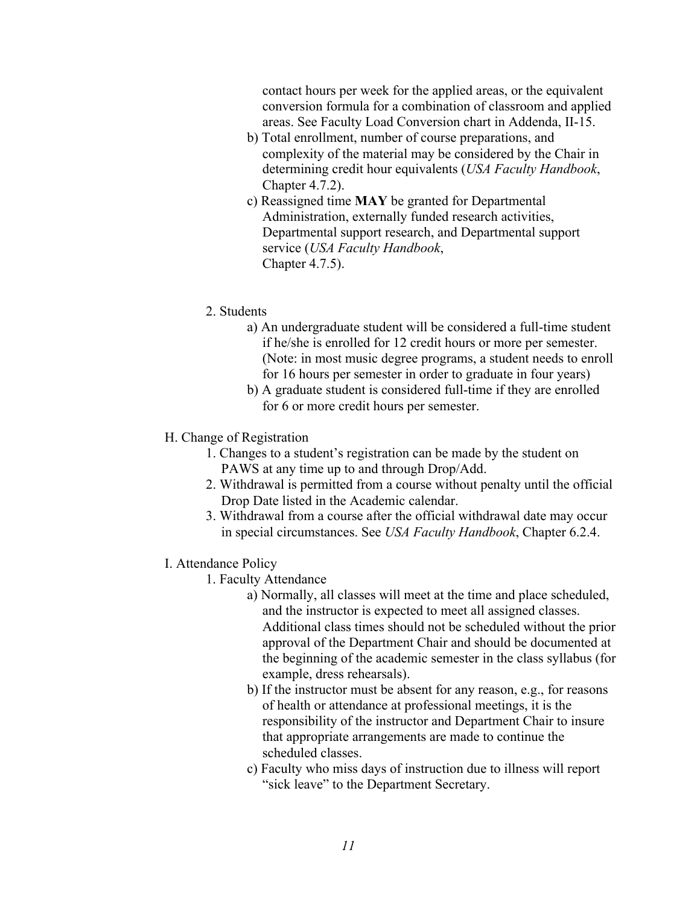contact hours per week for the applied areas, or the equivalent conversion formula for a combination of classroom and applied areas. See Faculty Load Conversion chart in Addenda, II-15.

b) Total enrollment, number of course preparations, and complexity of the material may be considered by the Chair in determining credit hour equivalents (*USA Faculty Handbook*, Chapter 4.7.2).

c) Reassigned time **MAY** be granted for Departmental Administration, externally funded research activities, Departmental support research, and Departmental support service (*USA Faculty Handbook*, Chapter 4.7.5).

2. Students

   a) An undergraduate student will be considered a full-time student if he/she is enrolled for 12 credit hours or more per semester. (Note: in most music degree programs, a student needs to enroll for 16 hours per semester in order to graduate in four years)

   b) A graduate student is considered full-time if they are enrolled for 6 or more credit hours per semester.

H. Change of Registration

1. Changes to a student's registration can be made by the student on PAWS at any time up to and through Drop/Add.
2. Withdrawal is permitted from a course without penalty until the official Drop Date listed in the Academic calendar.
3. Withdrawal from a course after the official withdrawal date may occur in special circumstances. See *USA Faculty Handbook*, Chapter 6.2.4.

I. Attendance Policy

1. Faculty Attendance

   a) Normally, all classes will meet at the time and place scheduled, and the instructor is expected to meet all assigned classes. Additional class times should not be scheduled without the prior approval of the Department Chair and should be documented at the beginning of the academic semester in the class syllabus (for example, dress rehearsals).

   b) If the instructor must be absent for any reason, e.g., for reasons of health or attendance at professional meetings, it is the responsibility of the instructor and Department Chair to insure that appropriate arrangements are made to continue the scheduled classes.

   c) Faculty who miss days of instruction due to illness will report "sick leave" to the Department Secretary.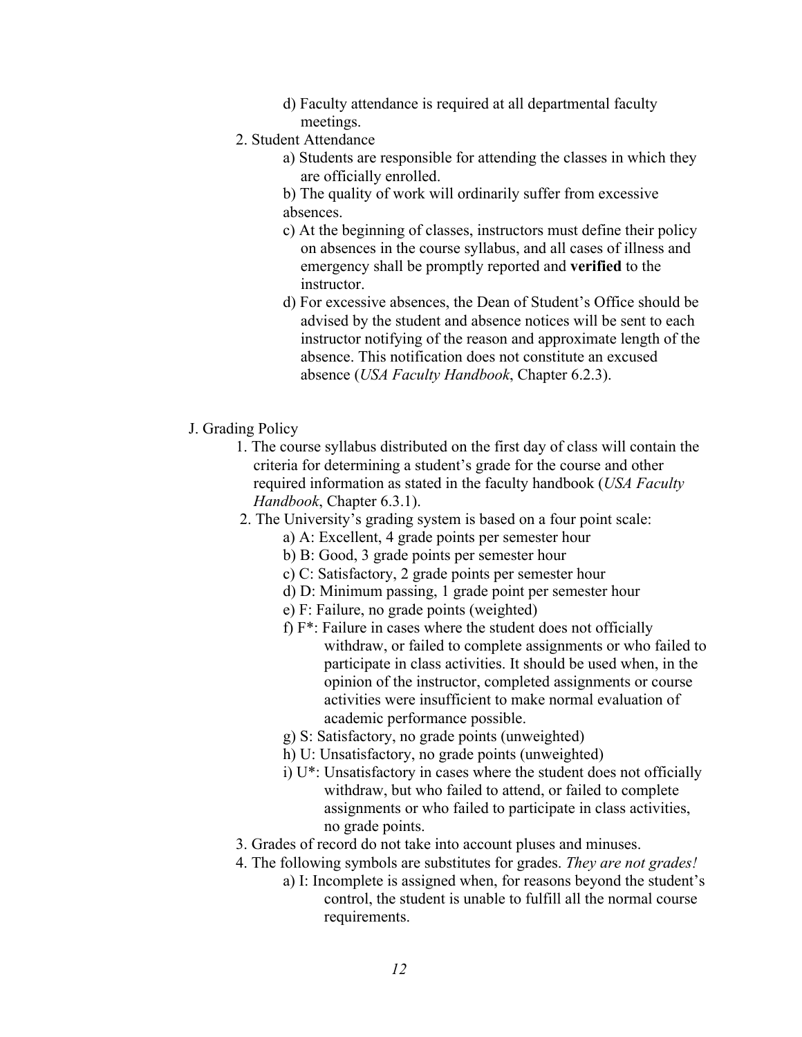d) Faculty attendance is required at all departmental faculty meetings.

2. Student Attendance
   a) Students are responsible for attending the classes in which they are officially enrolled.
   b) The quality of work will ordinarily suffer from excessive absences.
   c) At the beginning of classes, instructors must define their policy on absences in the course syllabus, and all cases of illness and emergency shall be promptly reported and **verified** to the instructor.
   d) For excessive absences, the Dean of Student's Office should be advised by the student and absence notices will be sent to each instructor notifying of the reason and approximate length of the absence. This notification does not constitute an excused absence (*USA Faculty Handbook*, Chapter 6.2.3).

J. Grading Policy

1. The course syllabus distributed on the first day of class will contain the criteria for determining a student's grade for the course and other required information as stated in the faculty handbook (*USA Faculty Handbook*, Chapter 6.3.1).
2. The University's grading system is based on a four point scale:
   a) A: Excellent, 4 grade points per semester hour
   b) B: Good, 3 grade points per semester hour
   c) C: Satisfactory, 2 grade points per semester hour
   d) D: Minimum passing, 1 grade point per semester hour
   e) F: Failure, no grade points (weighted)
   f) F*: Failure in cases where the student does not officially withdraw, or failed to complete assignments or who failed to participate in class activities. It should be used when, in the opinion of the instructor, completed assignments or course activities were insufficient to make normal evaluation of academic performance possible.
   g) S: Satisfactory, no grade points (unweighted)
   h) U: Unsatisfactory, no grade points (unweighted)
   i) U*: Unsatisfactory in cases where the student does not officially withdraw, but who failed to attend, or failed to complete assignments or who failed to participate in class activities, no grade points.
3. Grades of record do not take into account pluses and minuses.
4. The following symbols are substitutes for grades. *They are not grades!*
   a) I: Incomplete is assigned when, for reasons beyond the student's control, the student is unable to fulfill all the normal course requirements.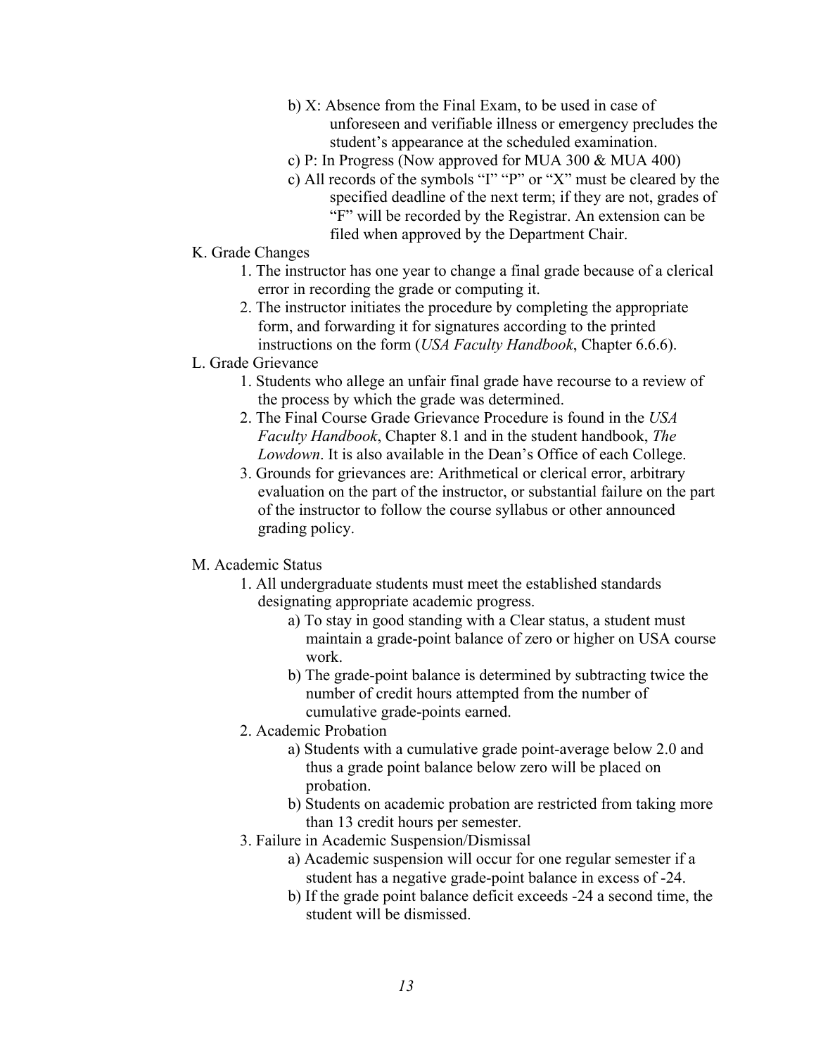b) X: Absence from the Final Exam, to be used in case of unforeseen and verifiable illness or emergency precludes the student's appearance at the scheduled examination.

c) P: In Progress (Now approved for MUA 300 & MUA 400)

c) All records of the symbols "I" "P" or "X" must be cleared by the specified deadline of the next term; if they are not, grades of "F" will be recorded by the Registrar. An extension can be filed when approved by the Department Chair.

K. Grade Changes

1. The instructor has one year to change a final grade because of a clerical error in recording the grade or computing it.
2. The instructor initiates the procedure by completing the appropriate form, and forwarding it for signatures according to the printed instructions on the form (*USA Faculty Handbook*, Chapter 6.6.6).

L. Grade Grievance

1. Students who allege an unfair final grade have recourse to a review of the process by which the grade was determined.
2. The Final Course Grade Grievance Procedure is found in the *USA Faculty Handbook*, Chapter 8.1 and in the student handbook, *The Lowdown*. It is also available in the Dean's Office of each College.
3. Grounds for grievances are: Arithmetical or clerical error, arbitrary evaluation on the part of the instructor, or substantial failure on the part of the instructor to follow the course syllabus or other announced grading policy.

M. Academic Status

1. All undergraduate students must meet the established standards designating appropriate academic progress.
   - a) To stay in good standing with a Clear status, a student must maintain a grade-point balance of zero or higher on USA course work.
   - b) The grade-point balance is determined by subtracting twice the number of credit hours attempted from the number of cumulative grade-points earned.
2. Academic Probation
   - a) Students with a cumulative grade point-average below 2.0 and thus a grade point balance below zero will be placed on probation.
   - b) Students on academic probation are restricted from taking more than 13 credit hours per semester.
3. Failure in Academic Suspension/Dismissal
   - a) Academic suspension will occur for one regular semester if a student has a negative grade-point balance in excess of -24.
   - b) If the grade point balance deficit exceeds -24 a second time, the student will be dismissed.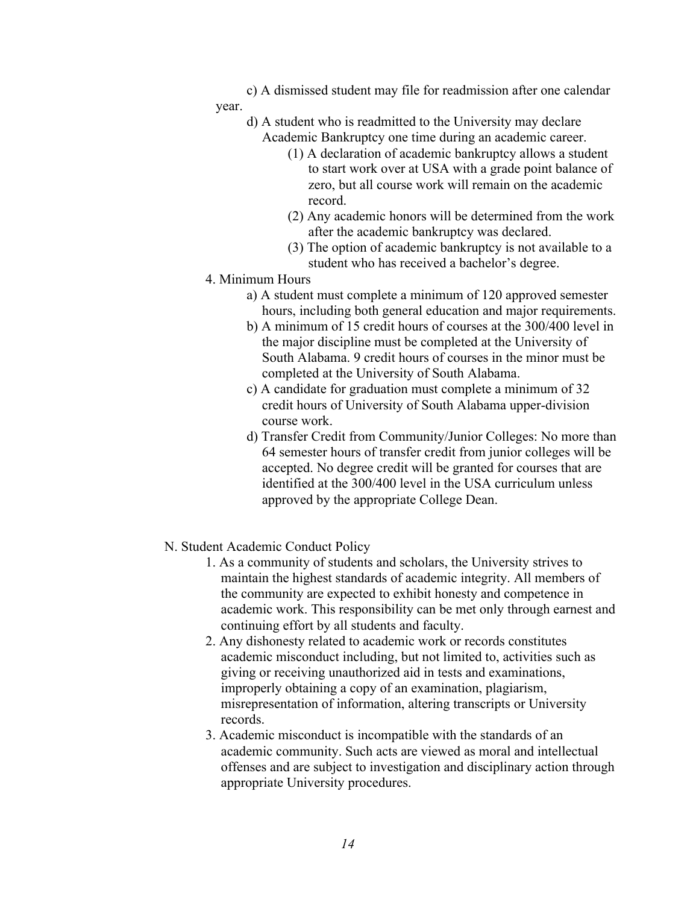c) A dismissed student may file for readmission after one calendar year.

d) A student who is readmitted to the University may declare Academic Bankruptcy one time during an academic career.

   (1) A declaration of academic bankruptcy allows a student to start work over at USA with a grade point balance of zero, but all course work will remain on the academic record.

   (2) Any academic honors will be determined from the work after the academic bankruptcy was declared.

   (3) The option of academic bankruptcy is not available to a student who has received a bachelor's degree.

4. Minimum Hours

   a) A student must complete a minimum of 120 approved semester hours, including both general education and major requirements.

   b) A minimum of 15 credit hours of courses at the 300/400 level in the major discipline must be completed at the University of South Alabama. 9 credit hours of courses in the minor must be completed at the University of South Alabama.

   c) A candidate for graduation must complete a minimum of 32 credit hours of University of South Alabama upper-division course work.

   d) Transfer Credit from Community/Junior Colleges: No more than 64 semester hours of transfer credit from junior colleges will be accepted. No degree credit will be granted for courses that are identified at the 300/400 level in the USA curriculum unless approved by the appropriate College Dean.

N. Student Academic Conduct Policy

1. As a community of students and scholars, the University strives to maintain the highest standards of academic integrity. All members of the community are expected to exhibit honesty and competence in academic work. This responsibility can be met only through earnest and continuing effort by all students and faculty.

2. Any dishonesty related to academic work or records constitutes academic misconduct including, but not limited to, activities such as giving or receiving unauthorized aid in tests and examinations, improperly obtaining a copy of an examination, plagiarism, misrepresentation of information, altering transcripts or University records.

3. Academic misconduct is incompatible with the standards of an academic community. Such acts are viewed as moral and intellectual offenses and are subject to investigation and disciplinary action through appropriate University procedures.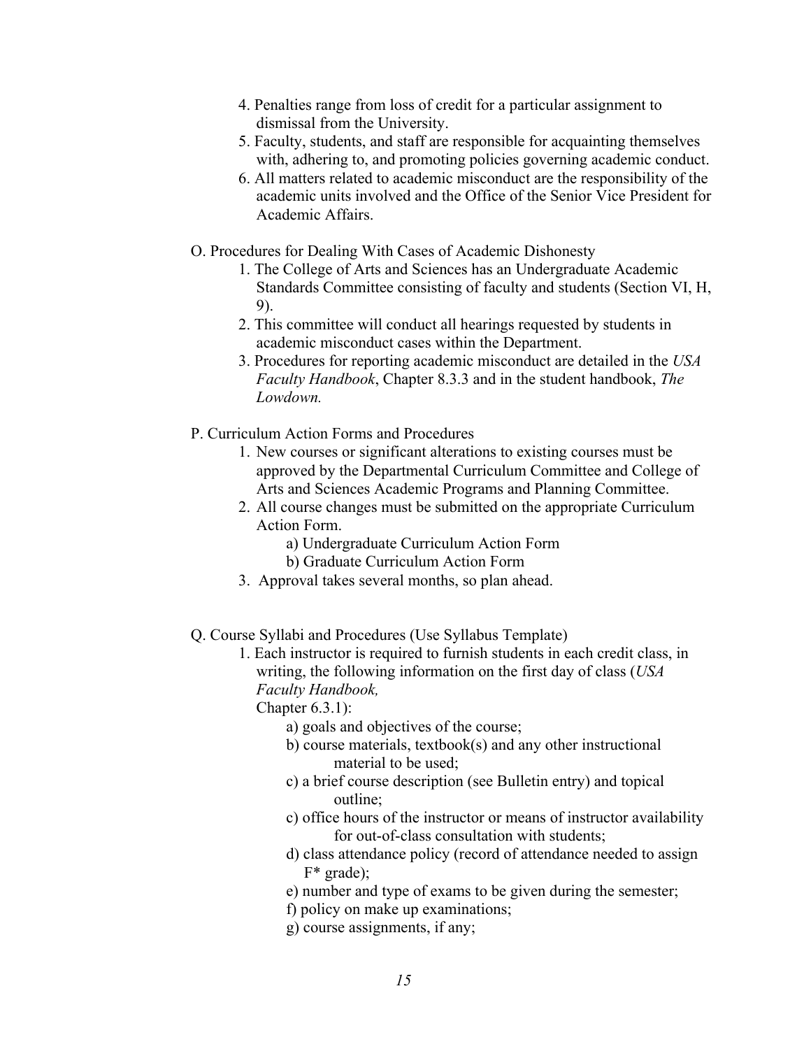4. Penalties range from loss of credit for a particular assignment to dismissal from the University.
5. Faculty, students, and staff are responsible for acquainting themselves with, adhering to, and promoting policies governing academic conduct.
6. All matters related to academic misconduct are the responsibility of the academic units involved and the Office of the Senior Vice President for Academic Affairs.

O. Procedures for Dealing With Cases of Academic Dishonesty

1. The College of Arts and Sciences has an Undergraduate Academic Standards Committee consisting of faculty and students (Section VI, H, 9).
2. This committee will conduct all hearings requested by students in academic misconduct cases within the Department.
3. Procedures for reporting academic misconduct are detailed in the *USA Faculty Handbook*, Chapter 8.3.3 and in the student handbook, *The Lowdown.*

P. Curriculum Action Forms and Procedures

1. New courses or significant alterations to existing courses must be approved by the Departmental Curriculum Committee and College of Arts and Sciences Academic Programs and Planning Committee.
2. All course changes must be submitted on the appropriate Curriculum Action Form.
   a) Undergraduate Curriculum Action Form
   b) Graduate Curriculum Action Form
3. Approval takes several months, so plan ahead.

Q. Course Syllabi and Procedures (Use Syllabus Template)

1. Each instructor is required to furnish students in each credit class, in writing, the following information on the first day of class (*USA Faculty Handbook,* Chapter 6.3.1):
   a) goals and objectives of the course;
   b) course materials, textbook(s) and any other instructional material to be used;
   c) a brief course description (see Bulletin entry) and topical outline;
   c) office hours of the instructor or means of instructor availability for out-of-class consultation with students;
   d) class attendance policy (record of attendance needed to assign F* grade);
   e) number and type of exams to be given during the semester;
   f) policy on make up examinations;
   g) course assignments, if any;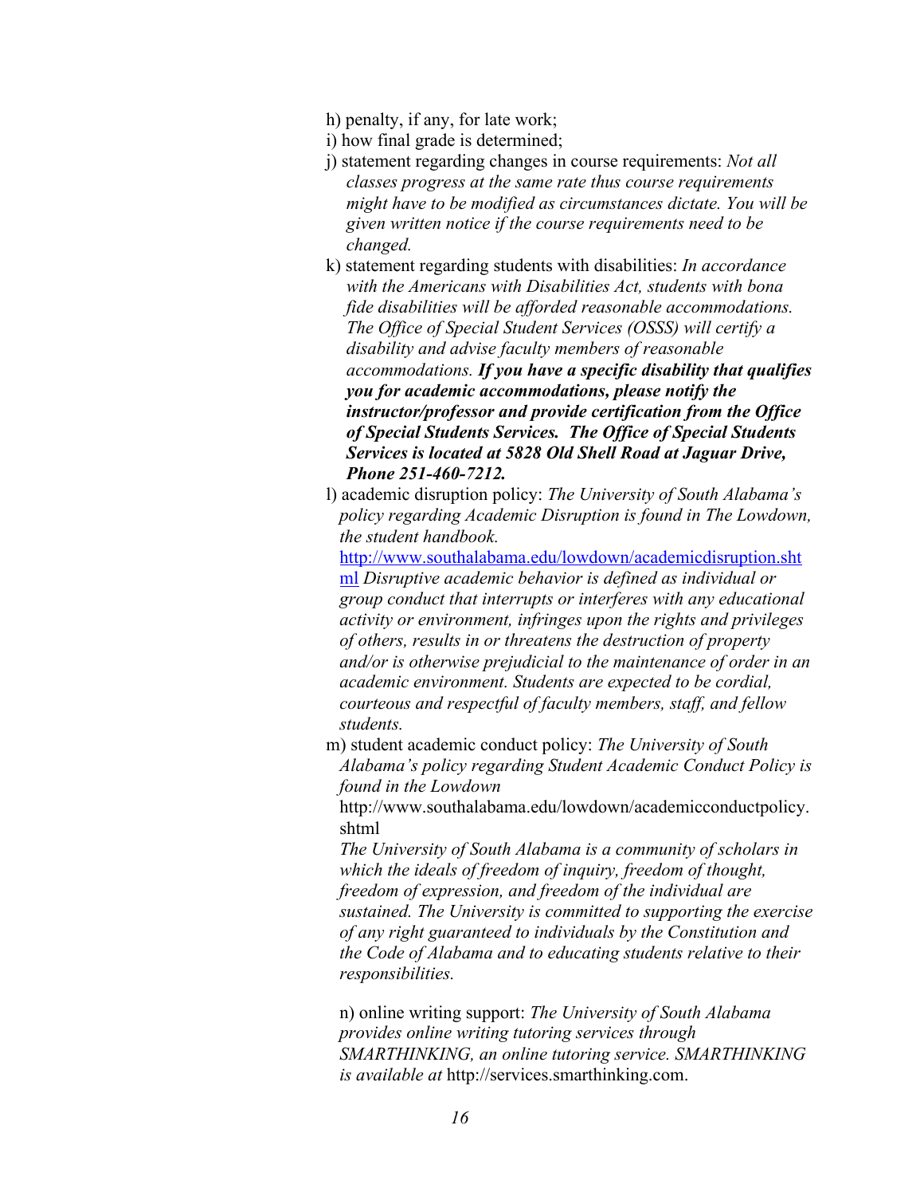h) penalty, if any, for late work;

i) how final grade is determined;

j) statement regarding changes in course requirements: *Not all classes progress at the same rate thus course requirements might have to be modified as circumstances dictate. You will be given written notice if the course requirements need to be changed.*

k) statement regarding students with disabilities: *In accordance with the Americans with Disabilities Act, students with bona fide disabilities will be afforded reasonable accommodations. The Office of Special Student Services (OSSS) will certify a disability and advise faculty members of reasonable accommodations.* ***If you have a specific disability that qualifies you for academic accommodations, please notify the instructor/professor and provide certification from the Office of Special Students Services. The Office of Special Students Services is located at 5828 Old Shell Road at Jaguar Drive, Phone 251-460-7212.***

l) academic disruption policy: *The University of South Alabama's policy regarding Academic Disruption is found in The Lowdown, the student handbook.* http://www.southalabama.edu/lowdown/academicdisruption.shtml *Disruptive academic behavior is defined as individual or group conduct that interrupts or interferes with any educational activity or environment, infringes upon the rights and privileges of others, results in or threatens the destruction of property and/or is otherwise prejudicial to the maintenance of order in an academic environment. Students are expected to be cordial, courteous and respectful of faculty members, staff, and fellow students.*

m) student academic conduct policy: *The University of South Alabama's policy regarding Student Academic Conduct Policy is found in the Lowdown* http://www.southalabama.edu/lowdown/academicconductpolicy.shtml *The University of South Alabama is a community of scholars in which the ideals of freedom of inquiry, freedom of thought, freedom of expression, and freedom of the individual are sustained. The University is committed to supporting the exercise of any right guaranteed to individuals by the Constitution and the Code of Alabama and to educating students relative to their responsibilities.*

n) online writing support: *The University of South Alabama provides online writing tutoring services through SMARTHINKING, an online tutoring service. SMARTHINKING is available at* http://services.smarthinking.com.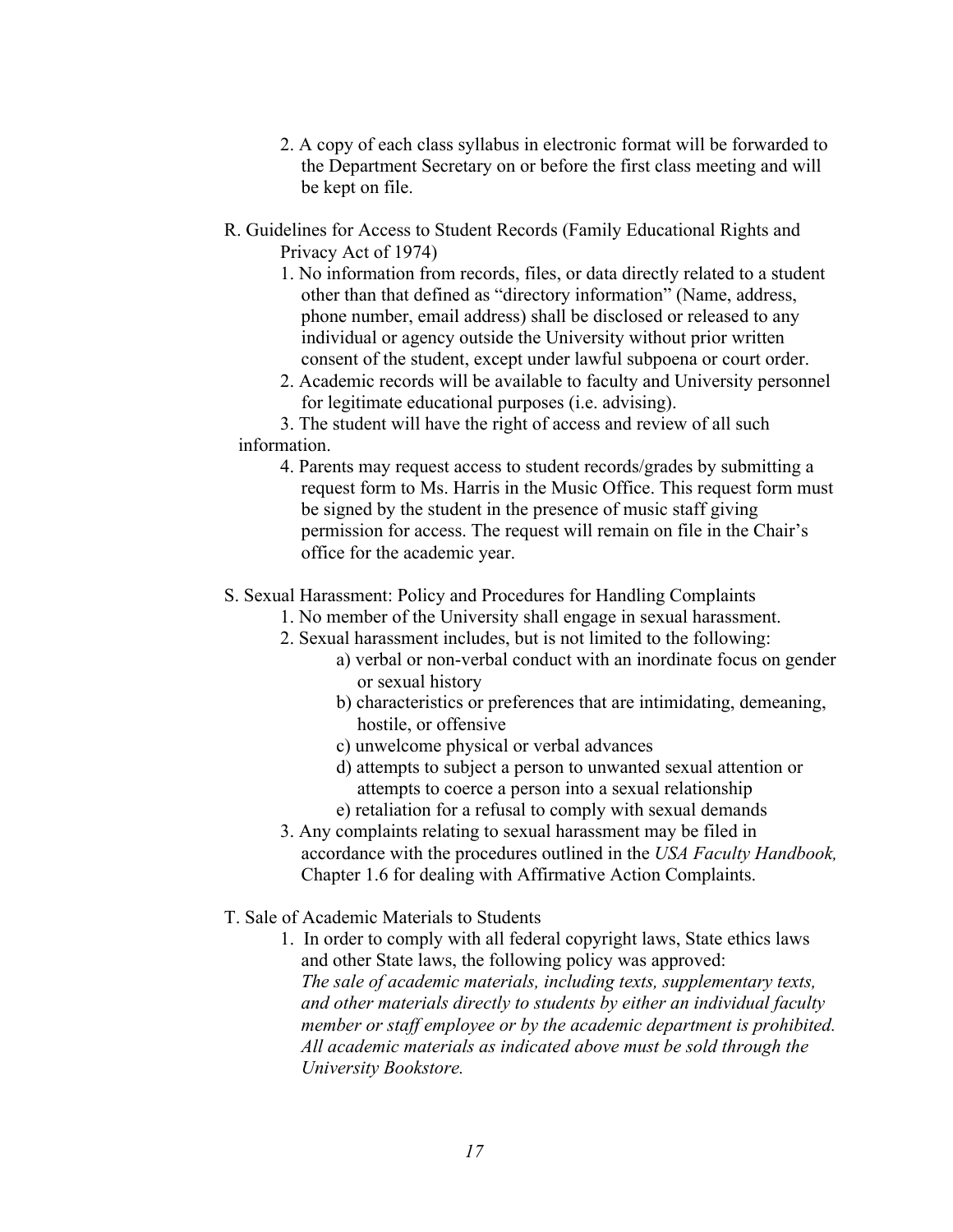2. A copy of each class syllabus in electronic format will be forwarded to the Department Secretary on or before the first class meeting and will be kept on file.

R. Guidelines for Access to Student Records (Family Educational Rights and Privacy Act of 1974)

1. No information from records, files, or data directly related to a student other than that defined as "directory information" (Name, address, phone number, email address) shall be disclosed or released to any individual or agency outside the University without prior written consent of the student, except under lawful subpoena or court order.
2. Academic records will be available to faculty and University personnel for legitimate educational purposes (i.e. advising).
3. The student will have the right of access and review of all such information.
4. Parents may request access to student records/grades by submitting a request form to Ms. Harris in the Music Office. This request form must be signed by the student in the presence of music staff giving permission for access. The request will remain on file in the Chair's office for the academic year.

S. Sexual Harassment: Policy and Procedures for Handling Complaints

1. No member of the University shall engage in sexual harassment.
2. Sexual harassment includes, but is not limited to the following:
   a) verbal or non-verbal conduct with an inordinate focus on gender or sexual history
   b) characteristics or preferences that are intimidating, demeaning, hostile, or offensive
   c) unwelcome physical or verbal advances
   d) attempts to subject a person to unwanted sexual attention or attempts to coerce a person into a sexual relationship
   e) retaliation for a refusal to comply with sexual demands
3. Any complaints relating to sexual harassment may be filed in accordance with the procedures outlined in the *USA Faculty Handbook,* Chapter 1.6 for dealing with Affirmative Action Complaints.

T. Sale of Academic Materials to Students

1. In order to comply with all federal copyright laws, State ethics laws and other State laws, the following policy was approved:
   *The sale of academic materials, including texts, supplementary texts, and other materials directly to students by either an individual faculty member or staff employee or by the academic department is prohibited. All academic materials as indicated above must be sold through the University Bookstore.*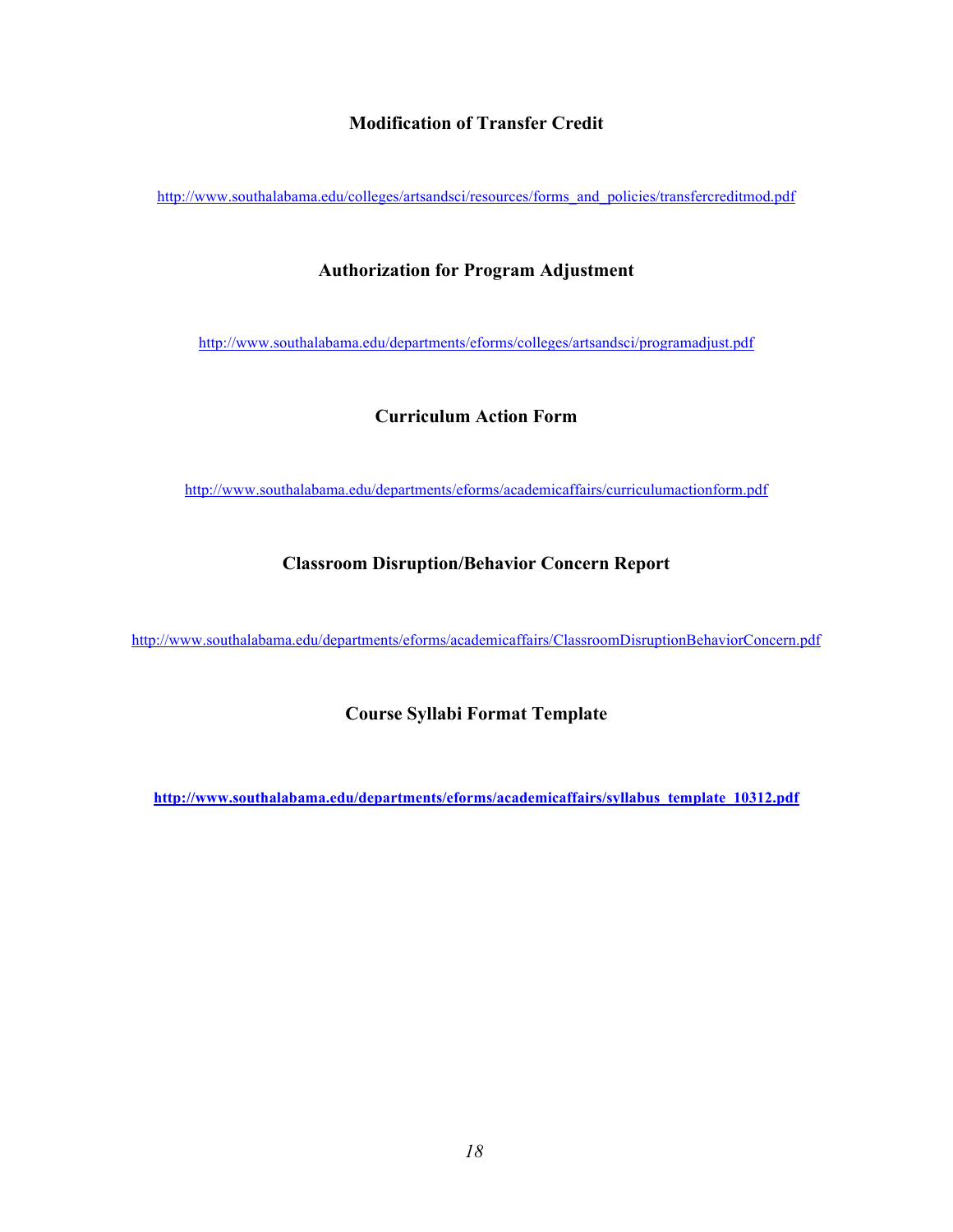### Modification of Transfer Credit

http://www.southalabama.edu/colleges/artsandsci/resources/forms_and_policies/transfercreditmod.pdf

### Authorization for Program Adjustment

http://www.southalabama.edu/departments/eforms/colleges/artsandsci/programadjust.pdf

### Curriculum Action Form

http://www.southalabama.edu/departments/eforms/academicaffairs/curriculumactionform.pdf

### Classroom Disruption/Behavior Concern Report

http://www.southalabama.edu/departments/eforms/academicaffairs/ClassroomDisruptionBehaviorConcern.pdf

### Course Syllabi Format Template

**http://www.southalabama.edu/departments/eforms/academicaffairs/syllabus_template_10312.pdf**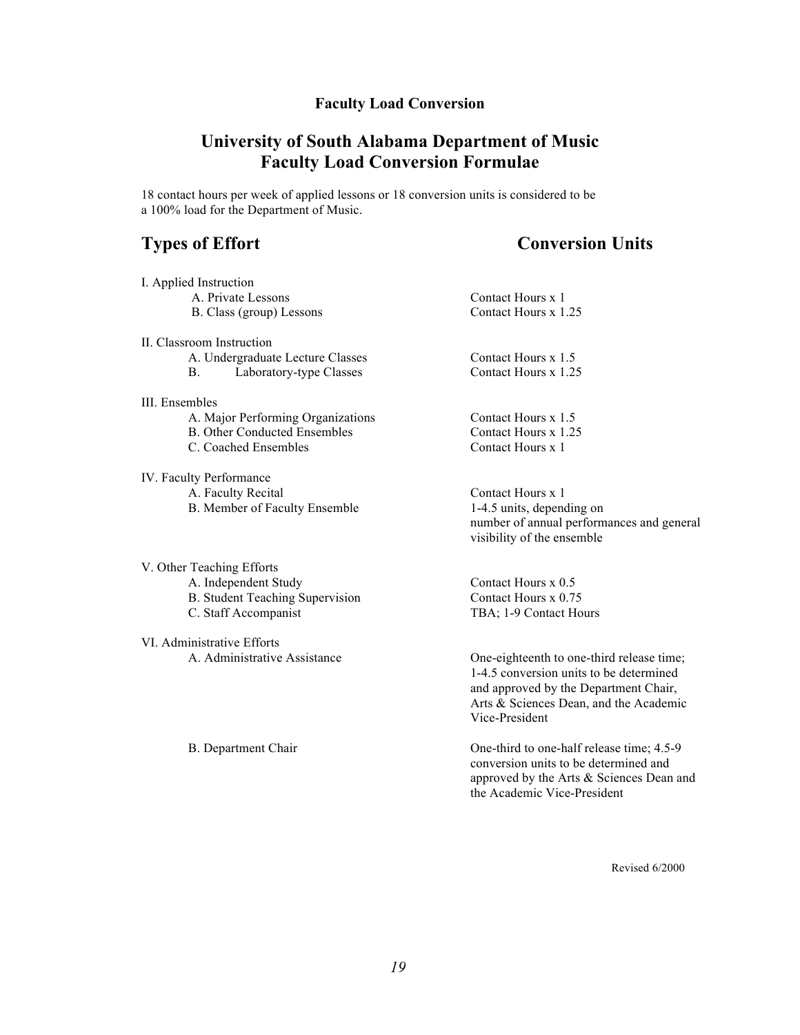**Faculty Load Conversion**

# University of South Alabama Department of Music
# Faculty Load Conversion Formulae

18 contact hours per week of applied lessons or 18 conversion units is considered to be a 100% load for the Department of Music.

| Types of Effort | Conversion Units |
|---|---|
| **I. Applied Instruction** | |
| A. Private Lessons | Contact Hours x 1 |
| B. Class (group) Lessons | Contact Hours x 1.25 |
| **II. Classroom Instruction** | |
| A. Undergraduate Lecture Classes | Contact Hours x 1.5 |
| B. Laboratory-type Classes | Contact Hours x 1.25 |
| **III. Ensembles** | |
| A. Major Performing Organizations | Contact Hours x 1.5 |
| B. Other Conducted Ensembles | Contact Hours x 1.25 |
| C. Coached Ensembles | Contact Hours x 1 |
| **IV. Faculty Performance** | |
| A. Faculty Recital | Contact Hours x 1 |
| B. Member of Faculty Ensemble | 1-4.5 units, depending on number of annual performances and general visibility of the ensemble |
| **V. Other Teaching Efforts** | |
| A. Independent Study | Contact Hours x 0.5 |
| B. Student Teaching Supervision | Contact Hours x 0.75 |
| C. Staff Accompanist | TBA; 1-9 Contact Hours |
| **VI. Administrative Efforts** | |
| A. Administrative Assistance | One-eighteenth to one-third release time; 1-4.5 conversion units to be determined and approved by the Department Chair, Arts & Sciences Dean, and the Academic Vice-President |
| B. Department Chair | One-third to one-half release time; 4.5-9 conversion units to be determined and approved by the Arts & Sciences Dean and the Academic Vice-President |

Revised 6/2000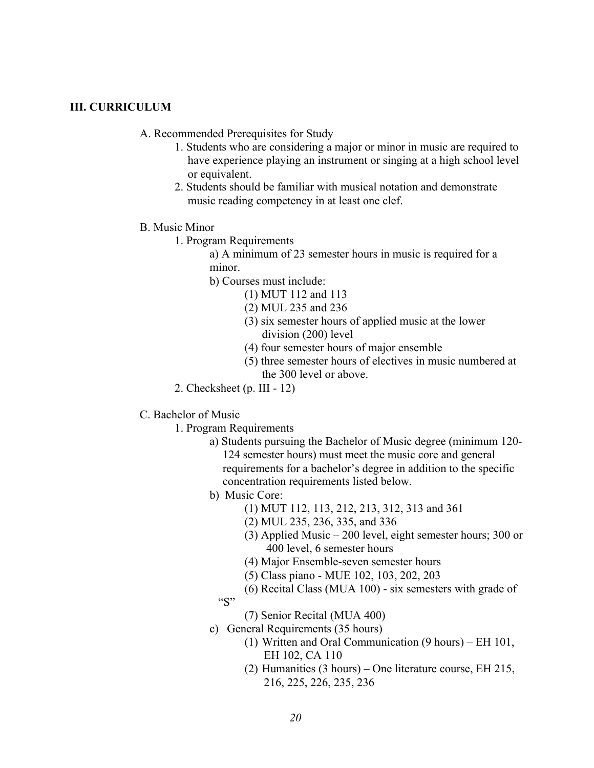## III. CURRICULUM

A. Recommended Prerequisites for Study

1. Students who are considering a major or minor in music are required to have experience playing an instrument or singing at a high school level or equivalent.
2. Students should be familiar with musical notation and demonstrate music reading competency in at least one clef.

B. Music Minor

1. Program Requirements
    - a) A minimum of 23 semester hours in music is required for a minor.
    - b) Courses must include:
        - (1) MUT 112 and 113
        - (2) MUL 235 and 236
        - (3) six semester hours of applied music at the lower division (200) level
        - (4) four semester hours of major ensemble
        - (5) three semester hours of electives in music numbered at the 300 level or above.
2. Checksheet (p. III - 12)

C. Bachelor of Music

1. Program Requirements
    - a) Students pursuing the Bachelor of Music degree (minimum 120-124 semester hours) must meet the music core and general requirements for a bachelor's degree in addition to the specific concentration requirements listed below.
    - b) Music Core:
        - (1) MUT 112, 113, 212, 213, 312, 313 and 361
        - (2) MUL 235, 236, 335, and 336
        - (3) Applied Music – 200 level, eight semester hours; 300 or 400 level, 6 semester hours
        - (4) Major Ensemble-seven semester hours
        - (5) Class piano - MUE 102, 103, 202, 203
        - (6) Recital Class (MUA 100) - six semesters with grade of "S"
        - (7) Senior Recital (MUA 400)
    - c) General Requirements (35 hours)
        - (1) Written and Oral Communication (9 hours) – EH 101, EH 102, CA 110
        - (2) Humanities (3 hours) – One literature course, EH 215, 216, 225, 226, 235, 236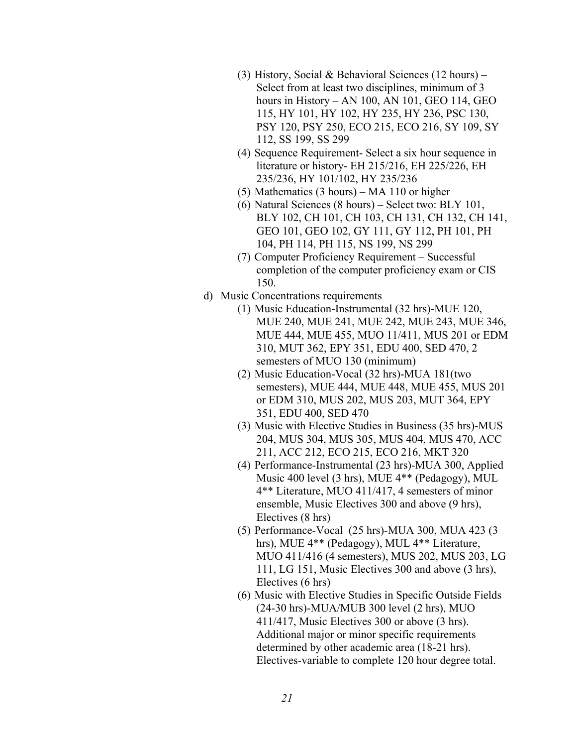(3) History, Social & Behavioral Sciences (12 hours) – Select from at least two disciplines, minimum of 3 hours in History – AN 100, AN 101, GEO 114, GEO 115, HY 101, HY 102, HY 235, HY 236, PSC 130, PSY 120, PSY 250, ECO 215, ECO 216, SY 109, SY 112, SS 199, SS 299

(4) Sequence Requirement- Select a six hour sequence in literature or history- EH 215/216, EH 225/226, EH 235/236, HY 101/102, HY 235/236

(5) Mathematics (3 hours) – MA 110 or higher

(6) Natural Sciences (8 hours) – Select two: BLY 101, BLY 102, CH 101, CH 103, CH 131, CH 132, CH 141, GEO 101, GEO 102, GY 111, GY 112, PH 101, PH 104, PH 114, PH 115, NS 199, NS 299

(7) Computer Proficiency Requirement – Successful completion of the computer proficiency exam or CIS 150.

d) Music Concentrations requirements

(1) Music Education-Instrumental (32 hrs)-MUE 120, MUE 240, MUE 241, MUE 242, MUE 243, MUE 346, MUE 444, MUE 455, MUO 11/411, MUS 201 or EDM 310, MUT 362, EPY 351, EDU 400, SED 470, 2 semesters of MUO 130 (minimum)

(2) Music Education-Vocal (32 hrs)-MUA 181(two semesters), MUE 444, MUE 448, MUE 455, MUS 201 or EDM 310, MUS 202, MUS 203, MUT 364, EPY 351, EDU 400, SED 470

(3) Music with Elective Studies in Business (35 hrs)-MUS 204, MUS 304, MUS 305, MUS 404, MUS 470, ACC 211, ACC 212, ECO 215, ECO 216, MKT 320

(4) Performance-Instrumental (23 hrs)-MUA 300, Applied Music 400 level (3 hrs), MUE 4** (Pedagogy), MUL 4** Literature, MUO 411/417, 4 semesters of minor ensemble, Music Electives 300 and above (9 hrs), Electives (8 hrs)

(5) Performance-Vocal (25 hrs)-MUA 300, MUA 423 (3 hrs), MUE 4** (Pedagogy), MUL 4** Literature, MUO 411/416 (4 semesters), MUS 202, MUS 203, LG 111, LG 151, Music Electives 300 and above (3 hrs), Electives (6 hrs)

(6) Music with Elective Studies in Specific Outside Fields (24-30 hrs)-MUA/MUB 300 level (2 hrs), MUO 411/417, Music Electives 300 or above (3 hrs). Additional major or minor specific requirements determined by other academic area (18-21 hrs). Electives-variable to complete 120 hour degree total.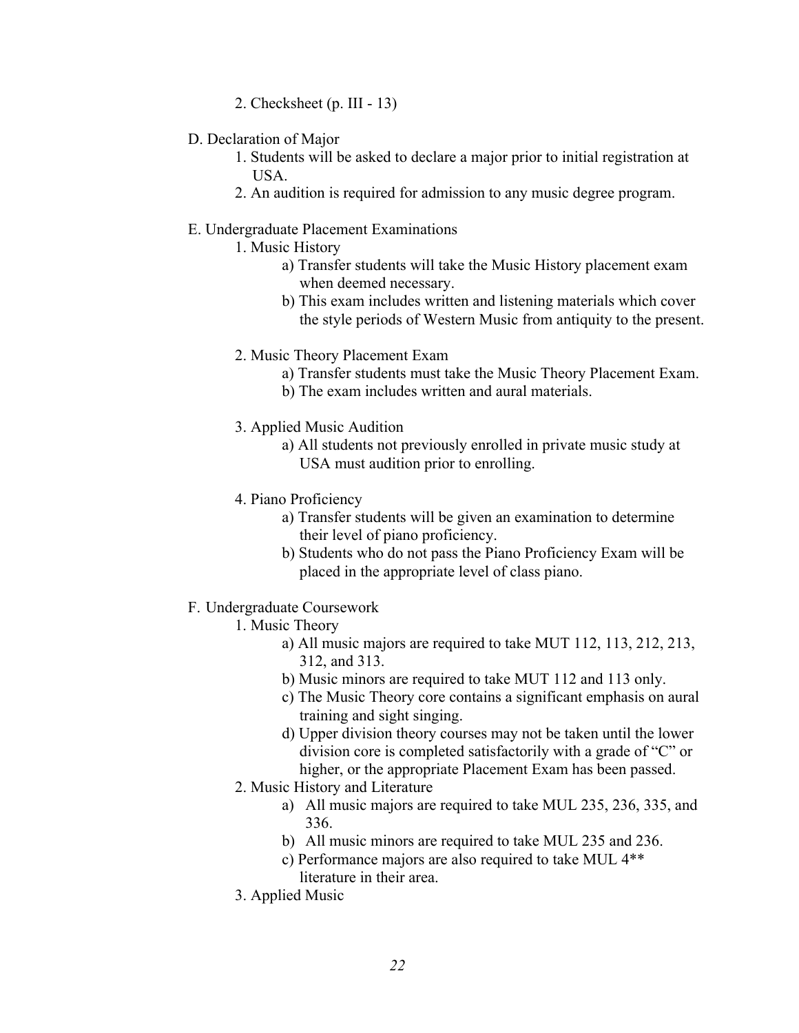2. Checksheet (p. III - 13)

D. Declaration of Major

1. Students will be asked to declare a major prior to initial registration at USA.
2. An audition is required for admission to any music degree program.

E. Undergraduate Placement Examinations

1. Music History
    a) Transfer students will take the Music History placement exam when deemed necessary.
    b) This exam includes written and listening materials which cover the style periods of Western Music from antiquity to the present.

2. Music Theory Placement Exam
    a) Transfer students must take the Music Theory Placement Exam.
    b) The exam includes written and aural materials.

3. Applied Music Audition
    a) All students not previously enrolled in private music study at USA must audition prior to enrolling.

4. Piano Proficiency
    a) Transfer students will be given an examination to determine their level of piano proficiency.
    b) Students who do not pass the Piano Proficiency Exam will be placed in the appropriate level of class piano.

F. Undergraduate Coursework

1. Music Theory
    a) All music majors are required to take MUT 112, 113, 212, 213, 312, and 313.
    b) Music minors are required to take MUT 112 and 113 only.
    c) The Music Theory core contains a significant emphasis on aural training and sight singing.
    d) Upper division theory courses may not be taken until the lower division core is completed satisfactorily with a grade of "C" or higher, or the appropriate Placement Exam has been passed.
2. Music History and Literature
    a) All music majors are required to take MUL 235, 236, 335, and 336.
    b) All music minors are required to take MUL 235 and 236.
    c) Performance majors are also required to take MUL 4** literature in their area.
3. Applied Music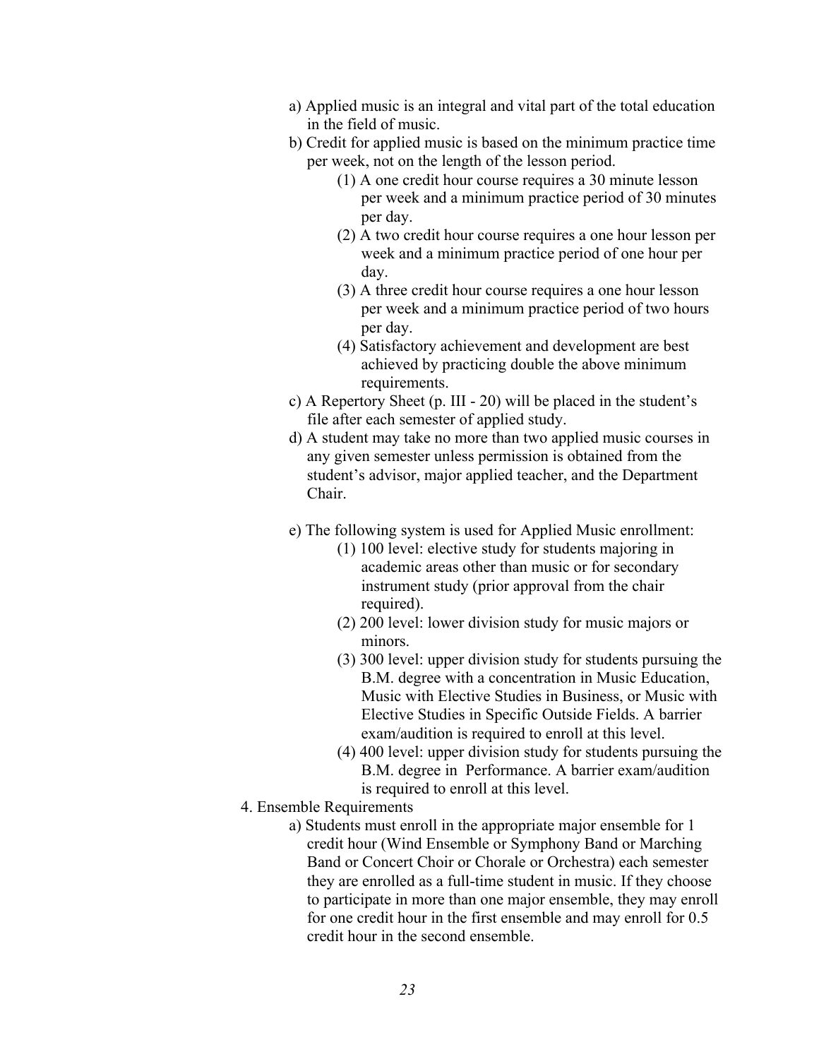- a) Applied music is an integral and vital part of the total education in the field of music.
- b) Credit for applied music is based on the minimum practice time per week, not on the length of the lesson period.
    - (1) A one credit hour course requires a 30 minute lesson per week and a minimum practice period of 30 minutes per day.
    - (2) A two credit hour course requires a one hour lesson per week and a minimum practice period of one hour per day.
    - (3) A three credit hour course requires a one hour lesson per week and a minimum practice period of two hours per day.
    - (4) Satisfactory achievement and development are best achieved by practicing double the above minimum requirements.
- c) A Repertory Sheet (p. III - 20) will be placed in the student's file after each semester of applied study.
- d) A student may take no more than two applied music courses in any given semester unless permission is obtained from the student's advisor, major applied teacher, and the Department Chair.
- e) The following system is used for Applied Music enrollment:
    - (1) 100 level: elective study for students majoring in academic areas other than music or for secondary instrument study (prior approval from the chair required).
    - (2) 200 level: lower division study for music majors or minors.
    - (3) 300 level: upper division study for students pursuing the B.M. degree with a concentration in Music Education, Music with Elective Studies in Business, or Music with Elective Studies in Specific Outside Fields. A barrier exam/audition is required to enroll at this level.
    - (4) 400 level: upper division study for students pursuing the B.M. degree in Performance. A barrier exam/audition is required to enroll at this level.

4. Ensemble Requirements
    - a) Students must enroll in the appropriate major ensemble for 1 credit hour (Wind Ensemble or Symphony Band or Marching Band or Concert Choir or Chorale or Orchestra) each semester they are enrolled as a full-time student in music. If they choose to participate in more than one major ensemble, they may enroll for one credit hour in the first ensemble and may enroll for 0.5 credit hour in the second ensemble.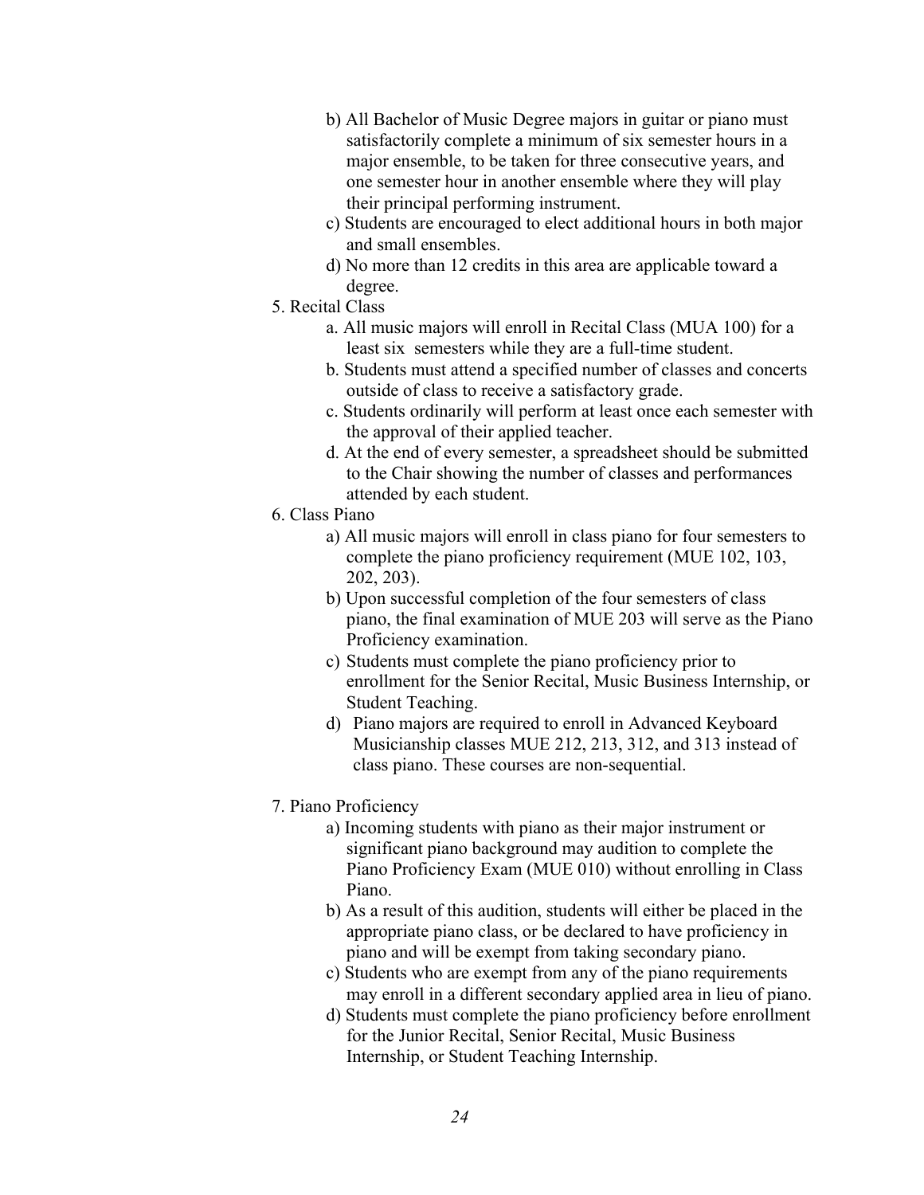b) All Bachelor of Music Degree majors in guitar or piano must satisfactorily complete a minimum of six semester hours in a major ensemble, to be taken for three consecutive years, and one semester hour in another ensemble where they will play their principal performing instrument.

c) Students are encouraged to elect additional hours in both major and small ensembles.

d) No more than 12 credits in this area are applicable toward a degree.

5. Recital Class

   a. All music majors will enroll in Recital Class (MUA 100) for a least six semesters while they are a full-time student.

   b. Students must attend a specified number of classes and concerts outside of class to receive a satisfactory grade.

   c. Students ordinarily will perform at least once each semester with the approval of their applied teacher.

   d. At the end of every semester, a spreadsheet should be submitted to the Chair showing the number of classes and performances attended by each student.

6. Class Piano

   a) All music majors will enroll in class piano for four semesters to complete the piano proficiency requirement (MUE 102, 103, 202, 203).

   b) Upon successful completion of the four semesters of class piano, the final examination of MUE 203 will serve as the Piano Proficiency examination.

   c) Students must complete the piano proficiency prior to enrollment for the Senior Recital, Music Business Internship, or Student Teaching.

   d) Piano majors are required to enroll in Advanced Keyboard Musicianship classes MUE 212, 213, 312, and 313 instead of class piano. These courses are non-sequential.

7. Piano Proficiency

   a) Incoming students with piano as their major instrument or significant piano background may audition to complete the Piano Proficiency Exam (MUE 010) without enrolling in Class Piano.

   b) As a result of this audition, students will either be placed in the appropriate piano class, or be declared to have proficiency in piano and will be exempt from taking secondary piano.

   c) Students who are exempt from any of the piano requirements may enroll in a different secondary applied area in lieu of piano.

   d) Students must complete the piano proficiency before enrollment for the Junior Recital, Senior Recital, Music Business Internship, or Student Teaching Internship.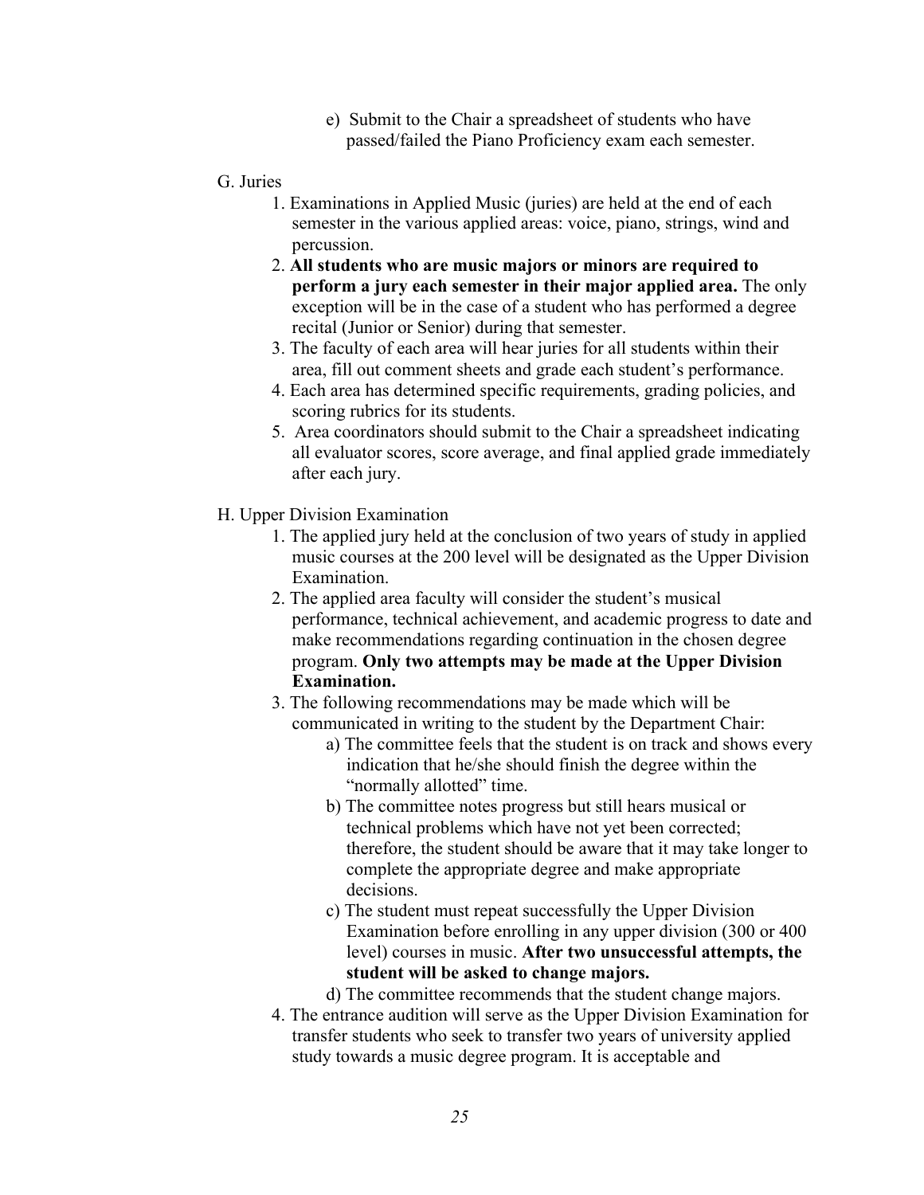e) Submit to the Chair a spreadsheet of students who have passed/failed the Piano Proficiency exam each semester.

G. Juries

1. Examinations in Applied Music (juries) are held at the end of each semester in the various applied areas: voice, piano, strings, wind and percussion.
2. **All students who are music majors or minors are required to perform a jury each semester in their major applied area.** The only exception will be in the case of a student who has performed a degree recital (Junior or Senior) during that semester.
3. The faculty of each area will hear juries for all students within their area, fill out comment sheets and grade each student's performance.
4. Each area has determined specific requirements, grading policies, and scoring rubrics for its students.
5. Area coordinators should submit to the Chair a spreadsheet indicating all evaluator scores, score average, and final applied grade immediately after each jury.

H. Upper Division Examination

1. The applied jury held at the conclusion of two years of study in applied music courses at the 200 level will be designated as the Upper Division Examination.
2. The applied area faculty will consider the student's musical performance, technical achievement, and academic progress to date and make recommendations regarding continuation in the chosen degree program. **Only two attempts may be made at the Upper Division Examination.**
3. The following recommendations may be made which will be communicated in writing to the student by the Department Chair:
   a) The committee feels that the student is on track and shows every indication that he/she should finish the degree within the "normally allotted" time.
   b) The committee notes progress but still hears musical or technical problems which have not yet been corrected; therefore, the student should be aware that it may take longer to complete the appropriate degree and make appropriate decisions.
   c) The student must repeat successfully the Upper Division Examination before enrolling in any upper division (300 or 400 level) courses in music. **After two unsuccessful attempts, the student will be asked to change majors.**
   d) The committee recommends that the student change majors.
4. The entrance audition will serve as the Upper Division Examination for transfer students who seek to transfer two years of university applied study towards a music degree program. It is acceptable and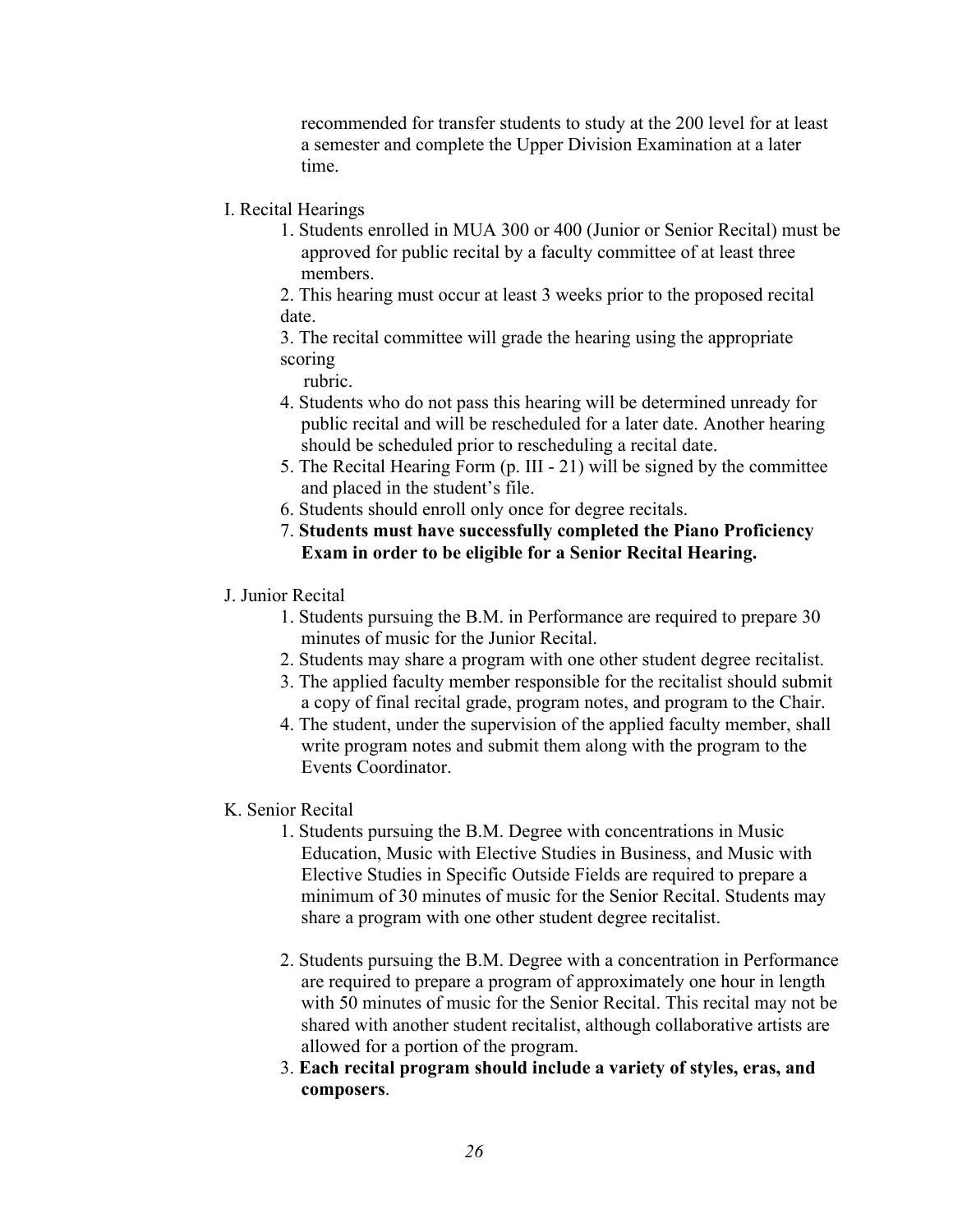recommended for transfer students to study at the 200 level for at least a semester and complete the Upper Division Examination at a later time.

I. Recital Hearings

1. Students enrolled in MUA 300 or 400 (Junior or Senior Recital) must be approved for public recital by a faculty committee of at least three members.
2. This hearing must occur at least 3 weeks prior to the proposed recital date.
3. The recital committee will grade the hearing using the appropriate scoring rubric.
4. Students who do not pass this hearing will be determined unready for public recital and will be rescheduled for a later date. Another hearing should be scheduled prior to rescheduling a recital date.
5. The Recital Hearing Form (p. III - 21) will be signed by the committee and placed in the student's file.
6. Students should enroll only once for degree recitals.
7. **Students must have successfully completed the Piano Proficiency Exam in order to be eligible for a Senior Recital Hearing.**

J. Junior Recital

1. Students pursuing the B.M. in Performance are required to prepare 30 minutes of music for the Junior Recital.
2. Students may share a program with one other student degree recitalist.
3. The applied faculty member responsible for the recitalist should submit a copy of final recital grade, program notes, and program to the Chair.
4. The student, under the supervision of the applied faculty member, shall write program notes and submit them along with the program to the Events Coordinator.

K. Senior Recital

1. Students pursuing the B.M. Degree with concentrations in Music Education, Music with Elective Studies in Business, and Music with Elective Studies in Specific Outside Fields are required to prepare a minimum of 30 minutes of music for the Senior Recital. Students may share a program with one other student degree recitalist.

2. Students pursuing the B.M. Degree with a concentration in Performance are required to prepare a program of approximately one hour in length with 50 minutes of music for the Senior Recital. This recital may not be shared with another student recitalist, although collaborative artists are allowed for a portion of the program.
3. **Each recital program should include a variety of styles, eras, and composers**.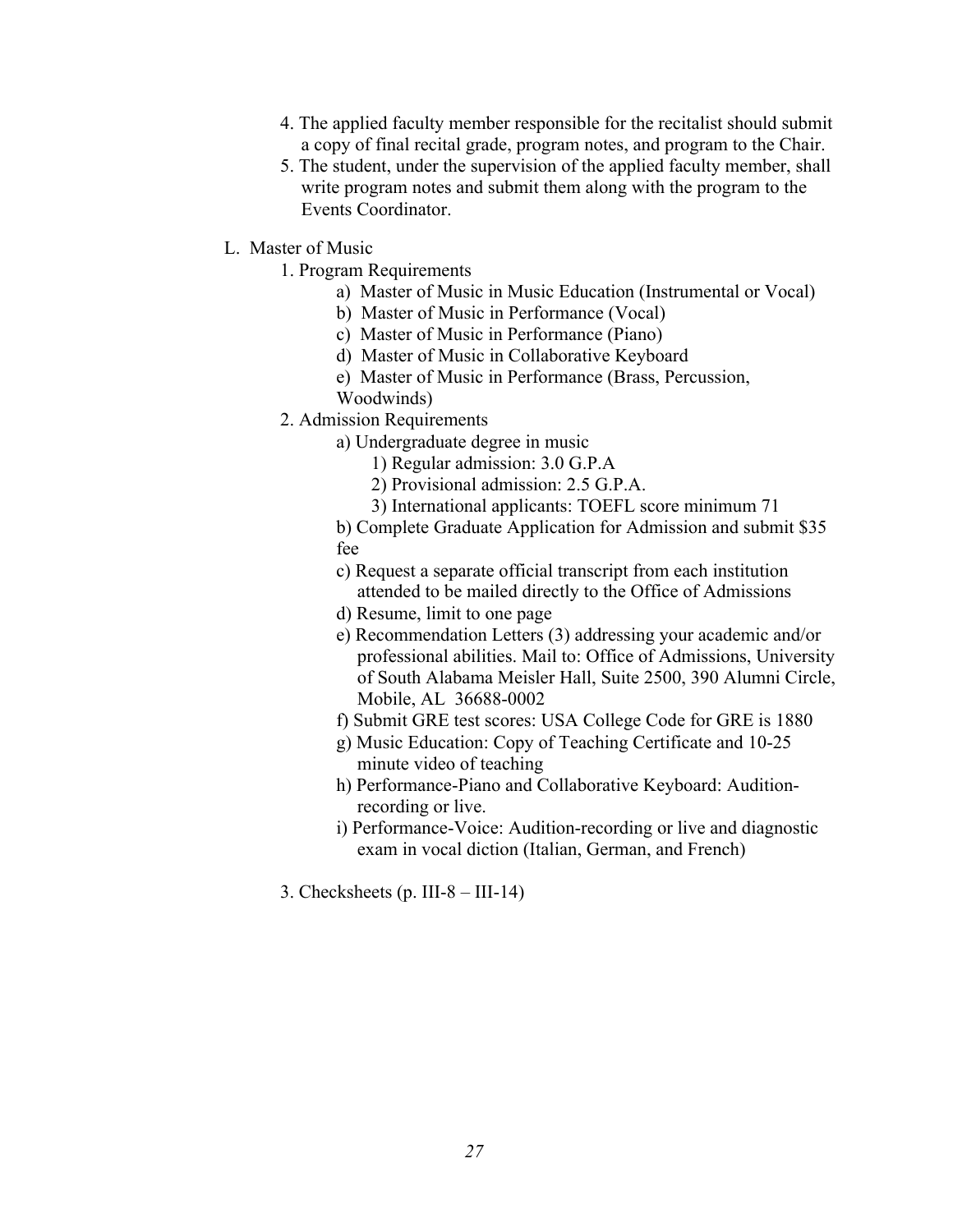4. The applied faculty member responsible for the recitalist should submit a copy of final recital grade, program notes, and program to the Chair.
5. The student, under the supervision of the applied faculty member, shall write program notes and submit them along with the program to the Events Coordinator.

L. Master of Music

1. Program Requirements
    - a) Master of Music in Music Education (Instrumental or Vocal)
    - b) Master of Music in Performance (Vocal)
    - c) Master of Music in Performance (Piano)
    - d) Master of Music in Collaborative Keyboard
    - e) Master of Music in Performance (Brass, Percussion, Woodwinds)
2. Admission Requirements
    - a) Undergraduate degree in music
        - 1) Regular admission: 3.0 G.P.A
        - 2) Provisional admission: 2.5 G.P.A.
        - 3) International applicants: TOEFL score minimum 71
    - b) Complete Graduate Application for Admission and submit $35 fee
    - c) Request a separate official transcript from each institution attended to be mailed directly to the Office of Admissions
    - d) Resume, limit to one page
    - e) Recommendation Letters (3) addressing your academic and/or professional abilities. Mail to: Office of Admissions, University of South Alabama Meisler Hall, Suite 2500, 390 Alumni Circle, Mobile, AL 36688-0002
    - f) Submit GRE test scores: USA College Code for GRE is 1880
    - g) Music Education: Copy of Teaching Certificate and 10-25 minute video of teaching
    - h) Performance-Piano and Collaborative Keyboard: Audition-recording or live.
    - i) Performance-Voice: Audition-recording or live and diagnostic exam in vocal diction (Italian, German, and French)
3. Checksheets (p. III-8 – III-14)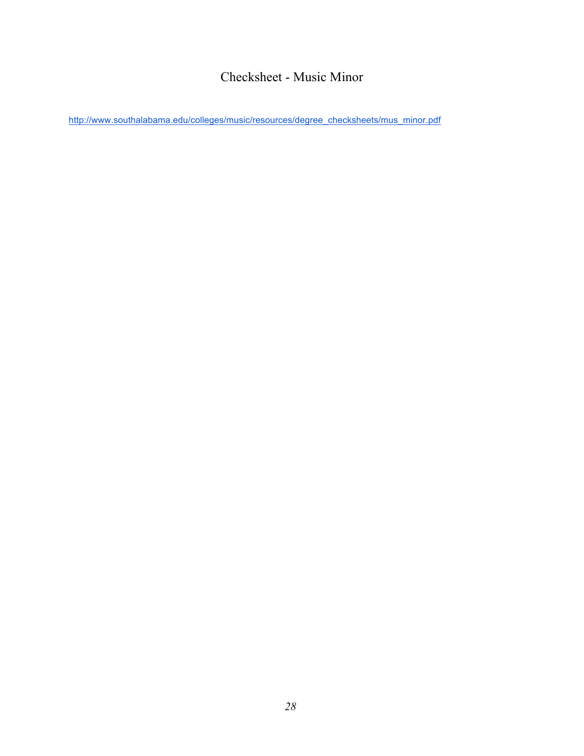# Checksheet - Music Minor

http://www.southalabama.edu/colleges/music/resources/degree_checksheets/mus_minor.pdf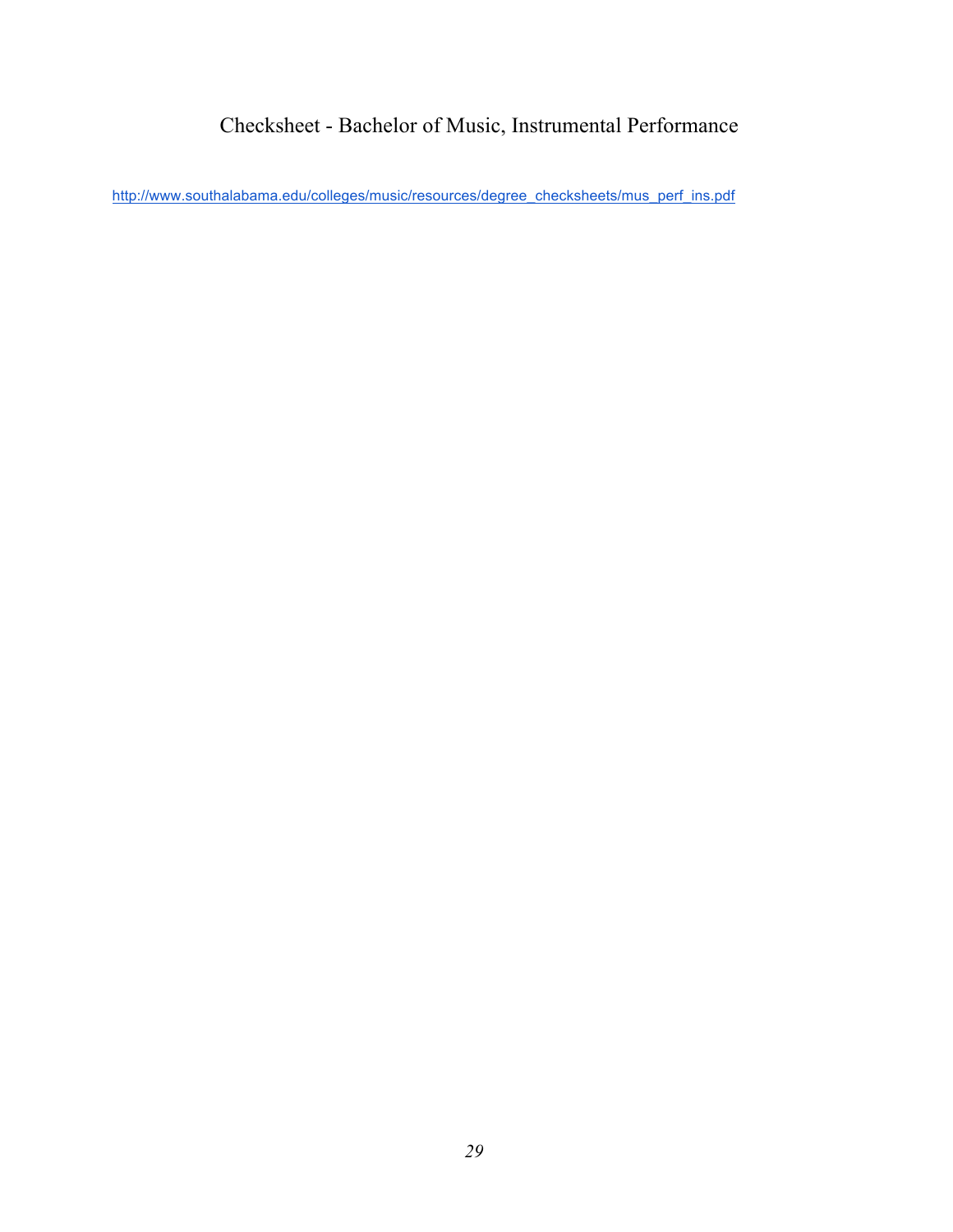# Checksheet - Bachelor of Music, Instrumental Performance

http://www.southalabama.edu/colleges/music/resources/degree_checksheets/mus_perf_ins.pdf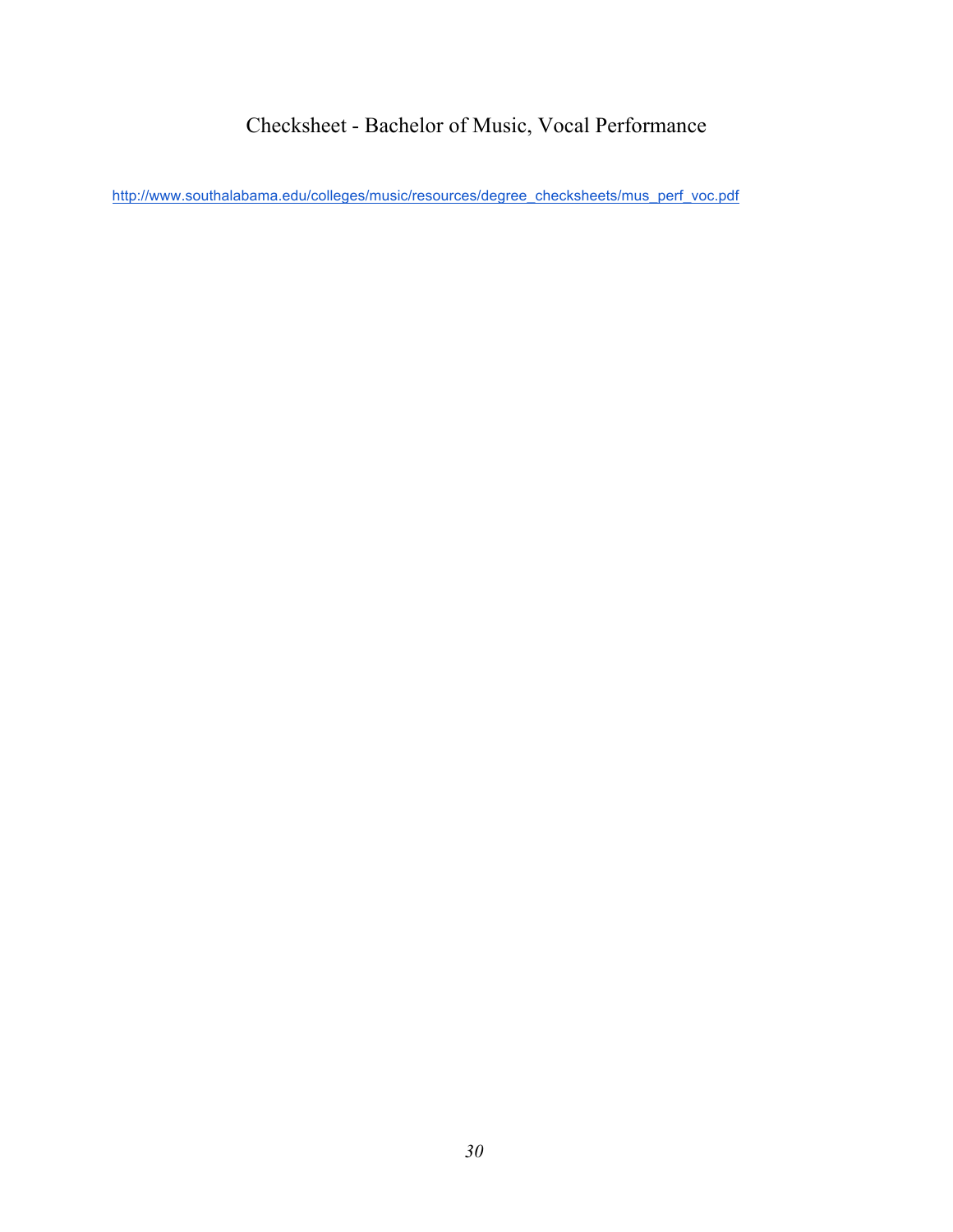# Checksheet - Bachelor of Music, Vocal Performance

http://www.southalabama.edu/colleges/music/resources/degree_checksheets/mus_perf_voc.pdf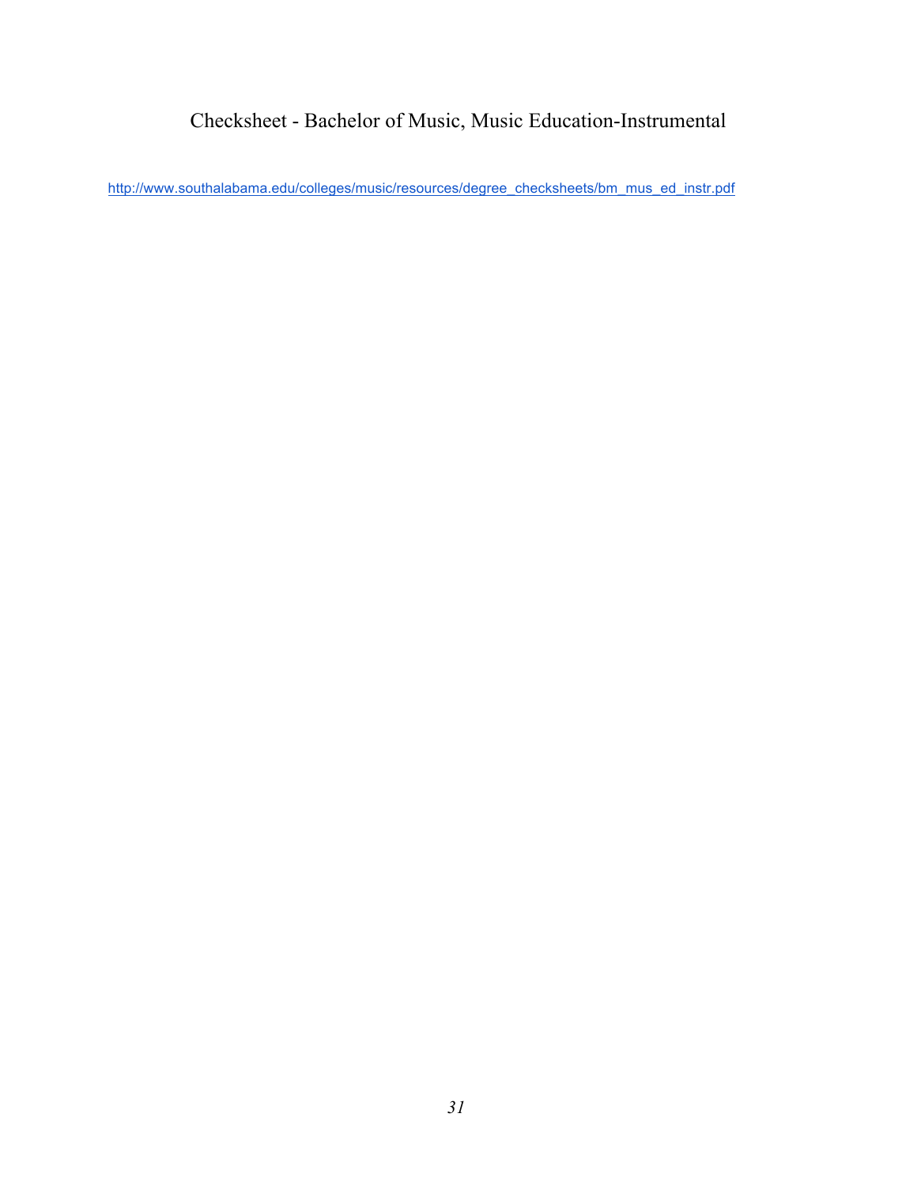# Checksheet - Bachelor of Music, Music Education-Instrumental

http://www.southalabama.edu/colleges/music/resources/degree_checksheets/bm_mus_ed_instr.pdf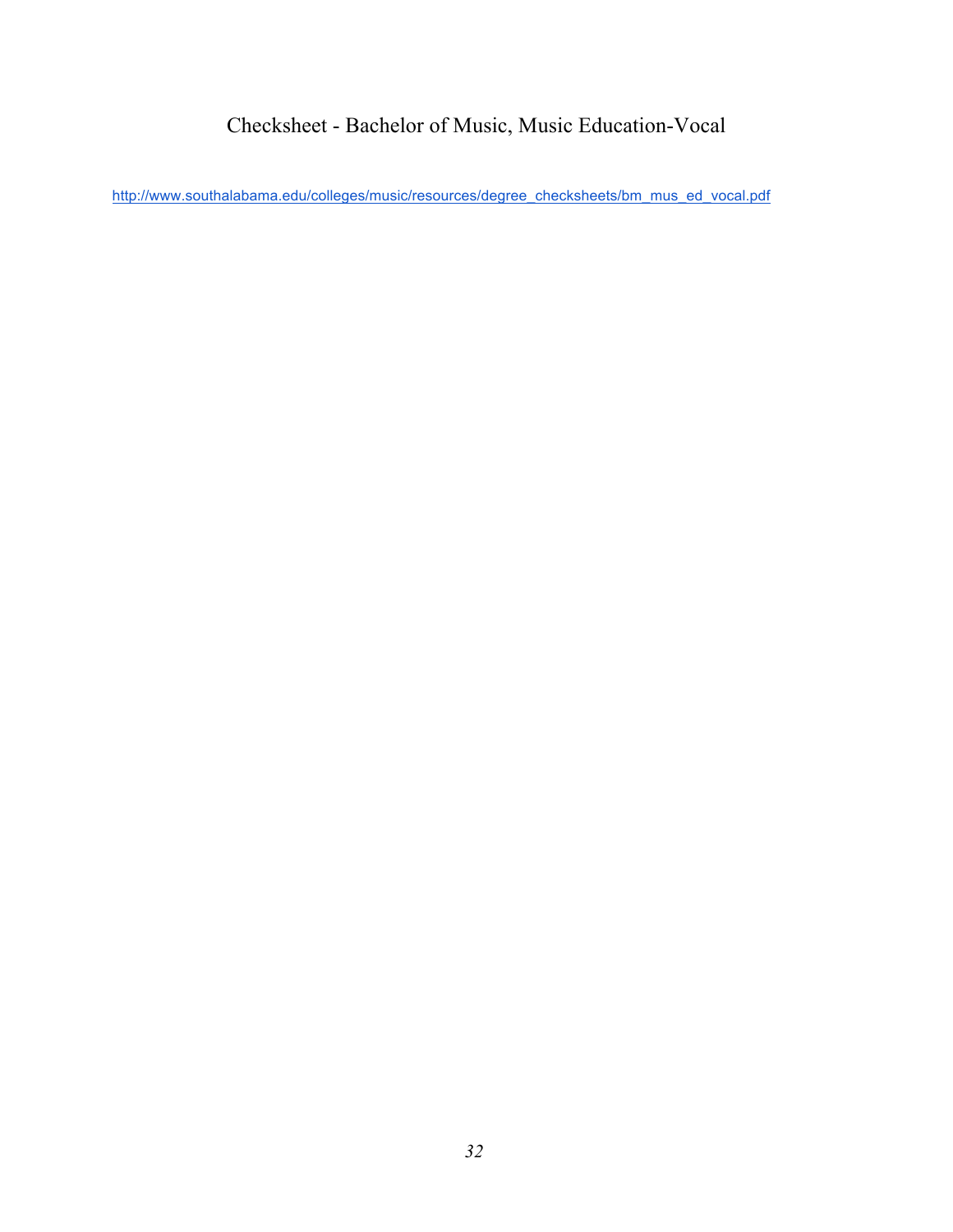# Checksheet - Bachelor of Music, Music Education-Vocal

http://www.southalabama.edu/colleges/music/resources/degree_checksheets/bm_mus_ed_vocal.pdf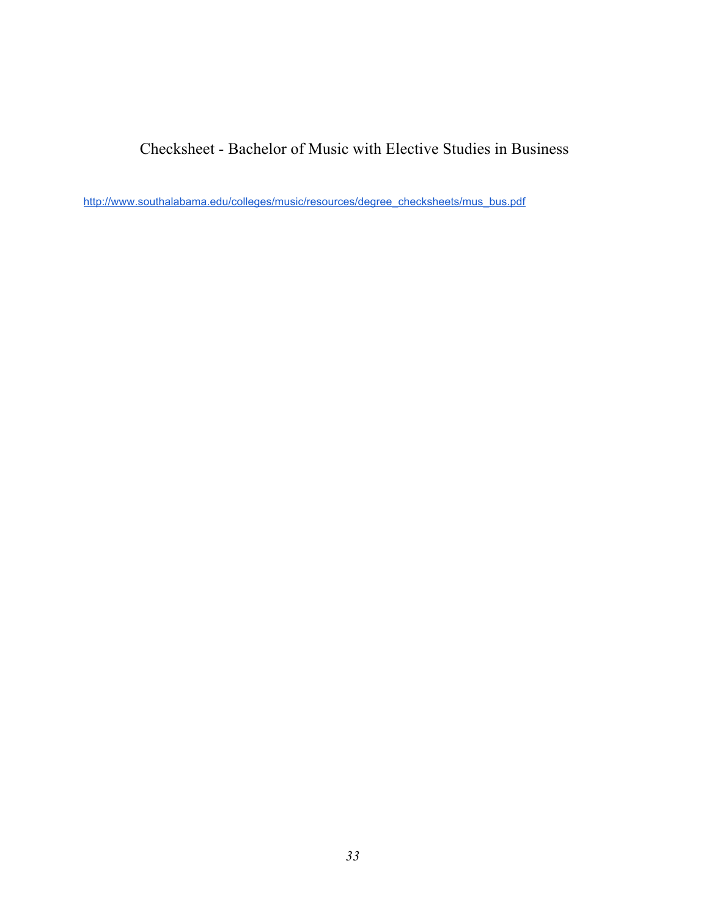# Checksheet - Bachelor of Music with Elective Studies in Business

http://www.southalabama.edu/colleges/music/resources/degree_checksheets/mus_bus.pdf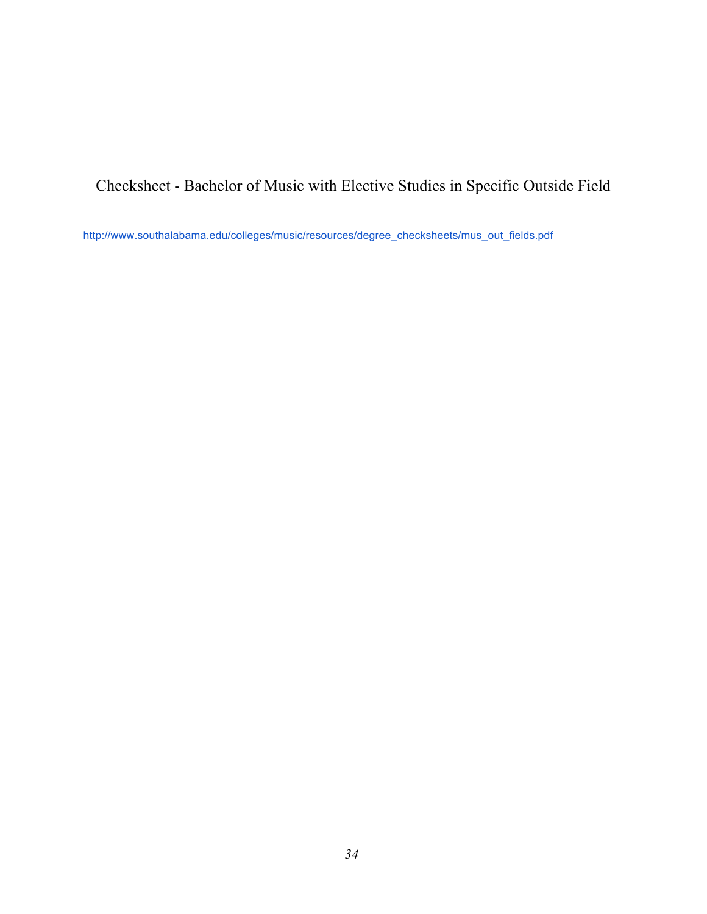# Checksheet - Bachelor of Music with Elective Studies in Specific Outside Field

http://www.southalabama.edu/colleges/music/resources/degree_checksheets/mus_out_fields.pdf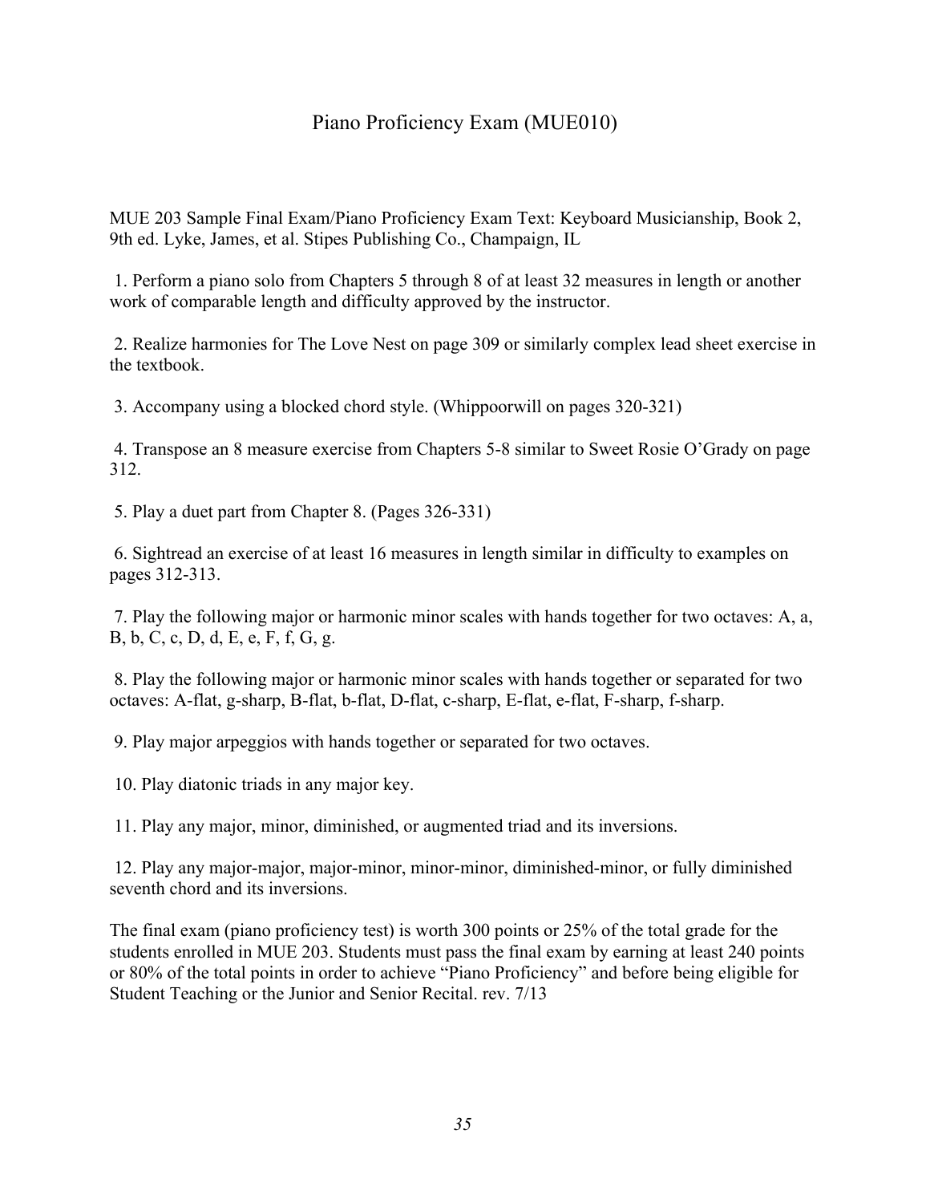# Piano Proficiency Exam (MUE010)

MUE 203 Sample Final Exam/Piano Proficiency Exam Text: Keyboard Musicianship, Book 2, 9th ed. Lyke, James, et al. Stipes Publishing Co., Champaign, IL

1. Perform a piano solo from Chapters 5 through 8 of at least 32 measures in length or another work of comparable length and difficulty approved by the instructor.

2. Realize harmonies for The Love Nest on page 309 or similarly complex lead sheet exercise in the textbook.

3. Accompany using a blocked chord style. (Whippoorwill on pages 320-321)

4. Transpose an 8 measure exercise from Chapters 5-8 similar to Sweet Rosie O'Grady on page 312.

5. Play a duet part from Chapter 8. (Pages 326-331)

6. Sightread an exercise of at least 16 measures in length similar in difficulty to examples on pages 312-313.

7. Play the following major or harmonic minor scales with hands together for two octaves: A, a, B, b, C, c, D, d, E, e, F, f, G, g.

8. Play the following major or harmonic minor scales with hands together or separated for two octaves: A-flat, g-sharp, B-flat, b-flat, D-flat, c-sharp, E-flat, e-flat, F-sharp, f-sharp.

9. Play major arpeggios with hands together or separated for two octaves.

10. Play diatonic triads in any major key.

11. Play any major, minor, diminished, or augmented triad and its inversions.

12. Play any major-major, major-minor, minor-minor, diminished-minor, or fully diminished seventh chord and its inversions.

The final exam (piano proficiency test) is worth 300 points or 25% of the total grade for the students enrolled in MUE 203. Students must pass the final exam by earning at least 240 points or 80% of the total points in order to achieve "Piano Proficiency" and before being eligible for Student Teaching or the Junior and Senior Recital. rev. 7/13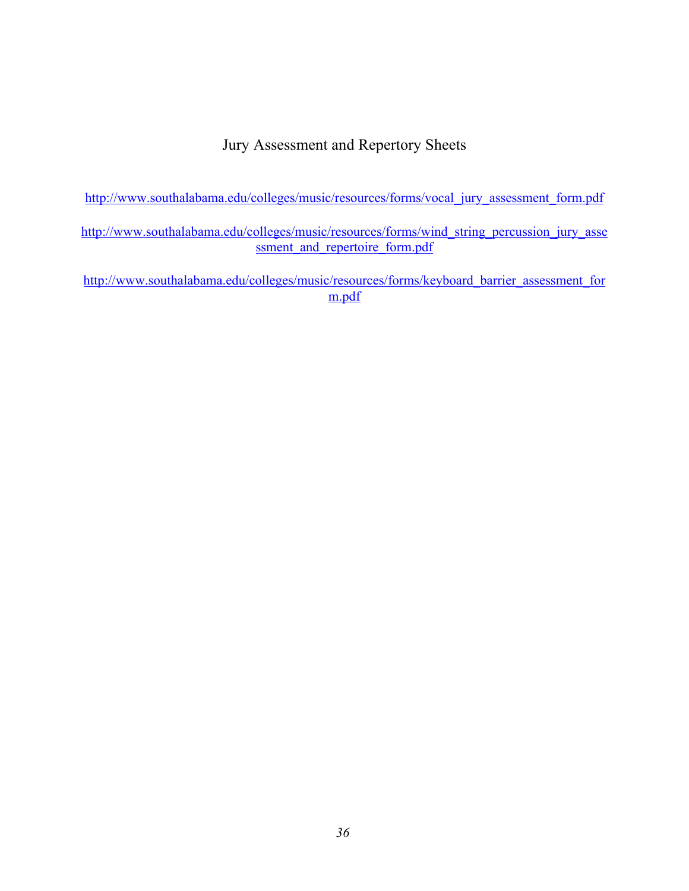## Jury Assessment and Repertory Sheets

http://www.southalabama.edu/colleges/music/resources/forms/vocal_jury_assessment_form.pdf

http://www.southalabama.edu/colleges/music/resources/forms/wind_string_percussion_jury_assessment_and_repertoire_form.pdf

http://www.southalabama.edu/colleges/music/resources/forms/keyboard_barrier_assessment_form.pdf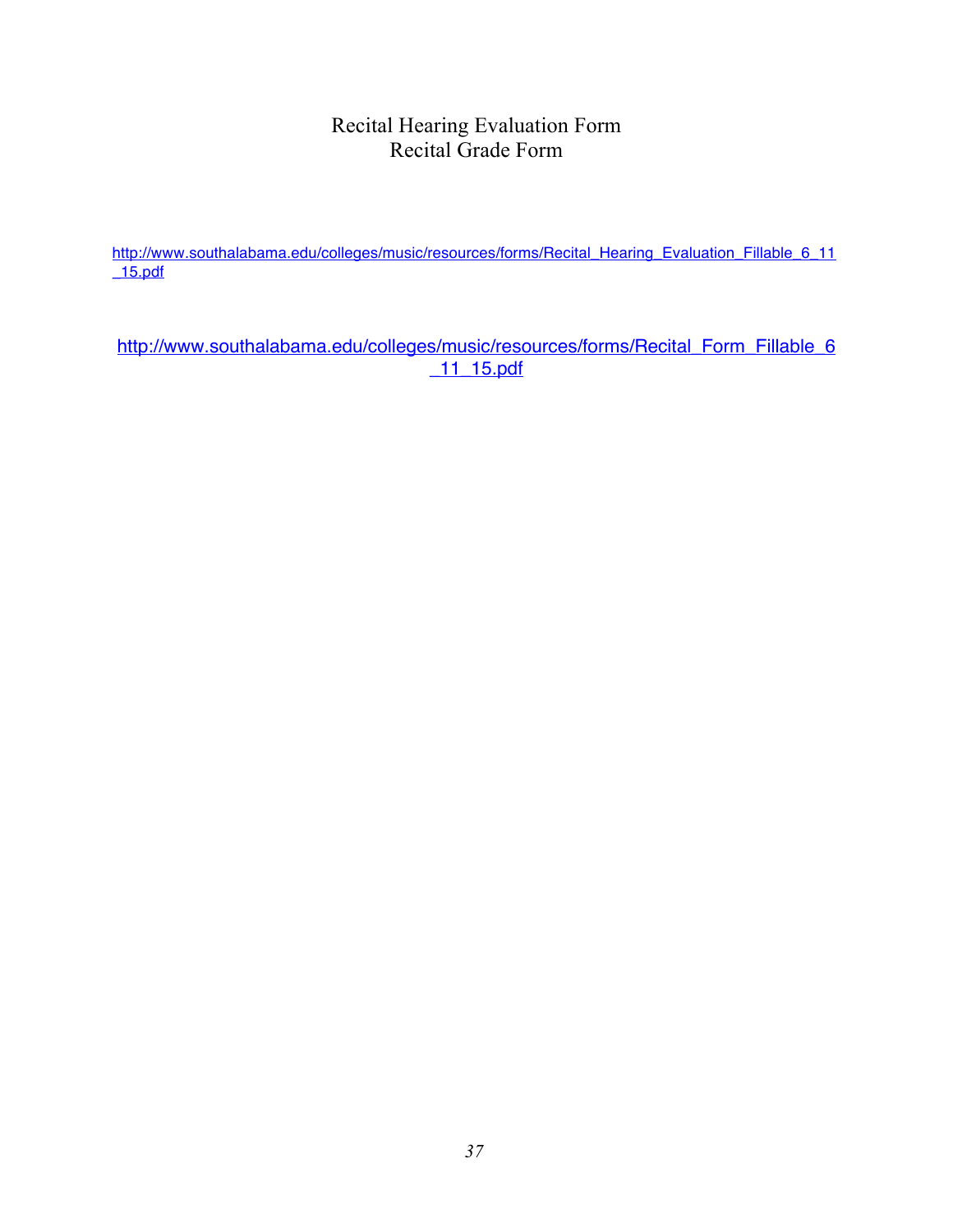# Recital Hearing Evaluation Form
# Recital Grade Form

http://www.southalabama.edu/colleges/music/resources/forms/Recital_Hearing_Evaluation_Fillable_6_11_15.pdf

http://www.southalabama.edu/colleges/music/resources/forms/Recital_Form_Fillable_6_11_15.pdf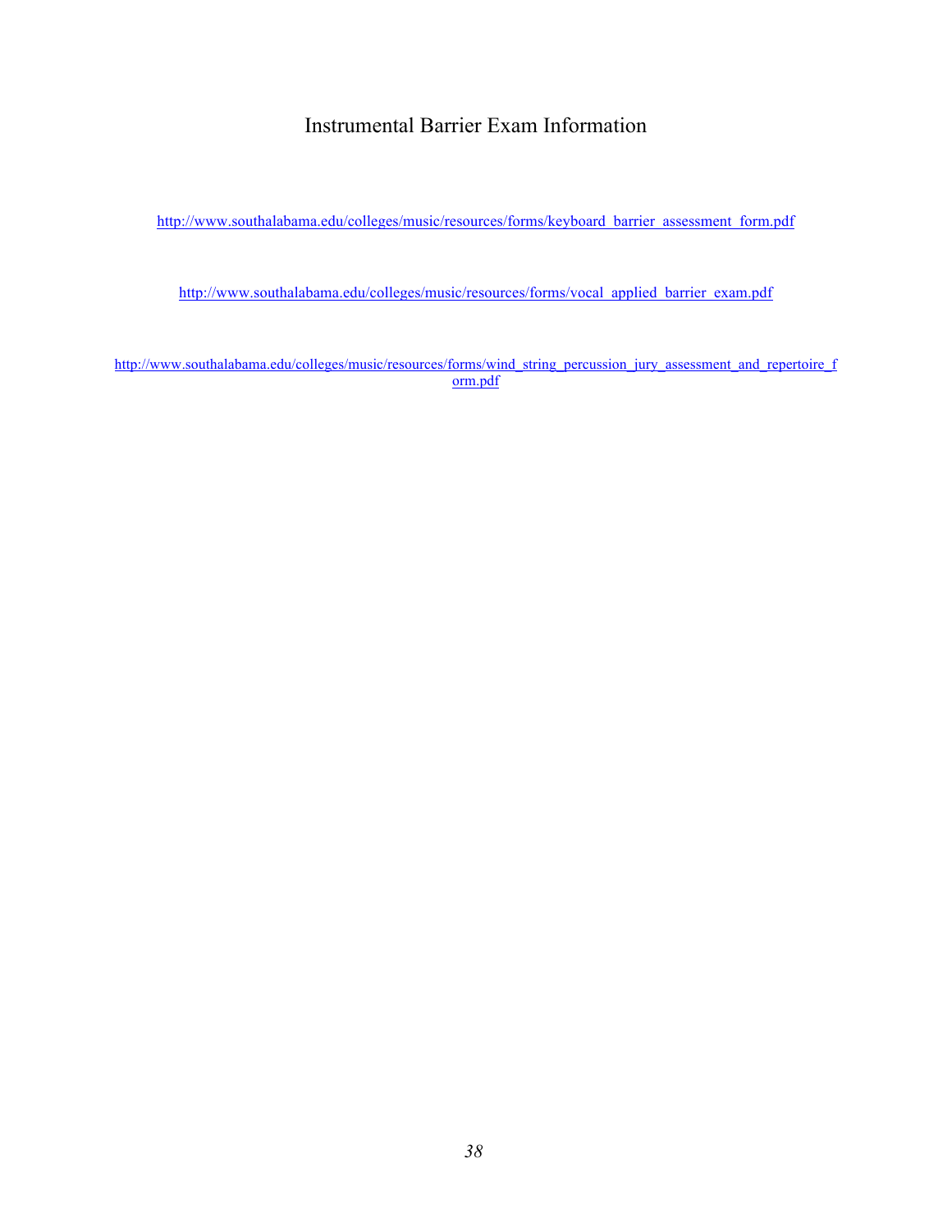# Instrumental Barrier Exam Information

http://www.southalabama.edu/colleges/music/resources/forms/keyboard_barrier_assessment_form.pdf

http://www.southalabama.edu/colleges/music/resources/forms/vocal_applied_barrier_exam.pdf

http://www.southalabama.edu/colleges/music/resources/forms/wind_string_percussion_jury_assessment_and_repertoire_form.pdf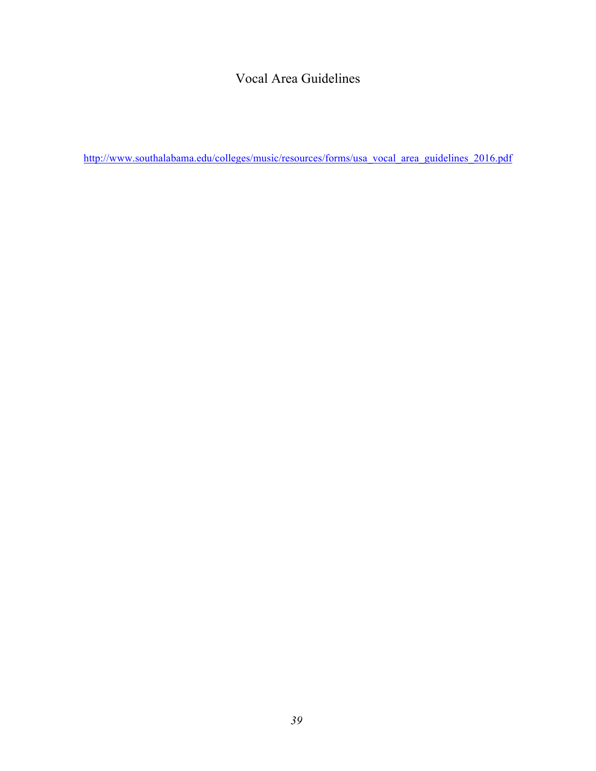# Vocal Area Guidelines

http://www.southalabama.edu/colleges/music/resources/forms/usa_vocal_area_guidelines_2016.pdf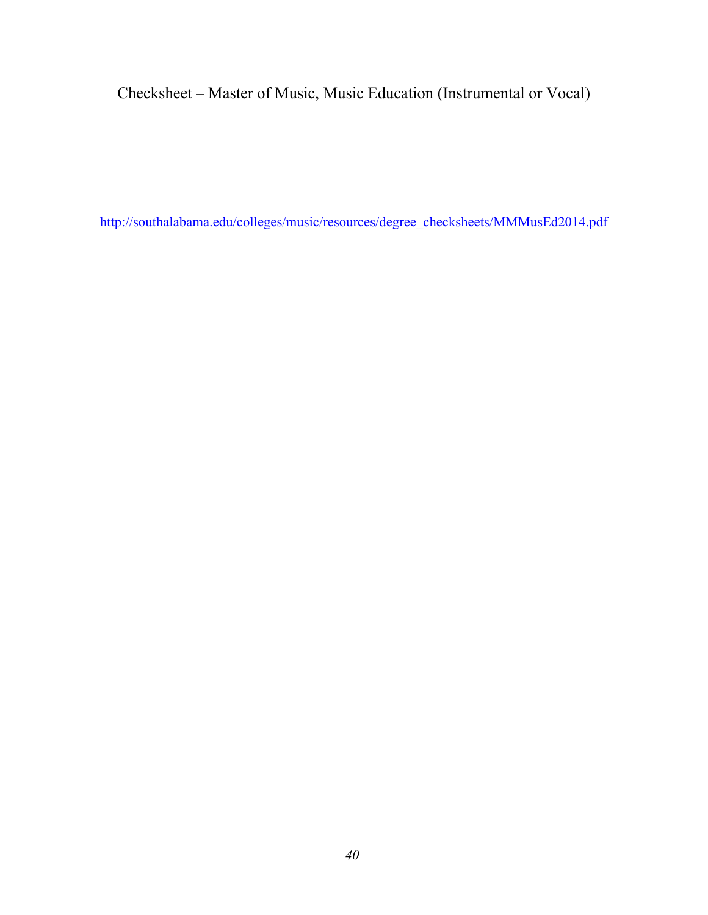Checksheet – Master of Music, Music Education (Instrumental or Vocal)

http://southalabama.edu/colleges/music/resources/degree_checksheets/MMMusEd2014.pdf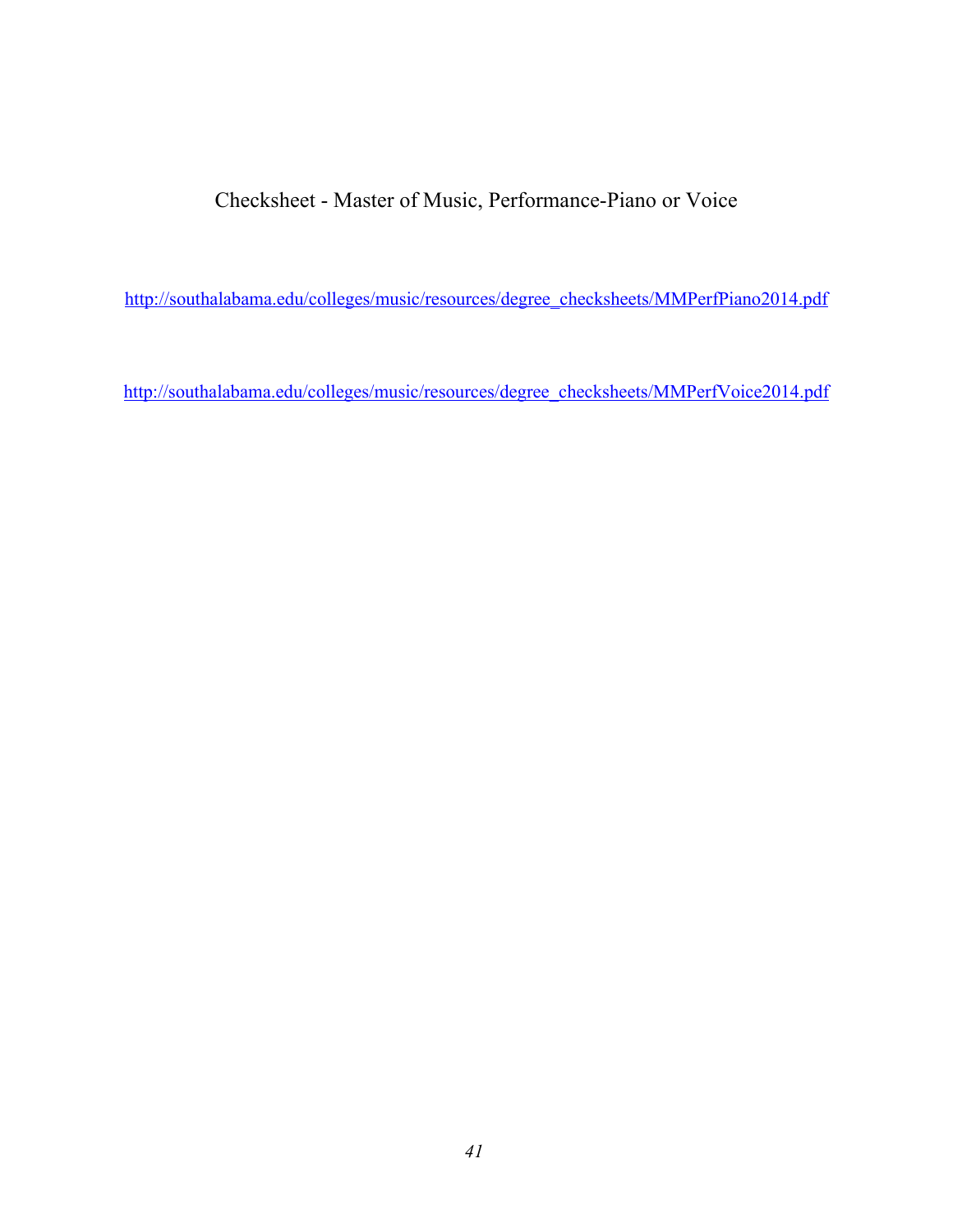# Checksheet - Master of Music, Performance-Piano or Voice

http://southalabama.edu/colleges/music/resources/degree_checksheets/MMPerfPiano2014.pdf

http://southalabama.edu/colleges/music/resources/degree_checksheets/MMPerfVoice2014.pdf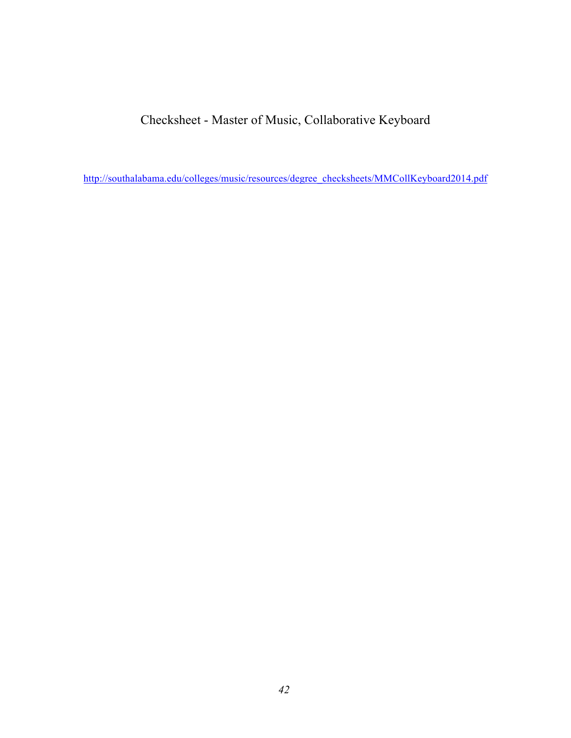# Checksheet - Master of Music, Collaborative Keyboard

http://southalabama.edu/colleges/music/resources/degree_checksheets/MMCollKeyboard2014.pdf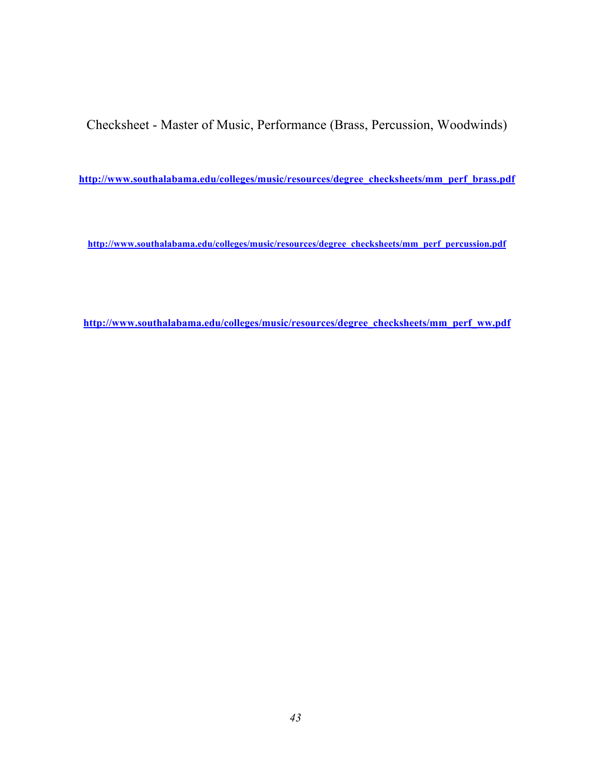Checksheet - Master of Music, Performance (Brass, Percussion, Woodwinds)

**http://www.southalabama.edu/colleges/music/resources/degree_checksheets/mm_perf_brass.pdf**

**http://www.southalabama.edu/colleges/music/resources/degree_checksheets/mm_perf_percussion.pdf**

**http://www.southalabama.edu/colleges/music/resources/degree_checksheets/mm_perf_ww.pdf**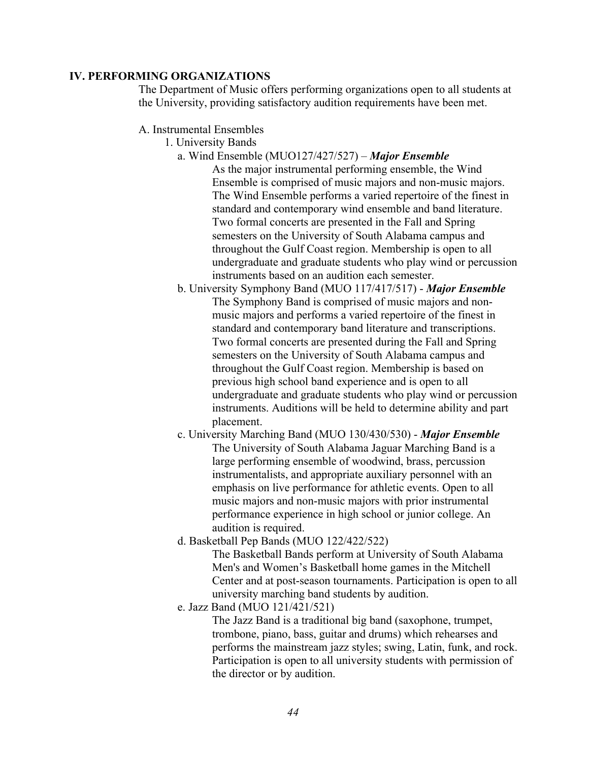## IV. PERFORMING ORGANIZATIONS

The Department of Music offers performing organizations open to all students at the University, providing satisfactory audition requirements have been met.

A. Instrumental Ensembles

1. University Bands

a. Wind Ensemble (MUO127/427/527) – ***Major Ensemble***

As the major instrumental performing ensemble, the Wind Ensemble is comprised of music majors and non-music majors. The Wind Ensemble performs a varied repertoire of the finest in standard and contemporary wind ensemble and band literature. Two formal concerts are presented in the Fall and Spring semesters on the University of South Alabama campus and throughout the Gulf Coast region. Membership is open to all undergraduate and graduate students who play wind or percussion instruments based on an audition each semester.

b. University Symphony Band (MUO 117/417/517) - ***Major Ensemble***

The Symphony Band is comprised of music majors and non-music majors and performs a varied repertoire of the finest in standard and contemporary band literature and transcriptions. Two formal concerts are presented during the Fall and Spring semesters on the University of South Alabama campus and throughout the Gulf Coast region. Membership is based on previous high school band experience and is open to all undergraduate and graduate students who play wind or percussion instruments. Auditions will be held to determine ability and part placement.

c. University Marching Band (MUO 130/430/530) - ***Major Ensemble***

The University of South Alabama Jaguar Marching Band is a large performing ensemble of woodwind, brass, percussion instrumentalists, and appropriate auxiliary personnel with an emphasis on live performance for athletic events. Open to all music majors and non-music majors with prior instrumental performance experience in high school or junior college. An audition is required.

d. Basketball Pep Bands (MUO 122/422/522)

The Basketball Bands perform at University of South Alabama Men's and Women's Basketball home games in the Mitchell Center and at post-season tournaments. Participation is open to all university marching band students by audition.

e. Jazz Band (MUO 121/421/521)

The Jazz Band is a traditional big band (saxophone, trumpet, trombone, piano, bass, guitar and drums) which rehearses and performs the mainstream jazz styles; swing, Latin, funk, and rock. Participation is open to all university students with permission of the director or by audition.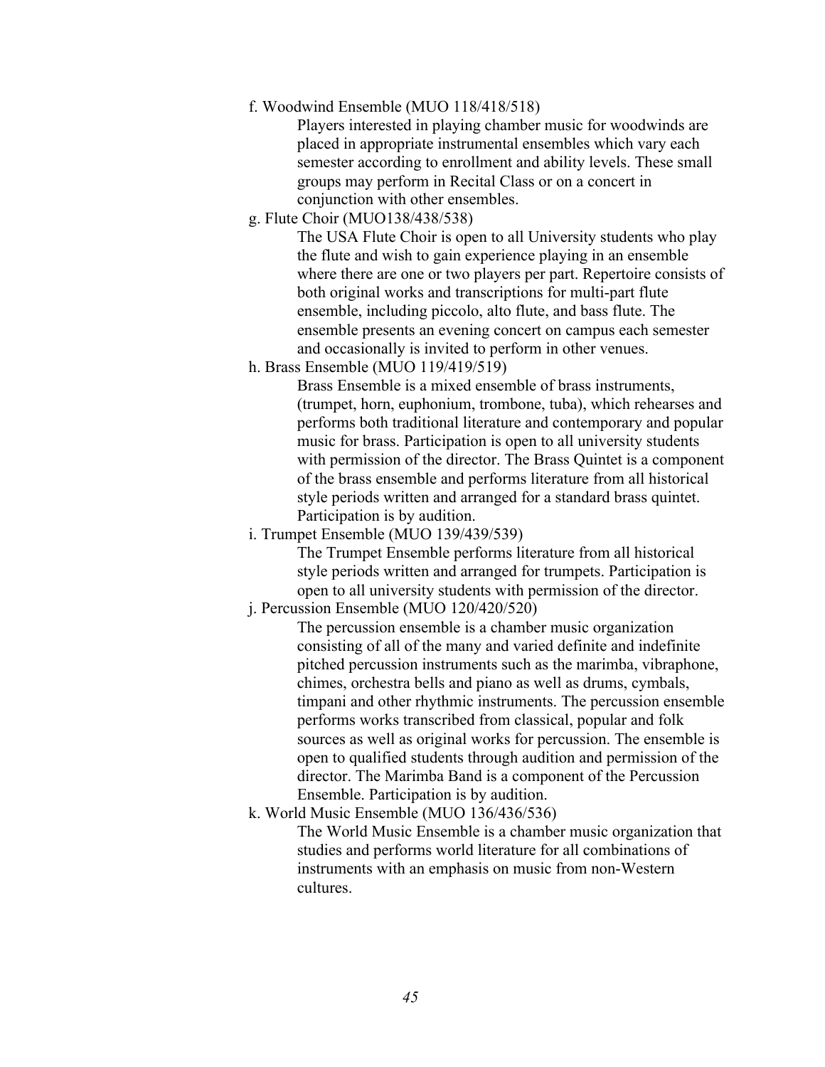f. Woodwind Ensemble (MUO 118/418/518)

Players interested in playing chamber music for woodwinds are placed in appropriate instrumental ensembles which vary each semester according to enrollment and ability levels. These small groups may perform in Recital Class or on a concert in conjunction with other ensembles.

g. Flute Choir (MUO138/438/538)

The USA Flute Choir is open to all University students who play the flute and wish to gain experience playing in an ensemble where there are one or two players per part. Repertoire consists of both original works and transcriptions for multi-part flute ensemble, including piccolo, alto flute, and bass flute. The ensemble presents an evening concert on campus each semester and occasionally is invited to perform in other venues.

h. Brass Ensemble (MUO 119/419/519)

Brass Ensemble is a mixed ensemble of brass instruments, (trumpet, horn, euphonium, trombone, tuba), which rehearses and performs both traditional literature and contemporary and popular music for brass. Participation is open to all university students with permission of the director. The Brass Quintet is a component of the brass ensemble and performs literature from all historical style periods written and arranged for a standard brass quintet. Participation is by audition.

i. Trumpet Ensemble (MUO 139/439/539)

The Trumpet Ensemble performs literature from all historical style periods written and arranged for trumpets. Participation is open to all university students with permission of the director.

j. Percussion Ensemble (MUO 120/420/520)

The percussion ensemble is a chamber music organization consisting of all of the many and varied definite and indefinite pitched percussion instruments such as the marimba, vibraphone, chimes, orchestra bells and piano as well as drums, cymbals, timpani and other rhythmic instruments. The percussion ensemble performs works transcribed from classical, popular and folk sources as well as original works for percussion. The ensemble is open to qualified students through audition and permission of the director. The Marimba Band is a component of the Percussion Ensemble. Participation is by audition.

k. World Music Ensemble (MUO 136/436/536)

The World Music Ensemble is a chamber music organization that studies and performs world literature for all combinations of instruments with an emphasis on music from non-Western cultures.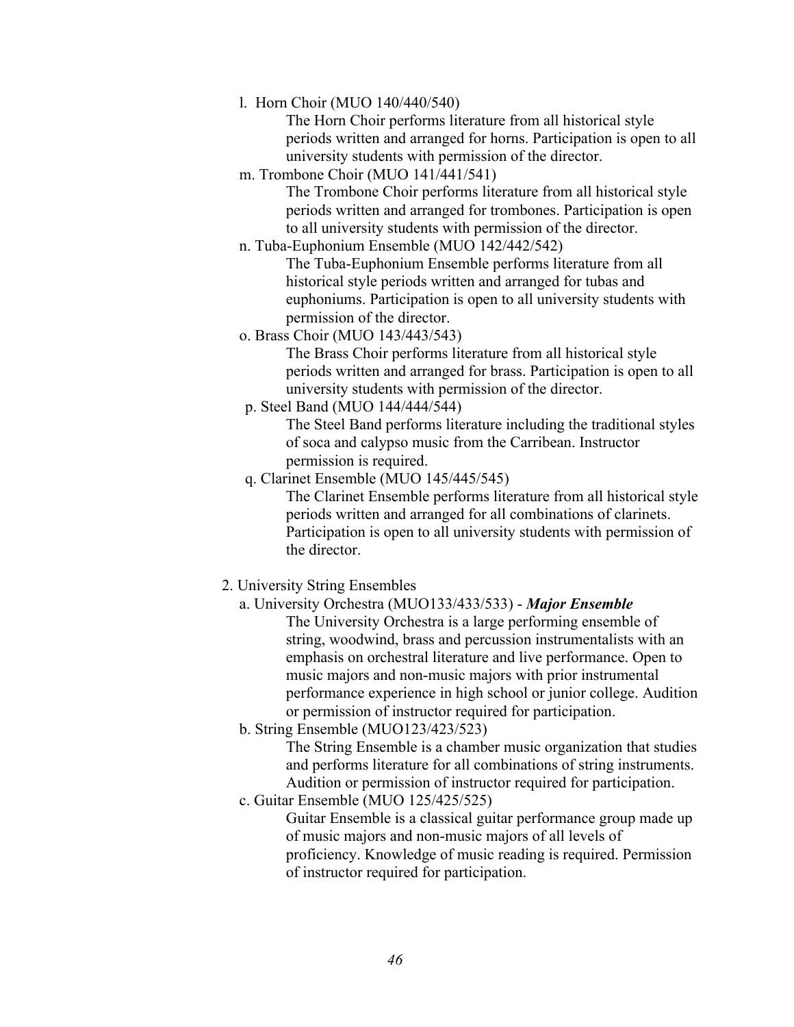l. Horn Choir (MUO 140/440/540)

   The Horn Choir performs literature from all historical style periods written and arranged for horns. Participation is open to all university students with permission of the director.

m. Trombone Choir (MUO 141/441/541)

   The Trombone Choir performs literature from all historical style periods written and arranged for trombones. Participation is open to all university students with permission of the director.

n. Tuba-Euphonium Ensemble (MUO 142/442/542)

   The Tuba-Euphonium Ensemble performs literature from all historical style periods written and arranged for tubas and euphoniums. Participation is open to all university students with permission of the director.

o. Brass Choir (MUO 143/443/543)

   The Brass Choir performs literature from all historical style periods written and arranged for brass. Participation is open to all university students with permission of the director.

p. Steel Band (MUO 144/444/544)

   The Steel Band performs literature including the traditional styles of soca and calypso music from the Carribean. Instructor permission is required.

q. Clarinet Ensemble (MUO 145/445/545)

   The Clarinet Ensemble performs literature from all historical style periods written and arranged for all combinations of clarinets. Participation is open to all university students with permission of the director.

2. University String Ensembles

   a. University Orchestra (MUO133/433/533) - ***Major Ensemble***

      The University Orchestra is a large performing ensemble of string, woodwind, brass and percussion instrumentalists with an emphasis on orchestral literature and live performance. Open to music majors and non-music majors with prior instrumental performance experience in high school or junior college. Audition or permission of instructor required for participation.

   b. String Ensemble (MUO123/423/523)

      The String Ensemble is a chamber music organization that studies and performs literature for all combinations of string instruments. Audition or permission of instructor required for participation.

   c. Guitar Ensemble (MUO 125/425/525)

      Guitar Ensemble is a classical guitar performance group made up of music majors and non-music majors of all levels of proficiency. Knowledge of music reading is required. Permission of instructor required for participation.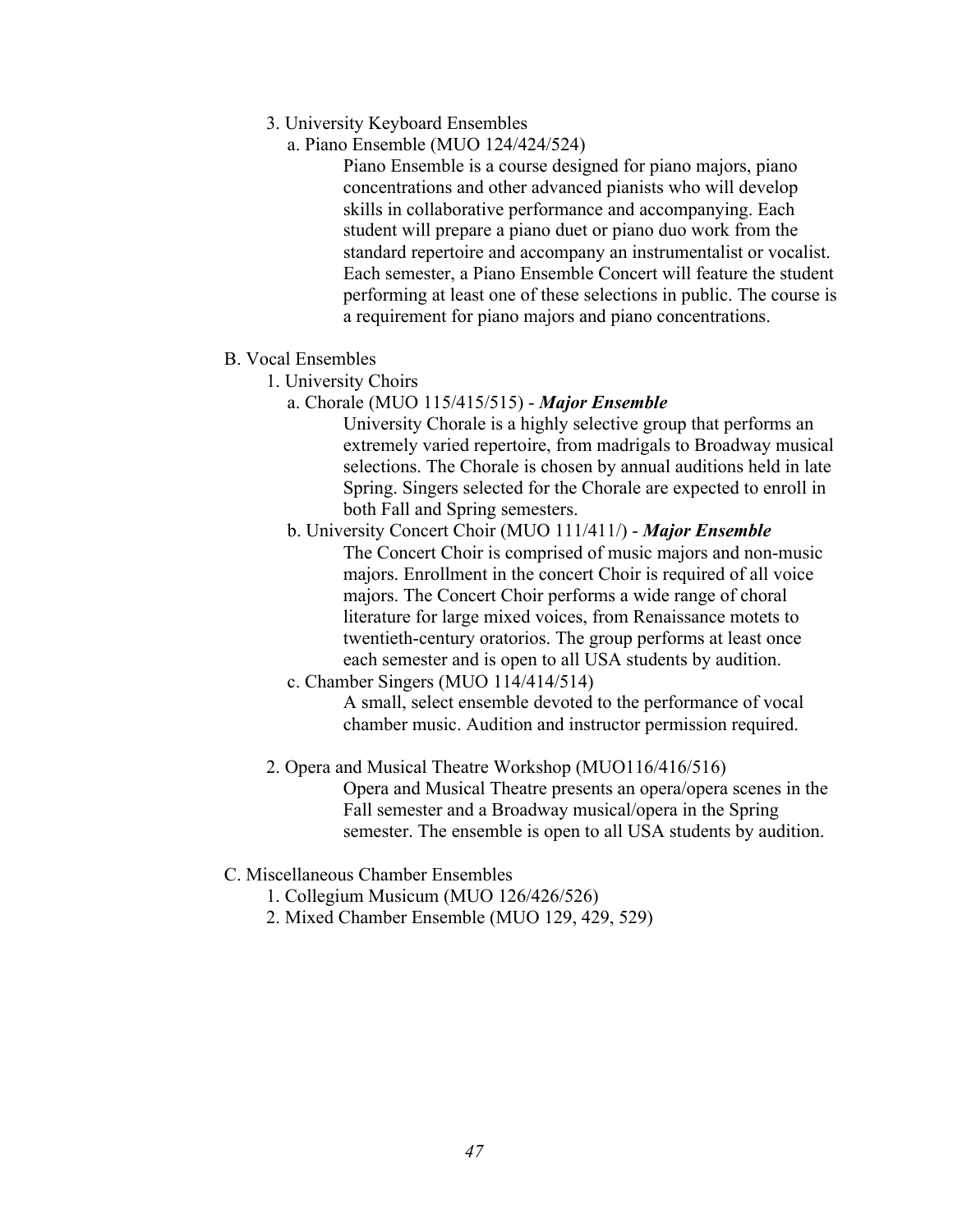3. University Keyboard Ensembles

   a. Piano Ensemble (MUO 124/424/524)

      Piano Ensemble is a course designed for piano majors, piano concentrations and other advanced pianists who will develop skills in collaborative performance and accompanying. Each student will prepare a piano duet or piano duo work from the standard repertoire and accompany an instrumentalist or vocalist. Each semester, a Piano Ensemble Concert will feature the student performing at least one of these selections in public. The course is a requirement for piano majors and piano concentrations.

B. Vocal Ensembles

1. University Choirs

   a. Chorale (MUO 115/415/515) - ***Major Ensemble***

      University Chorale is a highly selective group that performs an extremely varied repertoire, from madrigals to Broadway musical selections. The Chorale is chosen by annual auditions held in late Spring. Singers selected for the Chorale are expected to enroll in both Fall and Spring semesters.

   b. University Concert Choir (MUO 111/411/) - ***Major Ensemble***

      The Concert Choir is comprised of music majors and non-music majors. Enrollment in the concert Choir is required of all voice majors. The Concert Choir performs a wide range of choral literature for large mixed voices, from Renaissance motets to twentieth-century oratorios. The group performs at least once each semester and is open to all USA students by audition.

   c. Chamber Singers (MUO 114/414/514)

      A small, select ensemble devoted to the performance of vocal chamber music. Audition and instructor permission required.

2. Opera and Musical Theatre Workshop (MUO116/416/516)

   Opera and Musical Theatre presents an opera/opera scenes in the Fall semester and a Broadway musical/opera in the Spring semester. The ensemble is open to all USA students by audition.

C. Miscellaneous Chamber Ensembles

1. Collegium Musicum (MUO 126/426/526)
2. Mixed Chamber Ensemble (MUO 129, 429, 529)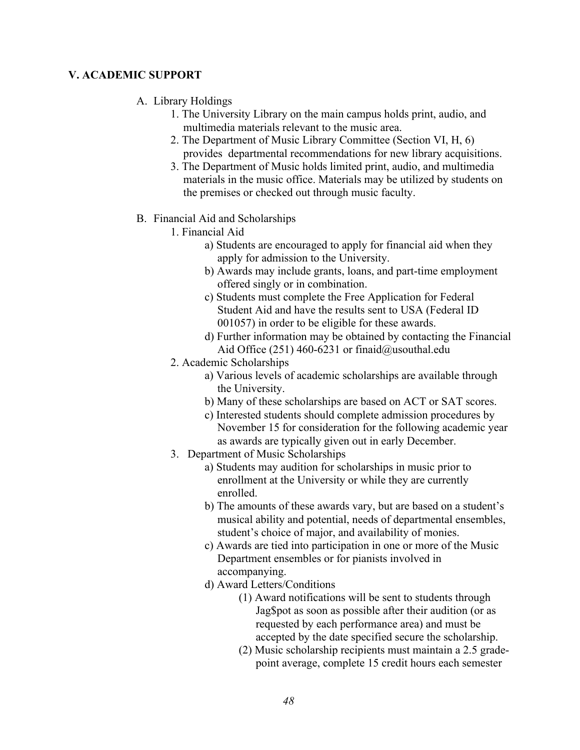## V. ACADEMIC SUPPORT

A. Library Holdings

1. The University Library on the main campus holds print, audio, and multimedia materials relevant to the music area.
2. The Department of Music Library Committee (Section VI, H, 6) provides departmental recommendations for new library acquisitions.
3. The Department of Music holds limited print, audio, and multimedia materials in the music office. Materials may be utilized by students on the premises or checked out through music faculty.

B. Financial Aid and Scholarships

1. Financial Aid
   - a) Students are encouraged to apply for financial aid when they apply for admission to the University.
   - b) Awards may include grants, loans, and part-time employment offered singly or in combination.
   - c) Students must complete the Free Application for Federal Student Aid and have the results sent to USA (Federal ID 001057) in order to be eligible for these awards.
   - d) Further information may be obtained by contacting the Financial Aid Office (251) 460-6231 or finaid@usouthal.edu
2. Academic Scholarships
   - a) Various levels of academic scholarships are available through the University.
   - b) Many of these scholarships are based on ACT or SAT scores.
   - c) Interested students should complete admission procedures by November 15 for consideration for the following academic year as awards are typically given out in early December.
3. Department of Music Scholarships
   - a) Students may audition for scholarships in music prior to enrollment at the University or while they are currently enrolled.
   - b) The amounts of these awards vary, but are based on a student's musical ability and potential, needs of departmental ensembles, student's choice of major, and availability of monies.
   - c) Awards are tied into participation in one or more of the Music Department ensembles or for pianists involved in accompanying.
   - d) Award Letters/Conditions
     - (1) Award notifications will be sent to students through Jag$pot as soon as possible after their audition (or as requested by each performance area) and must be accepted by the date specified secure the scholarship.
     - (2) Music scholarship recipients must maintain a 2.5 grade-point average, complete 15 credit hours each semester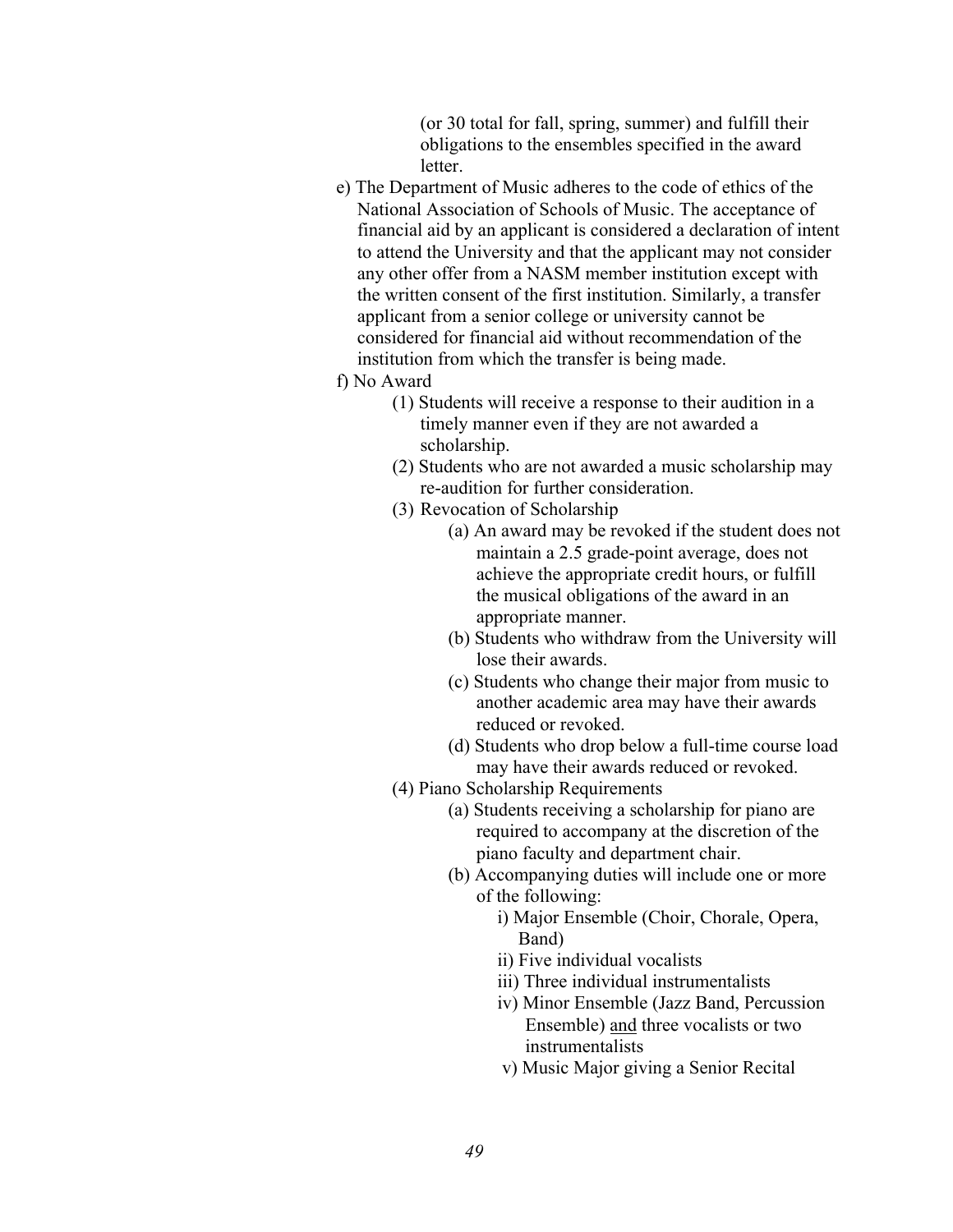(or 30 total for fall, spring, summer) and fulfill their obligations to the ensembles specified in the award letter.

e) The Department of Music adheres to the code of ethics of the National Association of Schools of Music. The acceptance of financial aid by an applicant is considered a declaration of intent to attend the University and that the applicant may not consider any other offer from a NASM member institution except with the written consent of the first institution. Similarly, a transfer applicant from a senior college or university cannot be considered for financial aid without recommendation of the institution from which the transfer is being made.

f) No Award

- (1) Students will receive a response to their audition in a timely manner even if they are not awarded a scholarship.
- (2) Students who are not awarded a music scholarship may re-audition for further consideration.
- (3) Revocation of Scholarship
  - (a) An award may be revoked if the student does not maintain a 2.5 grade-point average, does not achieve the appropriate credit hours, or fulfill the musical obligations of the award in an appropriate manner.
  - (b) Students who withdraw from the University will lose their awards.
  - (c) Students who change their major from music to another academic area may have their awards reduced or revoked.
  - (d) Students who drop below a full-time course load may have their awards reduced or revoked.
- (4) Piano Scholarship Requirements
  - (a) Students receiving a scholarship for piano are required to accompany at the discretion of the piano faculty and department chair.
  - (b) Accompanying duties will include one or more of the following:
    - i) Major Ensemble (Choir, Chorale, Opera, Band)
    - ii) Five individual vocalists
    - iii) Three individual instrumentalists
    - iv) Minor Ensemble (Jazz Band, Percussion Ensemble) <u>and</u> three vocalists or two instrumentalists
    - v) Music Major giving a Senior Recital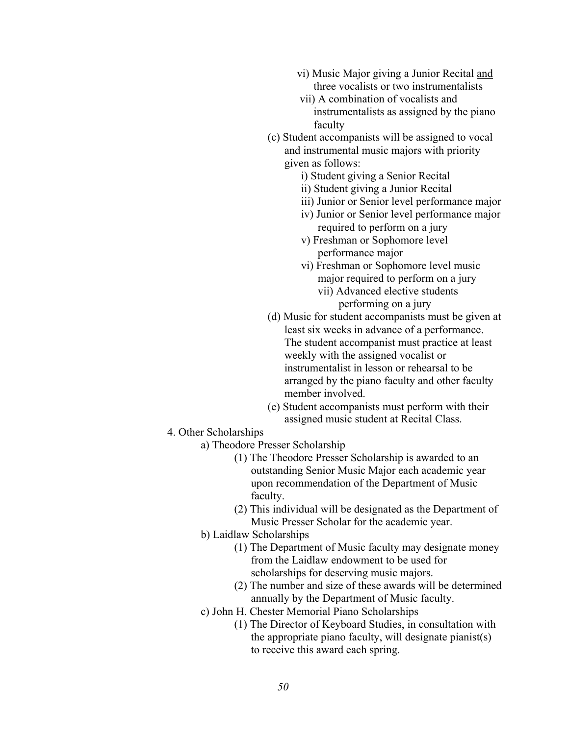- vi) Music Major giving a Junior Recital <u>and</u> three vocalists or two instrumentalists
    - vii) A combination of vocalists and instrumentalists as assigned by the piano faculty
  - (c) Student accompanists will be assigned to vocal and instrumental music majors with priority given as follows:
    - i) Student giving a Senior Recital
    - ii) Student giving a Junior Recital
    - iii) Junior or Senior level performance major
    - iv) Junior or Senior level performance major required to perform on a jury
    - v) Freshman or Sophomore level performance major
    - vi) Freshman or Sophomore level music major required to perform on a jury
      - vii) Advanced elective students performing on a jury
  - (d) Music for student accompanists must be given at least six weeks in advance of a performance. The student accompanist must practice at least weekly with the assigned vocalist or instrumentalist in lesson or rehearsal to be arranged by the piano faculty and other faculty member involved.
  - (e) Student accompanists must perform with their assigned music student at Recital Class.

4. Other Scholarships
   - a) Theodore Presser Scholarship
     - (1) The Theodore Presser Scholarship is awarded to an outstanding Senior Music Major each academic year upon recommendation of the Department of Music faculty.
     - (2) This individual will be designated as the Department of Music Presser Scholar for the academic year.
   - b) Laidlaw Scholarships
     - (1) The Department of Music faculty may designate money from the Laidlaw endowment to be used for scholarships for deserving music majors.
     - (2) The number and size of these awards will be determined annually by the Department of Music faculty.
   - c) John H. Chester Memorial Piano Scholarships
     - (1) The Director of Keyboard Studies, in consultation with the appropriate piano faculty, will designate pianist(s) to receive this award each spring.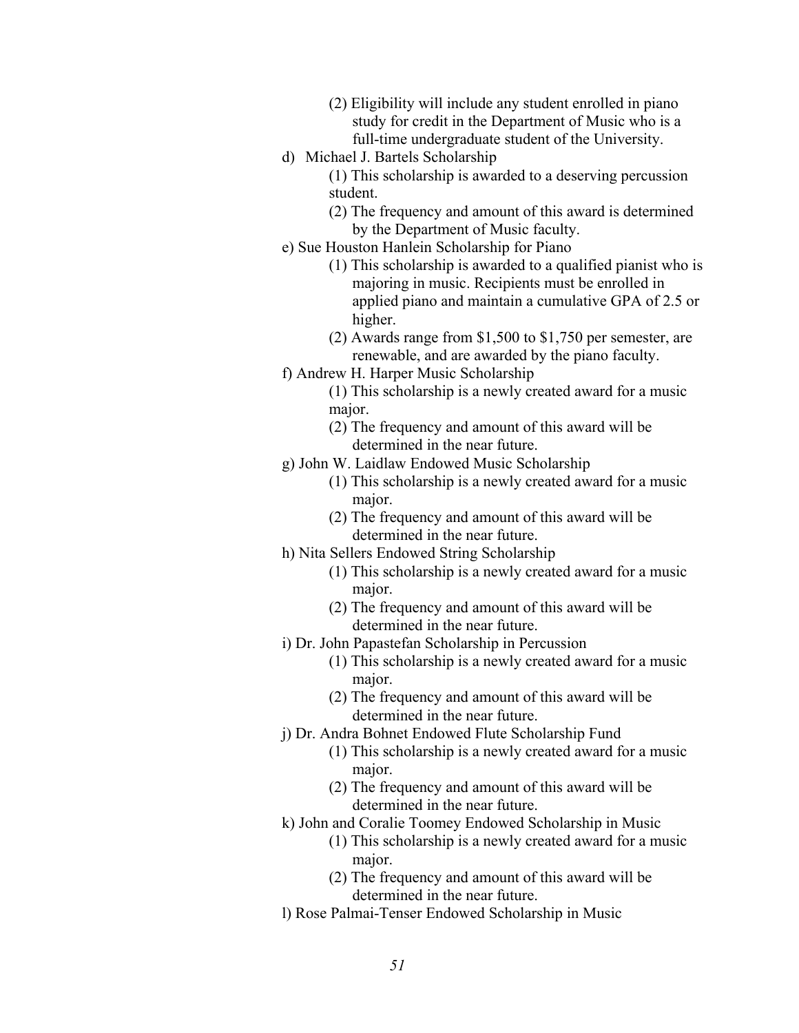(2) Eligibility will include any student enrolled in piano study for credit in the Department of Music who is a full-time undergraduate student of the University.

d) Michael J. Bartels Scholarship

   (1) This scholarship is awarded to a deserving percussion student.

   (2) The frequency and amount of this award is determined by the Department of Music faculty.

e) Sue Houston Hanlein Scholarship for Piano

   (1) This scholarship is awarded to a qualified pianist who is majoring in music. Recipients must be enrolled in applied piano and maintain a cumulative GPA of 2.5 or higher.

   (2) Awards range from $1,500 to $1,750 per semester, are renewable, and are awarded by the piano faculty.

f) Andrew H. Harper Music Scholarship

   (1) This scholarship is a newly created award for a music major.

   (2) The frequency and amount of this award will be determined in the near future.

g) John W. Laidlaw Endowed Music Scholarship

   (1) This scholarship is a newly created award for a music major.

   (2) The frequency and amount of this award will be determined in the near future.

h) Nita Sellers Endowed String Scholarship

   (1) This scholarship is a newly created award for a music major.

   (2) The frequency and amount of this award will be determined in the near future.

i) Dr. John Papastefan Scholarship in Percussion

   (1) This scholarship is a newly created award for a music major.

   (2) The frequency and amount of this award will be determined in the near future.

j) Dr. Andra Bohnet Endowed Flute Scholarship Fund

   (1) This scholarship is a newly created award for a music major.

   (2) The frequency and amount of this award will be determined in the near future.

k) John and Coralie Toomey Endowed Scholarship in Music

   (1) This scholarship is a newly created award for a music major.

   (2) The frequency and amount of this award will be determined in the near future.

l) Rose Palmai-Tenser Endowed Scholarship in Music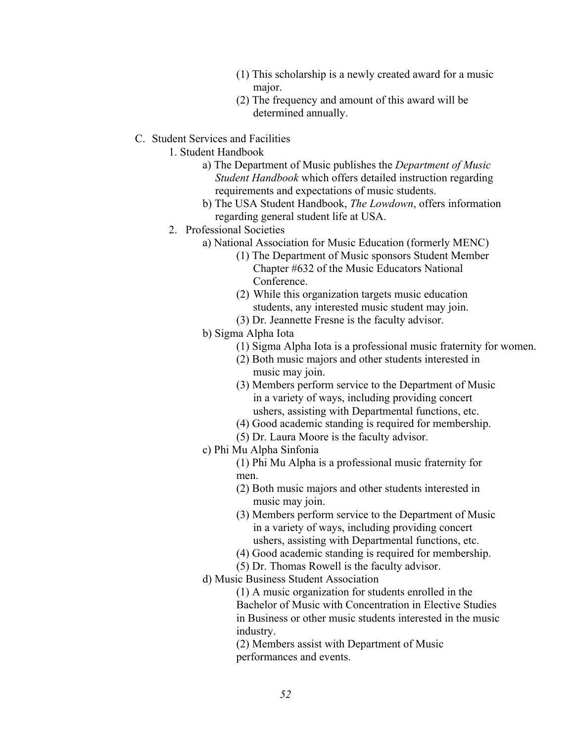(1) This scholarship is a newly created award for a music major.

(2) The frequency and amount of this award will be determined annually.

C. Student Services and Facilities

1. Student Handbook

   a) The Department of Music publishes the *Department of Music Student Handbook* which offers detailed instruction regarding requirements and expectations of music students.

   b) The USA Student Handbook, *The Lowdown*, offers information regarding general student life at USA.

2. Professional Societies

   a) National Association for Music Education (formerly MENC)

      (1) The Department of Music sponsors Student Member Chapter #632 of the Music Educators National Conference.

      (2) While this organization targets music education students, any interested music student may join.

      (3) Dr. Jeannette Fresne is the faculty advisor.

   b) Sigma Alpha Iota

      (1) Sigma Alpha Iota is a professional music fraternity for women.

      (2) Both music majors and other students interested in music may join.

      (3) Members perform service to the Department of Music in a variety of ways, including providing concert ushers, assisting with Departmental functions, etc.

      (4) Good academic standing is required for membership.

      (5) Dr. Laura Moore is the faculty advisor.

   c) Phi Mu Alpha Sinfonia

      (1) Phi Mu Alpha is a professional music fraternity for men.

      (2) Both music majors and other students interested in music may join.

      (3) Members perform service to the Department of Music in a variety of ways, including providing concert ushers, assisting with Departmental functions, etc.

      (4) Good academic standing is required for membership.

      (5) Dr. Thomas Rowell is the faculty advisor.

   d) Music Business Student Association

      (1) A music organization for students enrolled in the Bachelor of Music with Concentration in Elective Studies in Business or other music students interested in the music industry.

      (2) Members assist with Department of Music performances and events.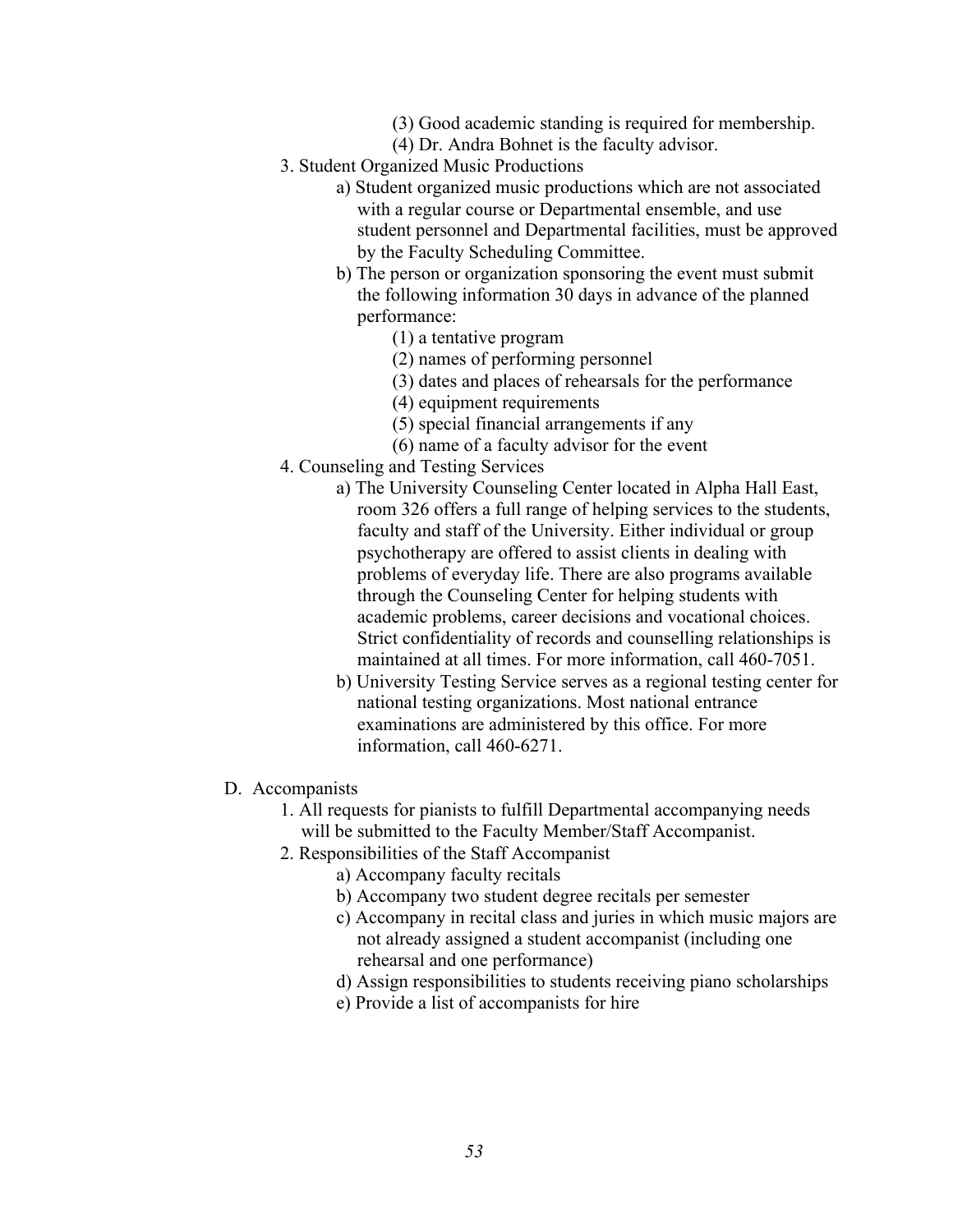(3) Good academic standing is required for membership.
(4) Dr. Andra Bohnet is the faculty advisor.

3. Student Organized Music Productions
   a) Student organized music productions which are not associated with a regular course or Departmental ensemble, and use student personnel and Departmental facilities, must be approved by the Faculty Scheduling Committee.
   b) The person or organization sponsoring the event must submit the following information 30 days in advance of the planned performance:
      (1) a tentative program
      (2) names of performing personnel
      (3) dates and places of rehearsals for the performance
      (4) equipment requirements
      (5) special financial arrangements if any
      (6) name of a faculty advisor for the event
4. Counseling and Testing Services
   a) The University Counseling Center located in Alpha Hall East, room 326 offers a full range of helping services to the students, faculty and staff of the University. Either individual or group psychotherapy are offered to assist clients in dealing with problems of everyday life. There are also programs available through the Counseling Center for helping students with academic problems, career decisions and vocational choices. Strict confidentiality of records and counselling relationships is maintained at all times. For more information, call 460-7051.
   b) University Testing Service serves as a regional testing center for national testing organizations. Most national entrance examinations are administered by this office. For more information, call 460-6271.

D. Accompanists

1. All requests for pianists to fulfill Departmental accompanying needs will be submitted to the Faculty Member/Staff Accompanist.
2. Responsibilities of the Staff Accompanist
   a) Accompany faculty recitals
   b) Accompany two student degree recitals per semester
   c) Accompany in recital class and juries in which music majors are not already assigned a student accompanist (including one rehearsal and one performance)
   d) Assign responsibilities to students receiving piano scholarships
   e) Provide a list of accompanists for hire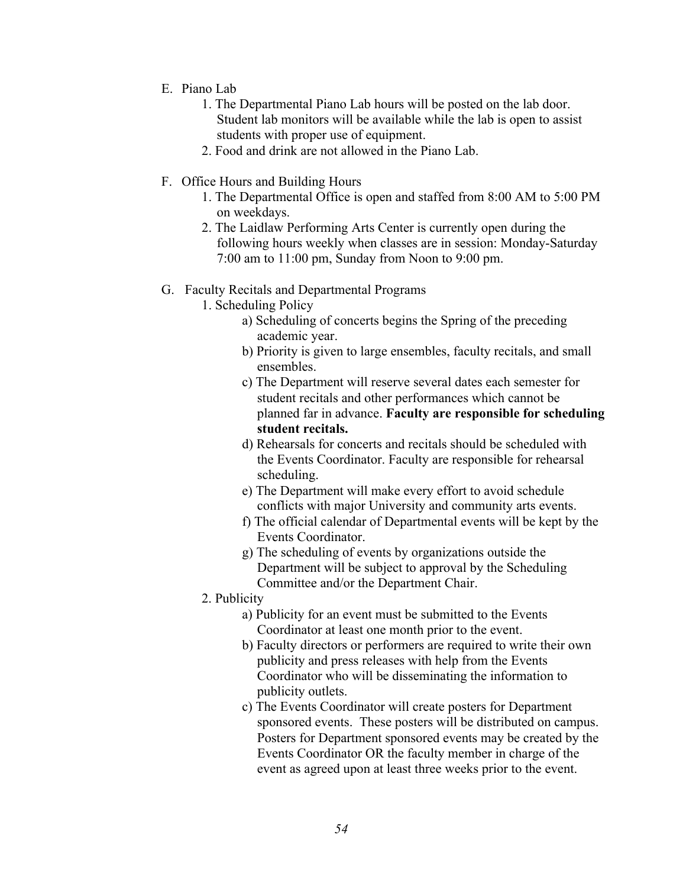E. Piano Lab

1. The Departmental Piano Lab hours will be posted on the lab door. Student lab monitors will be available while the lab is open to assist students with proper use of equipment.
2. Food and drink are not allowed in the Piano Lab.

F. Office Hours and Building Hours

1. The Departmental Office is open and staffed from 8:00 AM to 5:00 PM on weekdays.
2. The Laidlaw Performing Arts Center is currently open during the following hours weekly when classes are in session: Monday-Saturday 7:00 am to 11:00 pm, Sunday from Noon to 9:00 pm.

G. Faculty Recitals and Departmental Programs

1. Scheduling Policy
    - a) Scheduling of concerts begins the Spring of the preceding academic year.
    - b) Priority is given to large ensembles, faculty recitals, and small ensembles.
    - c) The Department will reserve several dates each semester for student recitals and other performances which cannot be planned far in advance. **Faculty are responsible for scheduling student recitals.**
    - d) Rehearsals for concerts and recitals should be scheduled with the Events Coordinator. Faculty are responsible for rehearsal scheduling.
    - e) The Department will make every effort to avoid schedule conflicts with major University and community arts events.
    - f) The official calendar of Departmental events will be kept by the Events Coordinator.
    - g) The scheduling of events by organizations outside the Department will be subject to approval by the Scheduling Committee and/or the Department Chair.
2. Publicity
    - a) Publicity for an event must be submitted to the Events Coordinator at least one month prior to the event.
    - b) Faculty directors or performers are required to write their own publicity and press releases with help from the Events Coordinator who will be disseminating the information to publicity outlets.
    - c) The Events Coordinator will create posters for Department sponsored events. These posters will be distributed on campus. Posters for Department sponsored events may be created by the Events Coordinator OR the faculty member in charge of the event as agreed upon at least three weeks prior to the event.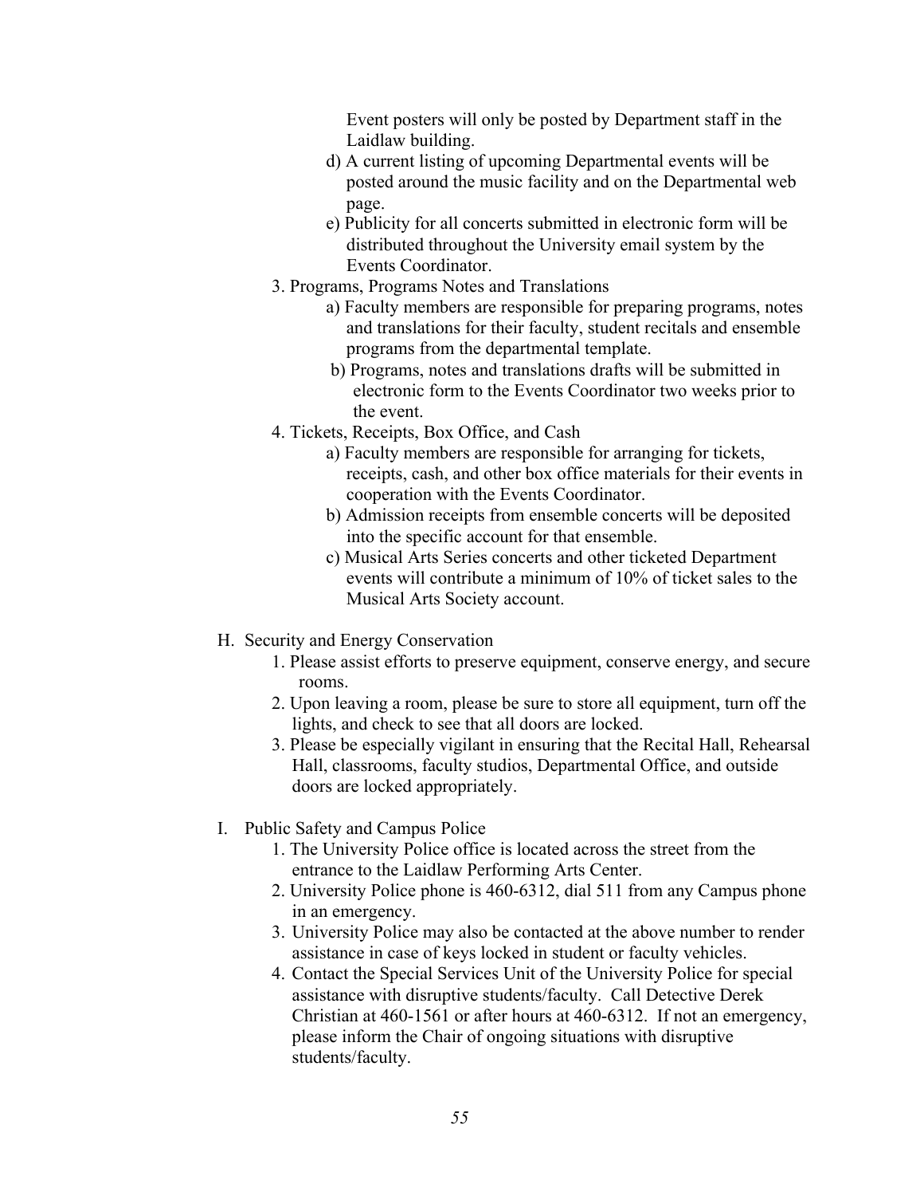Event posters will only be posted by Department staff in the Laidlaw building.

d) A current listing of upcoming Departmental events will be posted around the music facility and on the Departmental web page.

e) Publicity for all concerts submitted in electronic form will be distributed throughout the University email system by the Events Coordinator.

3. Programs, Programs Notes and Translations

    a) Faculty members are responsible for preparing programs, notes and translations for their faculty, student recitals and ensemble programs from the departmental template.

    b) Programs, notes and translations drafts will be submitted in electronic form to the Events Coordinator two weeks prior to the event.

4. Tickets, Receipts, Box Office, and Cash

    a) Faculty members are responsible for arranging for tickets, receipts, cash, and other box office materials for their events in cooperation with the Events Coordinator.

    b) Admission receipts from ensemble concerts will be deposited into the specific account for that ensemble.

    c) Musical Arts Series concerts and other ticketed Department events will contribute a minimum of 10% of ticket sales to the Musical Arts Society account.

H. Security and Energy Conservation

1. Please assist efforts to preserve equipment, conserve energy, and secure rooms.
2. Upon leaving a room, please be sure to store all equipment, turn off the lights, and check to see that all doors are locked.
3. Please be especially vigilant in ensuring that the Recital Hall, Rehearsal Hall, classrooms, faculty studios, Departmental Office, and outside doors are locked appropriately.

I. Public Safety and Campus Police

1. The University Police office is located across the street from the entrance to the Laidlaw Performing Arts Center.
2. University Police phone is 460-6312, dial 511 from any Campus phone in an emergency.
3. University Police may also be contacted at the above number to render assistance in case of keys locked in student or faculty vehicles.
4. Contact the Special Services Unit of the University Police for special assistance with disruptive students/faculty. Call Detective Derek Christian at 460-1561 or after hours at 460-6312. If not an emergency, please inform the Chair of ongoing situations with disruptive students/faculty.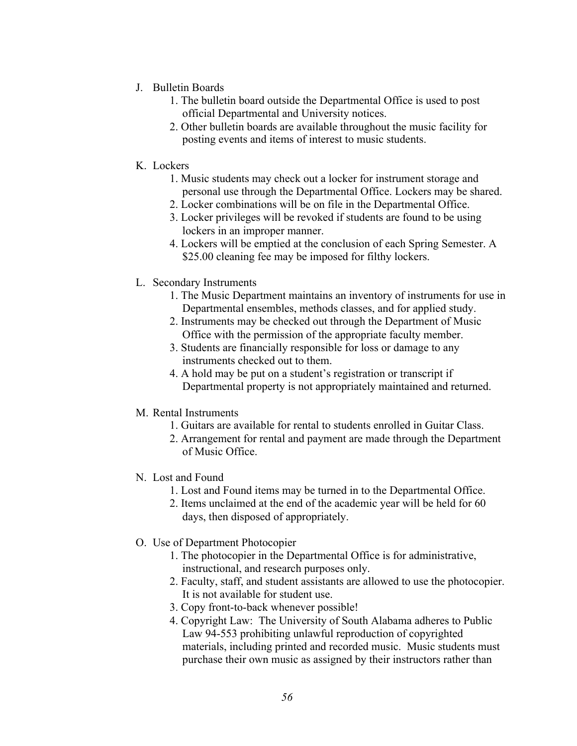J. Bulletin Boards

1. The bulletin board outside the Departmental Office is used to post official Departmental and University notices.
2. Other bulletin boards are available throughout the music facility for posting events and items of interest to music students.

K. Lockers

1. Music students may check out a locker for instrument storage and personal use through the Departmental Office. Lockers may be shared.
2. Locker combinations will be on file in the Departmental Office.
3. Locker privileges will be revoked if students are found to be using lockers in an improper manner.
4. Lockers will be emptied at the conclusion of each Spring Semester. A $25.00 cleaning fee may be imposed for filthy lockers.

L. Secondary Instruments

1. The Music Department maintains an inventory of instruments for use in Departmental ensembles, methods classes, and for applied study.
2. Instruments may be checked out through the Department of Music Office with the permission of the appropriate faculty member.
3. Students are financially responsible for loss or damage to any instruments checked out to them.
4. A hold may be put on a student's registration or transcript if Departmental property is not appropriately maintained and returned.

M. Rental Instruments

1. Guitars are available for rental to students enrolled in Guitar Class.
2. Arrangement for rental and payment are made through the Department of Music Office.

N. Lost and Found

1. Lost and Found items may be turned in to the Departmental Office.
2. Items unclaimed at the end of the academic year will be held for 60 days, then disposed of appropriately.

O. Use of Department Photocopier

1. The photocopier in the Departmental Office is for administrative, instructional, and research purposes only.
2. Faculty, staff, and student assistants are allowed to use the photocopier. It is not available for student use.
3. Copy front-to-back whenever possible!
4. Copyright Law: The University of South Alabama adheres to Public Law 94-553 prohibiting unlawful reproduction of copyrighted materials, including printed and recorded music. Music students must purchase their own music as assigned by their instructors rather than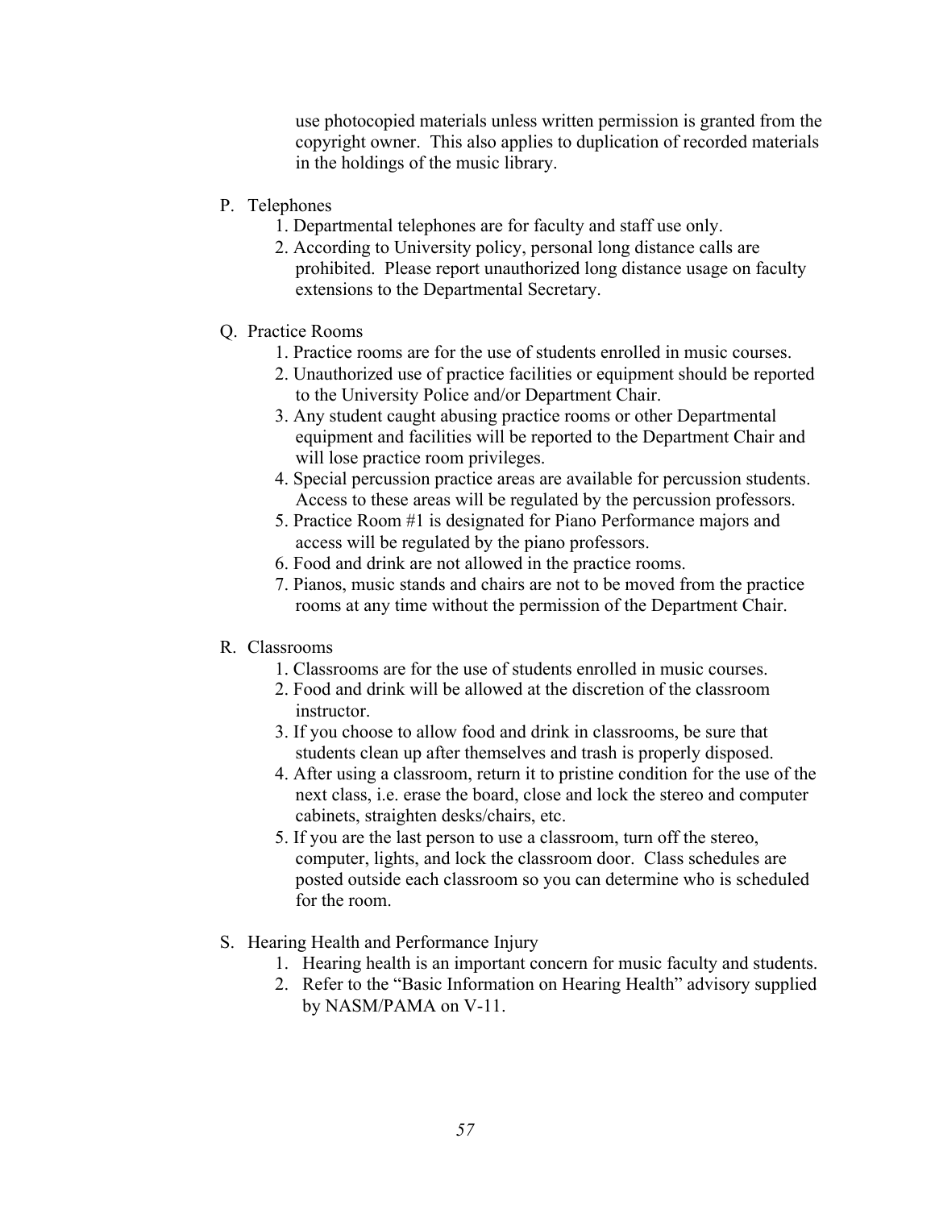use photocopied materials unless written permission is granted from the copyright owner. This also applies to duplication of recorded materials in the holdings of the music library.

P. Telephones
   1. Departmental telephones are for faculty and staff use only.
   2. According to University policy, personal long distance calls are prohibited. Please report unauthorized long distance usage on faculty extensions to the Departmental Secretary.

Q. Practice Rooms
   1. Practice rooms are for the use of students enrolled in music courses.
   2. Unauthorized use of practice facilities or equipment should be reported to the University Police and/or Department Chair.
   3. Any student caught abusing practice rooms or other Departmental equipment and facilities will be reported to the Department Chair and will lose practice room privileges.
   4. Special percussion practice areas are available for percussion students. Access to these areas will be regulated by the percussion professors.
   5. Practice Room #1 is designated for Piano Performance majors and access will be regulated by the piano professors.
   6. Food and drink are not allowed in the practice rooms.
   7. Pianos, music stands and chairs are not to be moved from the practice rooms at any time without the permission of the Department Chair.

R. Classrooms
   1. Classrooms are for the use of students enrolled in music courses.
   2. Food and drink will be allowed at the discretion of the classroom instructor.
   3. If you choose to allow food and drink in classrooms, be sure that students clean up after themselves and trash is properly disposed.
   4. After using a classroom, return it to pristine condition for the use of the next class, i.e. erase the board, close and lock the stereo and computer cabinets, straighten desks/chairs, etc.
   5. If you are the last person to use a classroom, turn off the stereo, computer, lights, and lock the classroom door. Class schedules are posted outside each classroom so you can determine who is scheduled for the room.

S. Hearing Health and Performance Injury
   1. Hearing health is an important concern for music faculty and students.
   2. Refer to the "Basic Information on Hearing Health" advisory supplied by NASM/PAMA on V-11.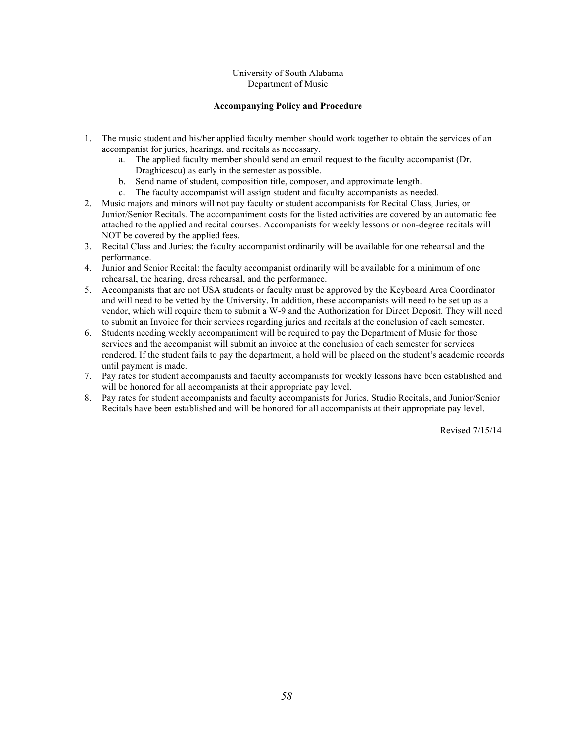University of South Alabama
Department of Music

**Accompanying Policy and Procedure**

1. The music student and his/her applied faculty member should work together to obtain the services of an accompanist for juries, hearings, and recitals as necessary.
    a. The applied faculty member should send an email request to the faculty accompanist (Dr. Draghicescu) as early in the semester as possible.
    b. Send name of student, composition title, composer, and approximate length.
    c. The faculty accompanist will assign student and faculty accompanists as needed.
2. Music majors and minors will not pay faculty or student accompanists for Recital Class, Juries, or Junior/Senior Recitals. The accompaniment costs for the listed activities are covered by an automatic fee attached to the applied and recital courses. Accompanists for weekly lessons or non-degree recitals will NOT be covered by the applied fees.
3. Recital Class and Juries: the faculty accompanist ordinarily will be available for one rehearsal and the performance.
4. Junior and Senior Recital: the faculty accompanist ordinarily will be available for a minimum of one rehearsal, the hearing, dress rehearsal, and the performance.
5. Accompanists that are not USA students or faculty must be approved by the Keyboard Area Coordinator and will need to be vetted by the University. In addition, these accompanists will need to be set up as a vendor, which will require them to submit a W-9 and the Authorization for Direct Deposit. They will need to submit an Invoice for their services regarding juries and recitals at the conclusion of each semester.
6. Students needing weekly accompaniment will be required to pay the Department of Music for those services and the accompanist will submit an invoice at the conclusion of each semester for services rendered. If the student fails to pay the department, a hold will be placed on the student's academic records until payment is made.
7. Pay rates for student accompanists and faculty accompanists for weekly lessons have been established and will be honored for all accompanists at their appropriate pay level.
8. Pay rates for student accompanists and faculty accompanists for Juries, Studio Recitals, and Junior/Senior Recitals have been established and will be honored for all accompanists at their appropriate pay level.

Revised 7/15/14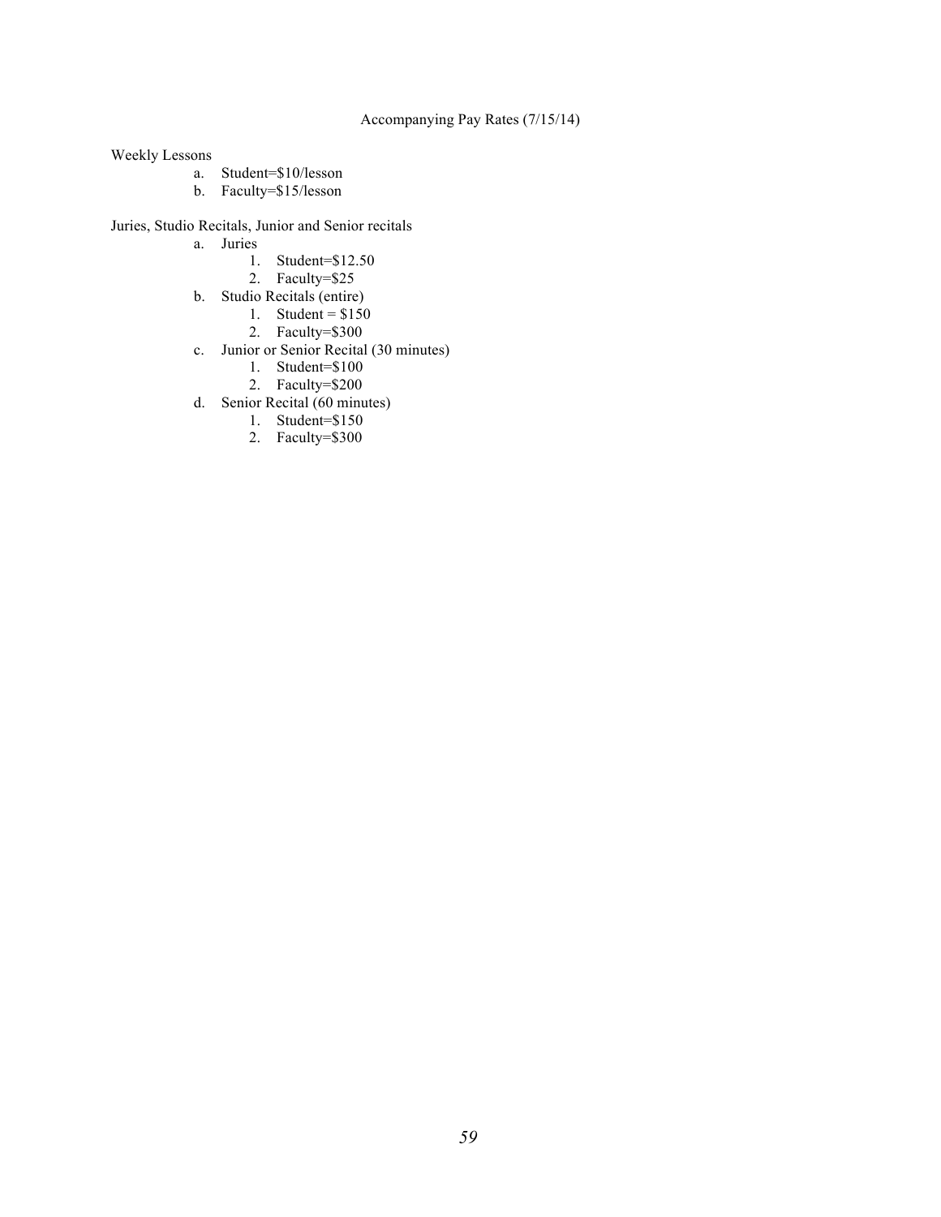# Accompanying Pay Rates (7/15/14)

Weekly Lessons

a. Student=$10/lesson
b. Faculty=$15/lesson

Juries, Studio Recitals, Junior and Senior recitals

a. Juries
    1. Student=$12.50
    2. Faculty=$25
b. Studio Recitals (entire)
    1. Student = $150
    2. Faculty=$300
c. Junior or Senior Recital (30 minutes)
    1. Student=$100
    2. Faculty=$200
d. Senior Recital (60 minutes)
    1. Student=$150
    2. Faculty=$300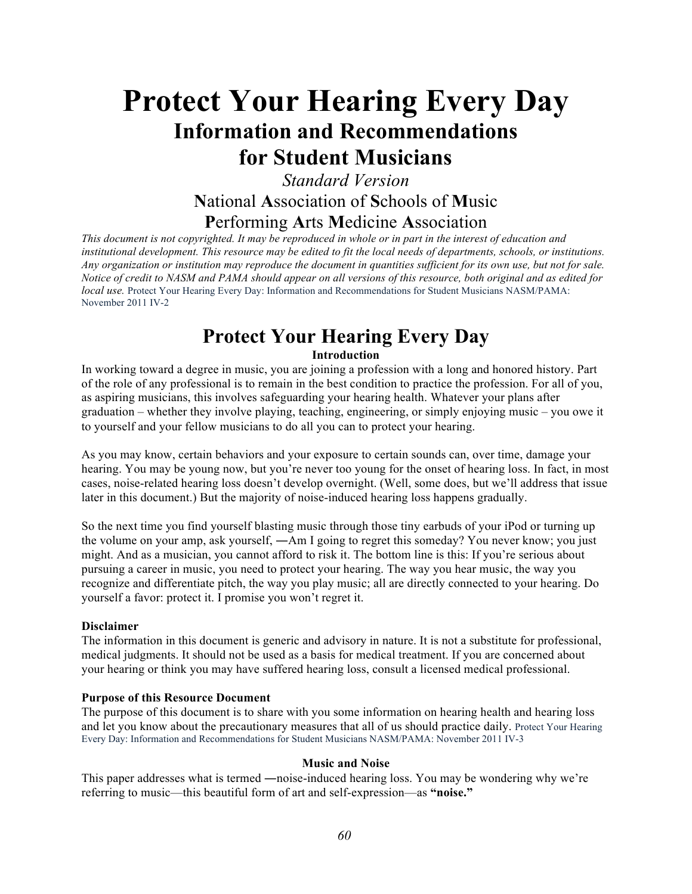# Protect Your Hearing Every Day

## Information and Recommendations for Student Musicians

*Standard Version*

**N**ational **A**ssociation of **S**chools of **M**usic

**P**erforming **A**rts **M**edicine **A**ssociation

*This document is not copyrighted. It may be reproduced in whole or in part in the interest of education and institutional development. This resource may be edited to fit the local needs of departments, schools, or institutions. Any organization or institution may reproduce the document in quantities sufficient for its own use, but not for sale. Notice of credit to NASM and PAMA should appear on all versions of this resource, both original and as edited for local use.* Protect Your Hearing Every Day: Information and Recommendations for Student Musicians NASM/PAMA: November 2011 IV-2

# Protect Your Hearing Every Day

### Introduction

In working toward a degree in music, you are joining a profession with a long and honored history. Part of the role of any professional is to remain in the best condition to practice the profession. For all of you, as aspiring musicians, this involves safeguarding your hearing health. Whatever your plans after graduation – whether they involve playing, teaching, engineering, or simply enjoying music – you owe it to yourself and your fellow musicians to do all you can to protect your hearing.

As you may know, certain behaviors and your exposure to certain sounds can, over time, damage your hearing. You may be young now, but you're never too young for the onset of hearing loss. In fact, in most cases, noise-related hearing loss doesn't develop overnight. (Well, some does, but we'll address that issue later in this document.) But the majority of noise-induced hearing loss happens gradually.

So the next time you find yourself blasting music through those tiny earbuds of your iPod or turning up the volume on your amp, ask yourself, ―Am I going to regret this someday? You never know; you just might. And as a musician, you cannot afford to risk it. The bottom line is this: If you're serious about pursuing a career in music, you need to protect your hearing. The way you hear music, the way you recognize and differentiate pitch, the way you play music; all are directly connected to your hearing. Do yourself a favor: protect it. I promise you won't regret it.

**Disclaimer**

The information in this document is generic and advisory in nature. It is not a substitute for professional, medical judgments. It should not be used as a basis for medical treatment. If you are concerned about your hearing or think you may have suffered hearing loss, consult a licensed medical professional.

**Purpose of this Resource Document**

The purpose of this document is to share with you some information on hearing health and hearing loss and let you know about the precautionary measures that all of us should practice daily. Protect Your Hearing Every Day: Information and Recommendations for Student Musicians NASM/PAMA: November 2011 IV-3

### Music and Noise

This paper addresses what is termed ―noise-induced hearing loss. You may be wondering why we're referring to music—this beautiful form of art and self-expression—as **"noise."**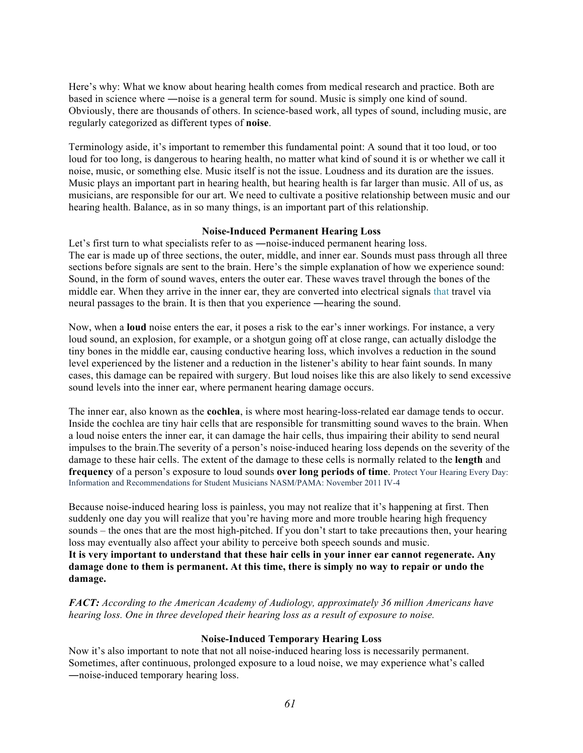Here's why: What we know about hearing health comes from medical research and practice. Both are based in science where ―noise is a general term for sound. Music is simply one kind of sound. Obviously, there are thousands of others. In science-based work, all types of sound, including music, are regularly categorized as different types of **noise**.

Terminology aside, it's important to remember this fundamental point: A sound that it too loud, or too loud for too long, is dangerous to hearing health, no matter what kind of sound it is or whether we call it noise, music, or something else. Music itself is not the issue. Loudness and its duration are the issues. Music plays an important part in hearing health, but hearing health is far larger than music. All of us, as musicians, are responsible for our art. We need to cultivate a positive relationship between music and our hearing health. Balance, as in so many things, is an important part of this relationship.

### Noise-Induced Permanent Hearing Loss

Let's first turn to what specialists refer to as ―noise-induced permanent hearing loss.
The ear is made up of three sections, the outer, middle, and inner ear. Sounds must pass through all three sections before signals are sent to the brain. Here's the simple explanation of how we experience sound: Sound, in the form of sound waves, enters the outer ear. These waves travel through the bones of the middle ear. When they arrive in the inner ear, they are converted into electrical signals that travel via neural passages to the brain. It is then that you experience ―hearing the sound.

Now, when a **loud** noise enters the ear, it poses a risk to the ear's inner workings. For instance, a very loud sound, an explosion, for example, or a shotgun going off at close range, can actually dislodge the tiny bones in the middle ear, causing conductive hearing loss, which involves a reduction in the sound level experienced by the listener and a reduction in the listener's ability to hear faint sounds. In many cases, this damage can be repaired with surgery. But loud noises like this are also likely to send excessive sound levels into the inner ear, where permanent hearing damage occurs.

The inner ear, also known as the **cochlea**, is where most hearing-loss-related ear damage tends to occur. Inside the cochlea are tiny hair cells that are responsible for transmitting sound waves to the brain. When a loud noise enters the inner ear, it can damage the hair cells, thus impairing their ability to send neural impulses to the brain.The severity of a person's noise-induced hearing loss depends on the severity of the damage to these hair cells. The extent of the damage to these cells is normally related to the **length** and **frequency** of a person's exposure to loud sounds **over long periods of time**. Protect Your Hearing Every Day: Information and Recommendations for Student Musicians NASM/PAMA: November 2011 IV-4

Because noise-induced hearing loss is painless, you may not realize that it's happening at first. Then suddenly one day you will realize that you're having more and more trouble hearing high frequency sounds – the ones that are the most high-pitched. If you don't start to take precautions then, your hearing loss may eventually also affect your ability to perceive both speech sounds and music.
**It is very important to understand that these hair cells in your inner ear cannot regenerate. Any damage done to them is permanent. At this time, there is simply no way to repair or undo the damage.**

***FACT:*** *According to the American Academy of Audiology, approximately 36 million Americans have hearing loss. One in three developed their hearing loss as a result of exposure to noise.*

### Noise-Induced Temporary Hearing Loss

Now it's also important to note that not all noise-induced hearing loss is necessarily permanent. Sometimes, after continuous, prolonged exposure to a loud noise, we may experience what's called ―noise-induced temporary hearing loss.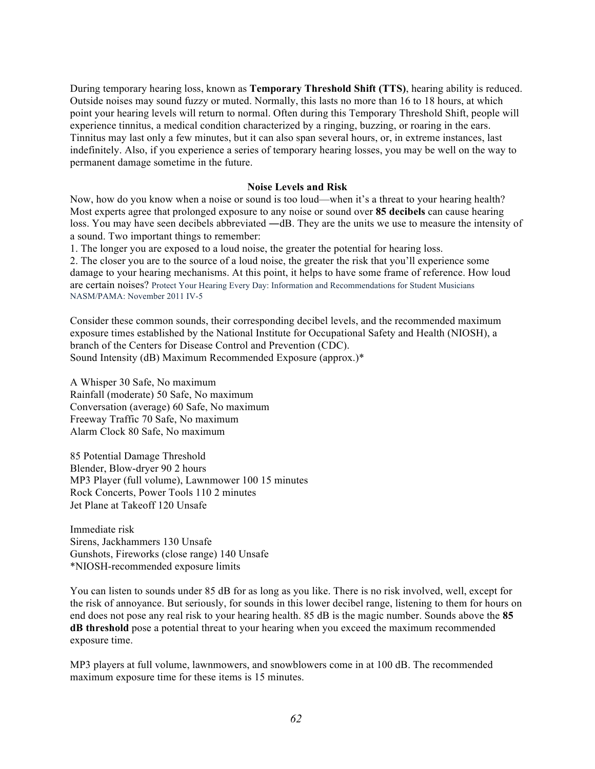During temporary hearing loss, known as **Temporary Threshold Shift (TTS)**, hearing ability is reduced. Outside noises may sound fuzzy or muted. Normally, this lasts no more than 16 to 18 hours, at which point your hearing levels will return to normal. Often during this Temporary Threshold Shift, people will experience tinnitus, a medical condition characterized by a ringing, buzzing, or roaring in the ears. Tinnitus may last only a few minutes, but it can also span several hours, or, in extreme instances, last indefinitely. Also, if you experience a series of temporary hearing losses, you may be well on the way to permanent damage sometime in the future.

**Noise Levels and Risk**

Now, how do you know when a noise or sound is too loud—when it's a threat to your hearing health? Most experts agree that prolonged exposure to any noise or sound over **85 decibels** can cause hearing loss. You may have seen decibels abbreviated ―dB. They are the units we use to measure the intensity of a sound. Two important things to remember:

1. The longer you are exposed to a loud noise, the greater the potential for hearing loss.
2. The closer you are to the source of a loud noise, the greater the risk that you'll experience some damage to your hearing mechanisms. At this point, it helps to have some frame of reference. How loud are certain noises? Protect Your Hearing Every Day: Information and Recommendations for Student Musicians NASM/PAMA: November 2011 IV-5

Consider these common sounds, their corresponding decibel levels, and the recommended maximum exposure times established by the National Institute for Occupational Safety and Health (NIOSH), a branch of the Centers for Disease Control and Prevention (CDC).

| Sound | Intensity (dB) | Maximum Recommended Exposure (approx.)* |
|---|---|---|
| A Whisper | 30 | Safe, No maximum |
| Rainfall (moderate) | 50 | Safe, No maximum |
| Conversation (average) | 60 | Safe, No maximum |
| Freeway Traffic | 70 | Safe, No maximum |
| Alarm Clock | 80 | Safe, No maximum |
| | 85 | Potential Damage Threshold |
| Blender, Blow-dryer | 90 | 2 hours |
| MP3 Player (full volume), Lawnmower | 100 | 15 minutes |
| Rock Concerts, Power Tools | 110 | 2 minutes |
| Jet Plane at Takeoff | 120 | Unsafe |
| Immediate risk | | |
| Sirens, Jackhammers | 130 | Unsafe |
| Gunshots, Fireworks (close range) | 140 | Unsafe |

*NIOSH-recommended exposure limits

You can listen to sounds under 85 dB for as long as you like. There is no risk involved, well, except for the risk of annoyance. But seriously, for sounds in this lower decibel range, listening to them for hours on end does not pose any real risk to your hearing health. 85 dB is the magic number. Sounds above the **85 dB threshold** pose a potential threat to your hearing when you exceed the maximum recommended exposure time.

MP3 players at full volume, lawnmowers, and snowblowers come in at 100 dB. The recommended maximum exposure time for these items is 15 minutes.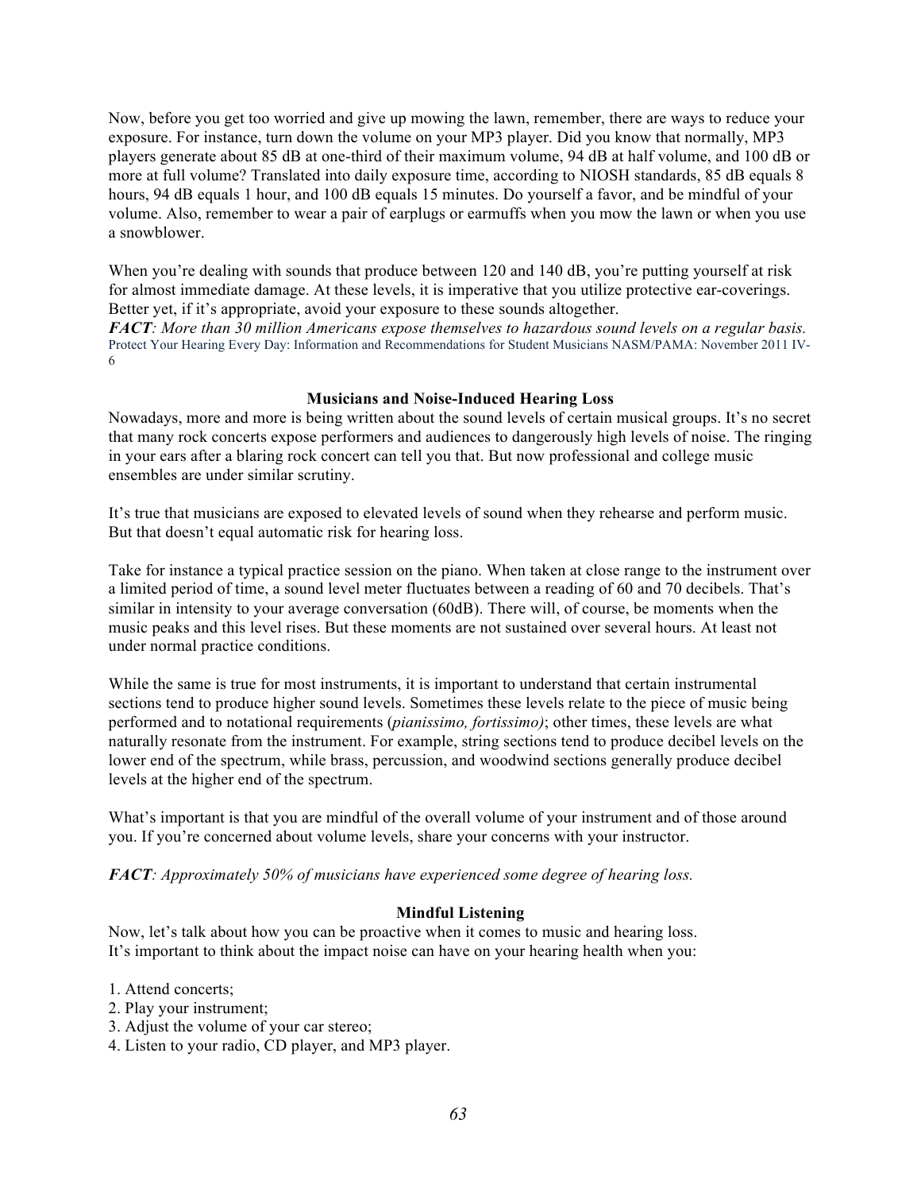Now, before you get too worried and give up mowing the lawn, remember, there are ways to reduce your exposure. For instance, turn down the volume on your MP3 player. Did you know that normally, MP3 players generate about 85 dB at one-third of their maximum volume, 94 dB at half volume, and 100 dB or more at full volume? Translated into daily exposure time, according to NIOSH standards, 85 dB equals 8 hours, 94 dB equals 1 hour, and 100 dB equals 15 minutes. Do yourself a favor, and be mindful of your volume. Also, remember to wear a pair of earplugs or earmuffs when you mow the lawn or when you use a snowblower.

When you're dealing with sounds that produce between 120 and 140 dB, you're putting yourself at risk for almost immediate damage. At these levels, it is imperative that you utilize protective ear-coverings. Better yet, if it's appropriate, avoid your exposure to these sounds altogether.

***FACT****: More than 30 million Americans expose themselves to hazardous sound levels on a regular basis.*

Protect Your Hearing Every Day: Information and Recommendations for Student Musicians NASM/PAMA: November 2011 IV-6

**Musicians and Noise-Induced Hearing Loss**

Nowadays, more and more is being written about the sound levels of certain musical groups. It's no secret that many rock concerts expose performers and audiences to dangerously high levels of noise. The ringing in your ears after a blaring rock concert can tell you that. But now professional and college music ensembles are under similar scrutiny.

It's true that musicians are exposed to elevated levels of sound when they rehearse and perform music. But that doesn't equal automatic risk for hearing loss.

Take for instance a typical practice session on the piano. When taken at close range to the instrument over a limited period of time, a sound level meter fluctuates between a reading of 60 and 70 decibels. That's similar in intensity to your average conversation (60dB). There will, of course, be moments when the music peaks and this level rises. But these moments are not sustained over several hours. At least not under normal practice conditions.

While the same is true for most instruments, it is important to understand that certain instrumental sections tend to produce higher sound levels. Sometimes these levels relate to the piece of music being performed and to notational requirements (*pianissimo, fortissimo)*; other times, these levels are what naturally resonate from the instrument. For example, string sections tend to produce decibel levels on the lower end of the spectrum, while brass, percussion, and woodwind sections generally produce decibel levels at the higher end of the spectrum.

What's important is that you are mindful of the overall volume of your instrument and of those around you. If you're concerned about volume levels, share your concerns with your instructor.

***FACT****: Approximately 50% of musicians have experienced some degree of hearing loss.*

**Mindful Listening**

Now, let's talk about how you can be proactive when it comes to music and hearing loss.
It's important to think about the impact noise can have on your hearing health when you:

1. Attend concerts;
2. Play your instrument;
3. Adjust the volume of your car stereo;
4. Listen to your radio, CD player, and MP3 player.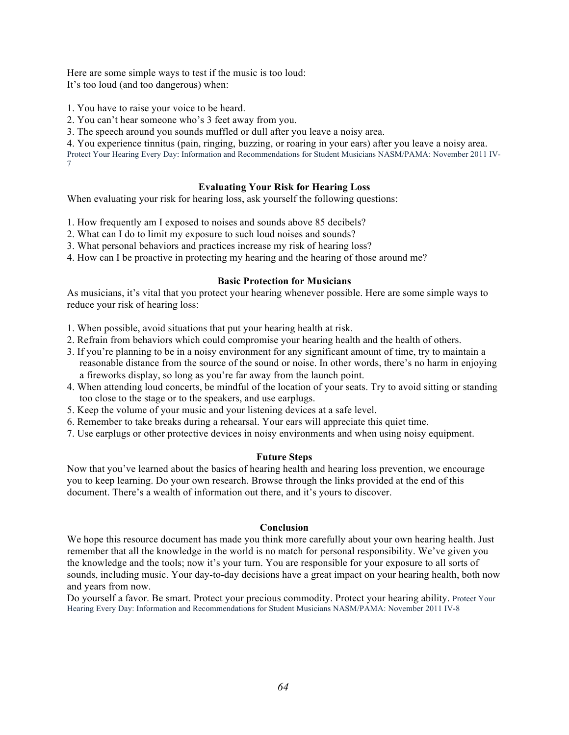Here are some simple ways to test if the music is too loud:
It's too loud (and too dangerous) when:

1. You have to raise your voice to be heard.
2. You can't hear someone who's 3 feet away from you.
3. The speech around you sounds muffled or dull after you leave a noisy area.
4. You experience tinnitus (pain, ringing, buzzing, or roaring in your ears) after you leave a noisy area.

Protect Your Hearing Every Day: Information and Recommendations for Student Musicians NASM/PAMA: November 2011 IV-7

### Evaluating Your Risk for Hearing Loss

When evaluating your risk for hearing loss, ask yourself the following questions:

1. How frequently am I exposed to noises and sounds above 85 decibels?
2. What can I do to limit my exposure to such loud noises and sounds?
3. What personal behaviors and practices increase my risk of hearing loss?
4. How can I be proactive in protecting my hearing and the hearing of those around me?

### Basic Protection for Musicians

As musicians, it's vital that you protect your hearing whenever possible. Here are some simple ways to reduce your risk of hearing loss:

1. When possible, avoid situations that put your hearing health at risk.
2. Refrain from behaviors which could compromise your hearing health and the health of others.
3. If you're planning to be in a noisy environment for any significant amount of time, try to maintain a reasonable distance from the source of the sound or noise. In other words, there's no harm in enjoying a fireworks display, so long as you're far away from the launch point.
4. When attending loud concerts, be mindful of the location of your seats. Try to avoid sitting or standing too close to the stage or to the speakers, and use earplugs.
5. Keep the volume of your music and your listening devices at a safe level.
6. Remember to take breaks during a rehearsal. Your ears will appreciate this quiet time.
7. Use earplugs or other protective devices in noisy environments and when using noisy equipment.

### Future Steps

Now that you've learned about the basics of hearing health and hearing loss prevention, we encourage you to keep learning. Do your own research. Browse through the links provided at the end of this document. There's a wealth of information out there, and it's yours to discover.

### Conclusion

We hope this resource document has made you think more carefully about your own hearing health. Just remember that all the knowledge in the world is no match for personal responsibility. We've given you the knowledge and the tools; now it's your turn. You are responsible for your exposure to all sorts of sounds, including music. Your day-to-day decisions have a great impact on your hearing health, both now and years from now.

Do yourself a favor. Be smart. Protect your precious commodity. Protect your hearing ability. Protect Your Hearing Every Day: Information and Recommendations for Student Musicians NASM/PAMA: November 2011 IV-8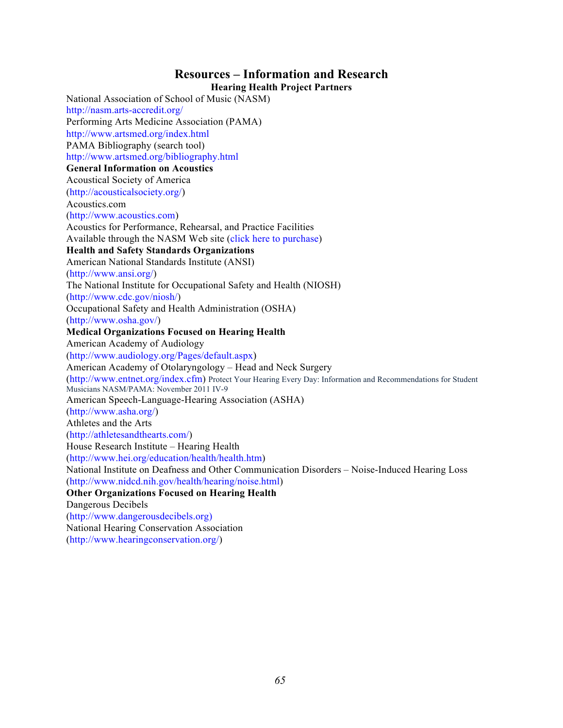# Resources – Information and Research

## Hearing Health Project Partners

National Association of School of Music (NASM)
http://nasm.arts-accredit.org/
Performing Arts Medicine Association (PAMA)
http://www.artsmed.org/index.html
PAMA Bibliography (search tool)
http://www.artsmed.org/bibliography.html

**General Information on Acoustics**

Acoustical Society of America
(http://acousticalsociety.org/)
Acoustics.com
(http://www.acoustics.com)
Acoustics for Performance, Rehearsal, and Practice Facilities
Available through the NASM Web site (click here to purchase)

**Health and Safety Standards Organizations**

American National Standards Institute (ANSI)
(http://www.ansi.org/)
The National Institute for Occupational Safety and Health (NIOSH)
(http://www.cdc.gov/niosh/)
Occupational Safety and Health Administration (OSHA)
(http://www.osha.gov/)

**Medical Organizations Focused on Hearing Health**

American Academy of Audiology
(http://www.audiology.org/Pages/default.aspx)
American Academy of Otolaryngology – Head and Neck Surgery
(http://www.entnet.org/index.cfm) Protect Your Hearing Every Day: Information and Recommendations for Student Musicians NASM/PAMA: November 2011 IV-9
American Speech-Language-Hearing Association (ASHA)
(http://www.asha.org/)
Athletes and the Arts
(http://athletesandthearts.com/)
House Research Institute – Hearing Health
(http://www.hei.org/education/health/health.htm)
National Institute on Deafness and Other Communication Disorders – Noise-Induced Hearing Loss
(http://www.nidcd.nih.gov/health/hearing/noise.html)

**Other Organizations Focused on Hearing Health**

Dangerous Decibels
(http://www.dangerousdecibels.org)
National Hearing Conservation Association
(http://www.hearingconservation.org/)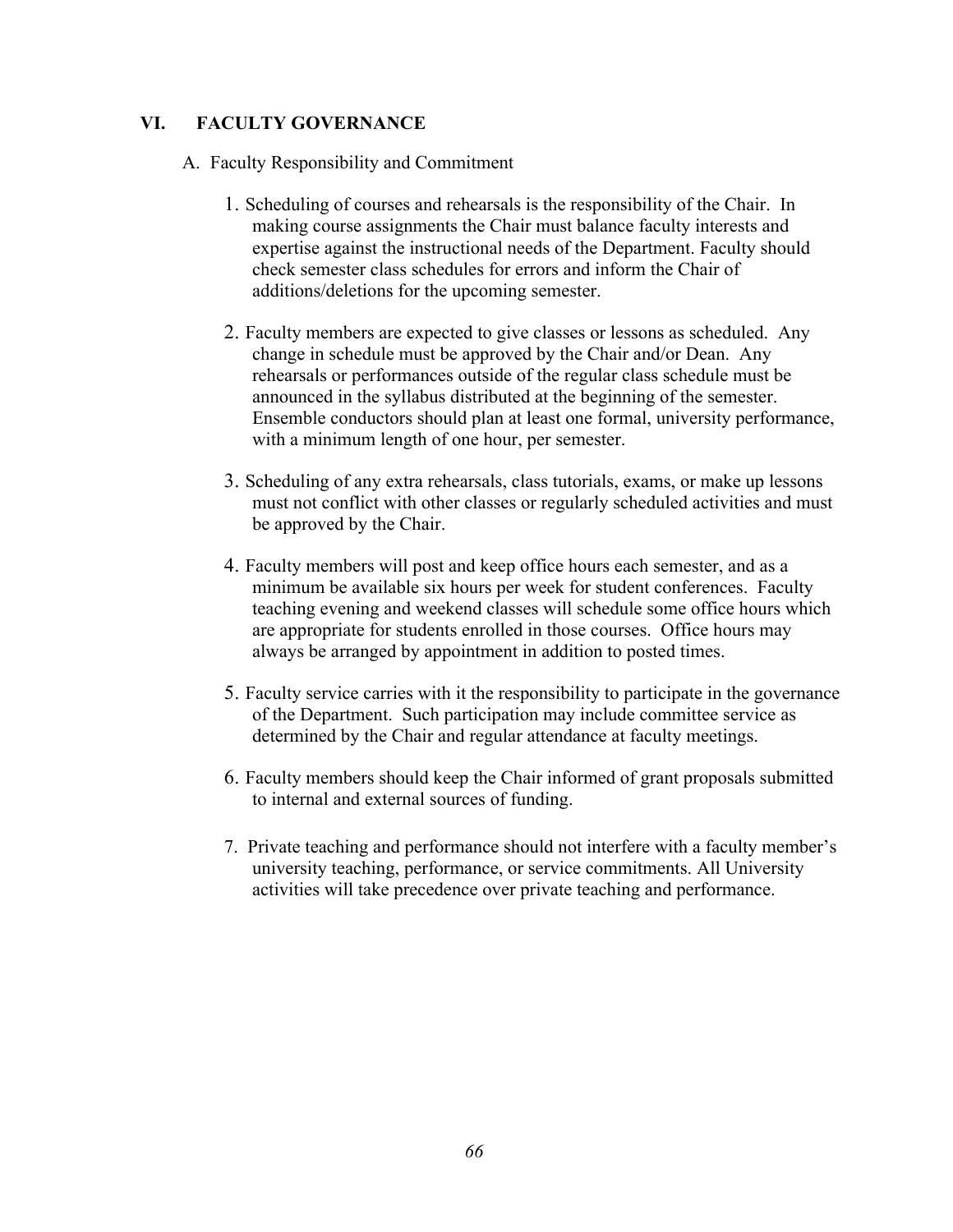## VI. FACULTY GOVERNANCE

### A. Faculty Responsibility and Commitment

1. Scheduling of courses and rehearsals is the responsibility of the Chair. In making course assignments the Chair must balance faculty interests and expertise against the instructional needs of the Department. Faculty should check semester class schedules for errors and inform the Chair of additions/deletions for the upcoming semester.

2. Faculty members are expected to give classes or lessons as scheduled. Any change in schedule must be approved by the Chair and/or Dean. Any rehearsals or performances outside of the regular class schedule must be announced in the syllabus distributed at the beginning of the semester. Ensemble conductors should plan at least one formal, university performance, with a minimum length of one hour, per semester.

3. Scheduling of any extra rehearsals, class tutorials, exams, or make up lessons must not conflict with other classes or regularly scheduled activities and must be approved by the Chair.

4. Faculty members will post and keep office hours each semester, and as a minimum be available six hours per week for student conferences. Faculty teaching evening and weekend classes will schedule some office hours which are appropriate for students enrolled in those courses. Office hours may always be arranged by appointment in addition to posted times.

5. Faculty service carries with it the responsibility to participate in the governance of the Department. Such participation may include committee service as determined by the Chair and regular attendance at faculty meetings.

6. Faculty members should keep the Chair informed of grant proposals submitted to internal and external sources of funding.

7. Private teaching and performance should not interfere with a faculty member's university teaching, performance, or service commitments. All University activities will take precedence over private teaching and performance.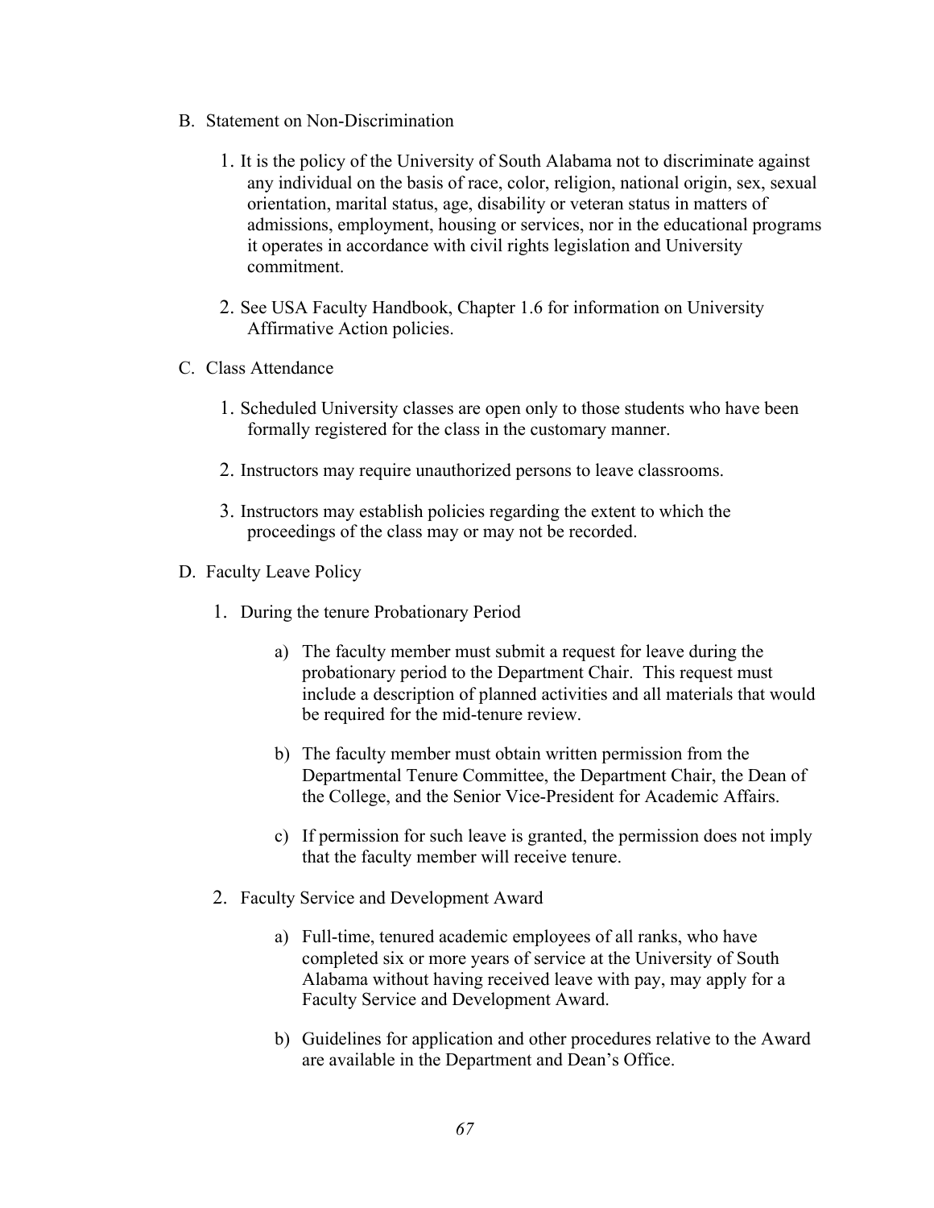B. Statement on Non-Discrimination

1. It is the policy of the University of South Alabama not to discriminate against any individual on the basis of race, color, religion, national origin, sex, sexual orientation, marital status, age, disability or veteran status in matters of admissions, employment, housing or services, nor in the educational programs it operates in accordance with civil rights legislation and University commitment.

2. See USA Faculty Handbook, Chapter 1.6 for information on University Affirmative Action policies.

C. Class Attendance

1. Scheduled University classes are open only to those students who have been formally registered for the class in the customary manner.

2. Instructors may require unauthorized persons to leave classrooms.

3. Instructors may establish policies regarding the extent to which the proceedings of the class may or may not be recorded.

D. Faculty Leave Policy

1. During the tenure Probationary Period

   a) The faculty member must submit a request for leave during the probationary period to the Department Chair. This request must include a description of planned activities and all materials that would be required for the mid-tenure review.

   b) The faculty member must obtain written permission from the Departmental Tenure Committee, the Department Chair, the Dean of the College, and the Senior Vice-President for Academic Affairs.

   c) If permission for such leave is granted, the permission does not imply that the faculty member will receive tenure.

2. Faculty Service and Development Award

   a) Full-time, tenured academic employees of all ranks, who have completed six or more years of service at the University of South Alabama without having received leave with pay, may apply for a Faculty Service and Development Award.

   b) Guidelines for application and other procedures relative to the Award are available in the Department and Dean's Office.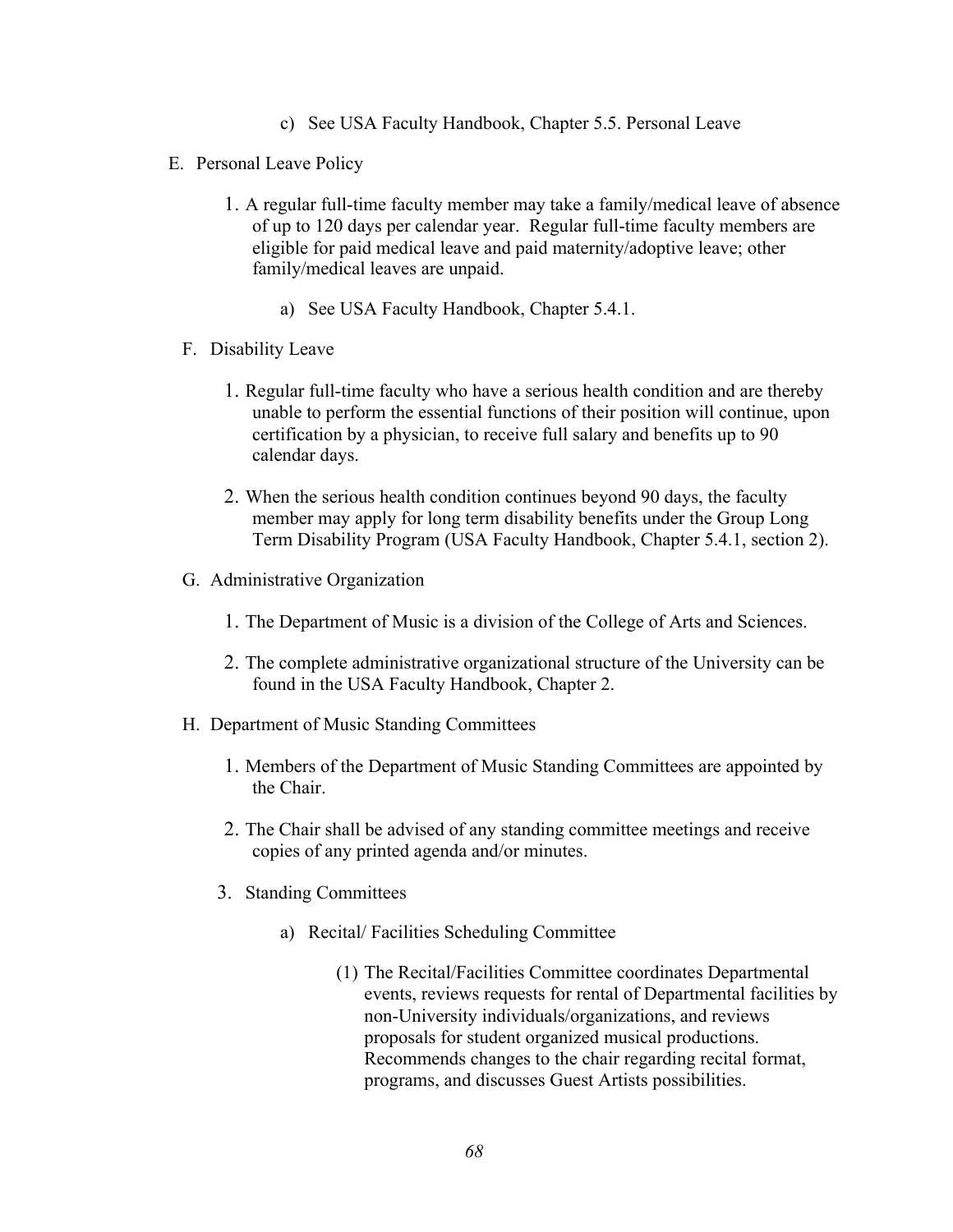c) See USA Faculty Handbook, Chapter 5.5. Personal Leave

E. Personal Leave Policy

1. A regular full-time faculty member may take a family/medical leave of absence of up to 120 days per calendar year. Regular full-time faculty members are eligible for paid medical leave and paid maternity/adoptive leave; other family/medical leaves are unpaid.

   a) See USA Faculty Handbook, Chapter 5.4.1.

F. Disability Leave

1. Regular full-time faculty who have a serious health condition and are thereby unable to perform the essential functions of their position will continue, upon certification by a physician, to receive full salary and benefits up to 90 calendar days.

2. When the serious health condition continues beyond 90 days, the faculty member may apply for long term disability benefits under the Group Long Term Disability Program (USA Faculty Handbook, Chapter 5.4.1, section 2).

G. Administrative Organization

1. The Department of Music is a division of the College of Arts and Sciences.

2. The complete administrative organizational structure of the University can be found in the USA Faculty Handbook, Chapter 2.

H. Department of Music Standing Committees

1. Members of the Department of Music Standing Committees are appointed by the Chair.

2. The Chair shall be advised of any standing committee meetings and receive copies of any printed agenda and/or minutes.

3. Standing Committees

   a) Recital/ Facilities Scheduling Committee

      (1) The Recital/Facilities Committee coordinates Departmental events, reviews requests for rental of Departmental facilities by non-University individuals/organizations, and reviews proposals for student organized musical productions. Recommends changes to the chair regarding recital format, programs, and discusses Guest Artists possibilities.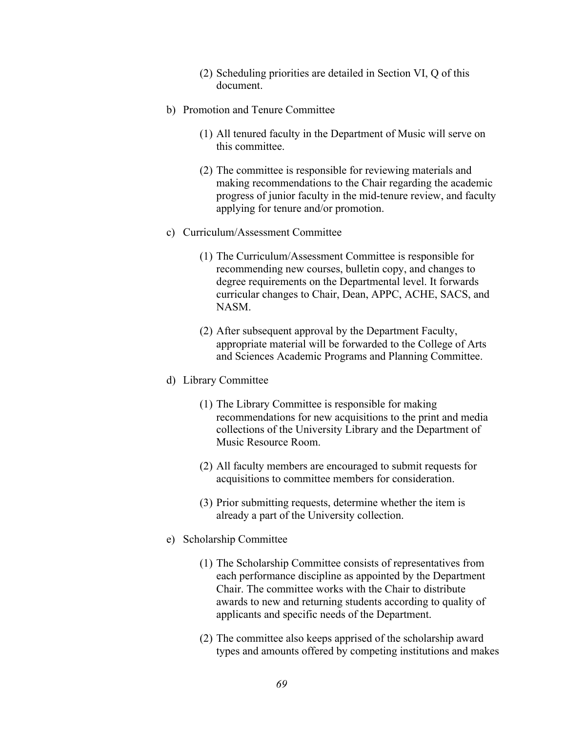(2) Scheduling priorities are detailed in Section VI, Q of this document.

b) Promotion and Tenure Committee

   (1) All tenured faculty in the Department of Music will serve on this committee.

   (2) The committee is responsible for reviewing materials and making recommendations to the Chair regarding the academic progress of junior faculty in the mid-tenure review, and faculty applying for tenure and/or promotion.

c) Curriculum/Assessment Committee

   (1) The Curriculum/Assessment Committee is responsible for recommending new courses, bulletin copy, and changes to degree requirements on the Departmental level. It forwards curricular changes to Chair, Dean, APPC, ACHE, SACS, and NASM.

   (2) After subsequent approval by the Department Faculty, appropriate material will be forwarded to the College of Arts and Sciences Academic Programs and Planning Committee.

d) Library Committee

   (1) The Library Committee is responsible for making recommendations for new acquisitions to the print and media collections of the University Library and the Department of Music Resource Room.

   (2) All faculty members are encouraged to submit requests for acquisitions to committee members for consideration.

   (3) Prior submitting requests, determine whether the item is already a part of the University collection.

e) Scholarship Committee

   (1) The Scholarship Committee consists of representatives from each performance discipline as appointed by the Department Chair. The committee works with the Chair to distribute awards to new and returning students according to quality of applicants and specific needs of the Department.

   (2) The committee also keeps apprised of the scholarship award types and amounts offered by competing institutions and makes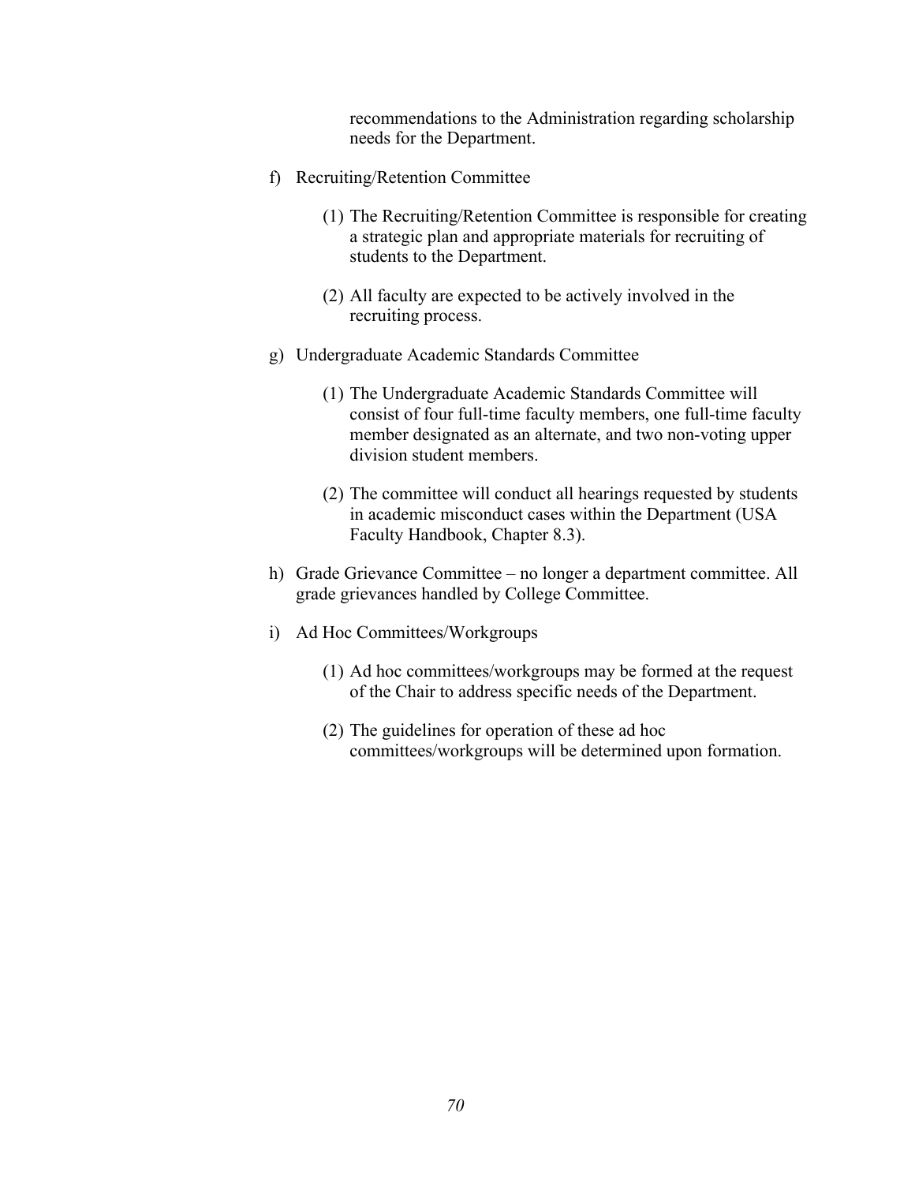recommendations to the Administration regarding scholarship needs for the Department.

f) Recruiting/Retention Committee

   (1) The Recruiting/Retention Committee is responsible for creating a strategic plan and appropriate materials for recruiting of students to the Department.

   (2) All faculty are expected to be actively involved in the recruiting process.

g) Undergraduate Academic Standards Committee

   (1) The Undergraduate Academic Standards Committee will consist of four full-time faculty members, one full-time faculty member designated as an alternate, and two non-voting upper division student members.

   (2) The committee will conduct all hearings requested by students in academic misconduct cases within the Department (USA Faculty Handbook, Chapter 8.3).

h) Grade Grievance Committee – no longer a department committee. All grade grievances handled by College Committee.

i) Ad Hoc Committees/Workgroups

   (1) Ad hoc committees/workgroups may be formed at the request of the Chair to address specific needs of the Department.

   (2) The guidelines for operation of these ad hoc committees/workgroups will be determined upon formation.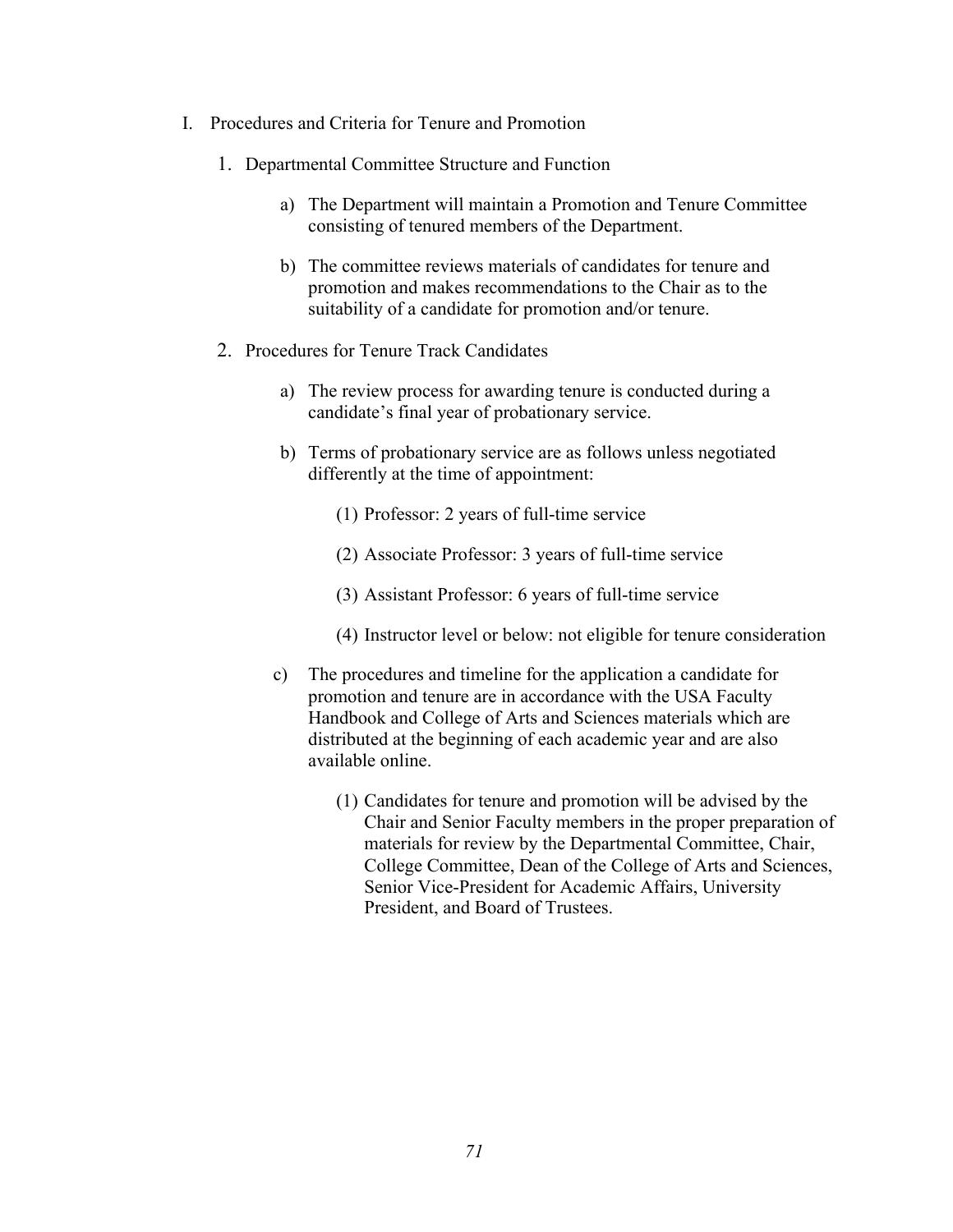I. Procedures and Criteria for Tenure and Promotion

1. Departmental Committee Structure and Function

    a) The Department will maintain a Promotion and Tenure Committee consisting of tenured members of the Department.

    b) The committee reviews materials of candidates for tenure and promotion and makes recommendations to the Chair as to the suitability of a candidate for promotion and/or tenure.

2. Procedures for Tenure Track Candidates

    a) The review process for awarding tenure is conducted during a candidate's final year of probationary service.

    b) Terms of probationary service are as follows unless negotiated differently at the time of appointment:

        (1) Professor: 2 years of full-time service

        (2) Associate Professor: 3 years of full-time service

        (3) Assistant Professor: 6 years of full-time service

        (4) Instructor level or below: not eligible for tenure consideration

    c) The procedures and timeline for the application a candidate for promotion and tenure are in accordance with the USA Faculty Handbook and College of Arts and Sciences materials which are distributed at the beginning of each academic year and are also available online.

        (1) Candidates for tenure and promotion will be advised by the Chair and Senior Faculty members in the proper preparation of materials for review by the Departmental Committee, Chair, College Committee, Dean of the College of Arts and Sciences, Senior Vice-President for Academic Affairs, University President, and Board of Trustees.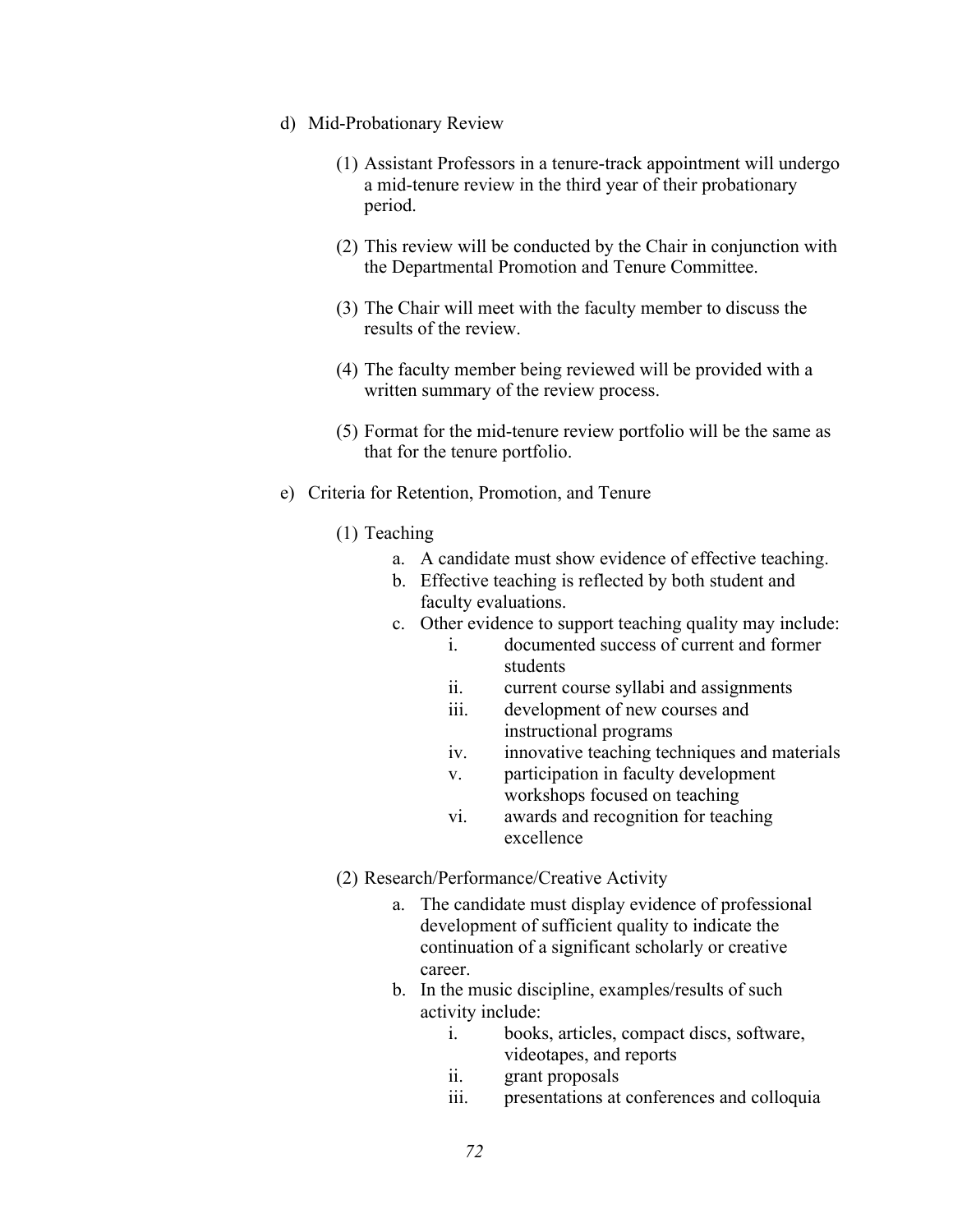d) Mid-Probationary Review

(1) Assistant Professors in a tenure-track appointment will undergo a mid-tenure review in the third year of their probationary period.

(2) This review will be conducted by the Chair in conjunction with the Departmental Promotion and Tenure Committee.

(3) The Chair will meet with the faculty member to discuss the results of the review.

(4) The faculty member being reviewed will be provided with a written summary of the review process.

(5) Format for the mid-tenure review portfolio will be the same as that for the tenure portfolio.

e) Criteria for Retention, Promotion, and Tenure

(1) Teaching

a. A candidate must show evidence of effective teaching.
b. Effective teaching is reflected by both student and faculty evaluations.
c. Other evidence to support teaching quality may include:
   i. documented success of current and former students
   ii. current course syllabi and assignments
   iii. development of new courses and instructional programs
   iv. innovative teaching techniques and materials
   v. participation in faculty development workshops focused on teaching
   vi. awards and recognition for teaching excellence

(2) Research/Performance/Creative Activity

a. The candidate must display evidence of professional development of sufficient quality to indicate the continuation of a significant scholarly or creative career.
b. In the music discipline, examples/results of such activity include:
   i. books, articles, compact discs, software, videotapes, and reports
   ii. grant proposals
   iii. presentations at conferences and colloquia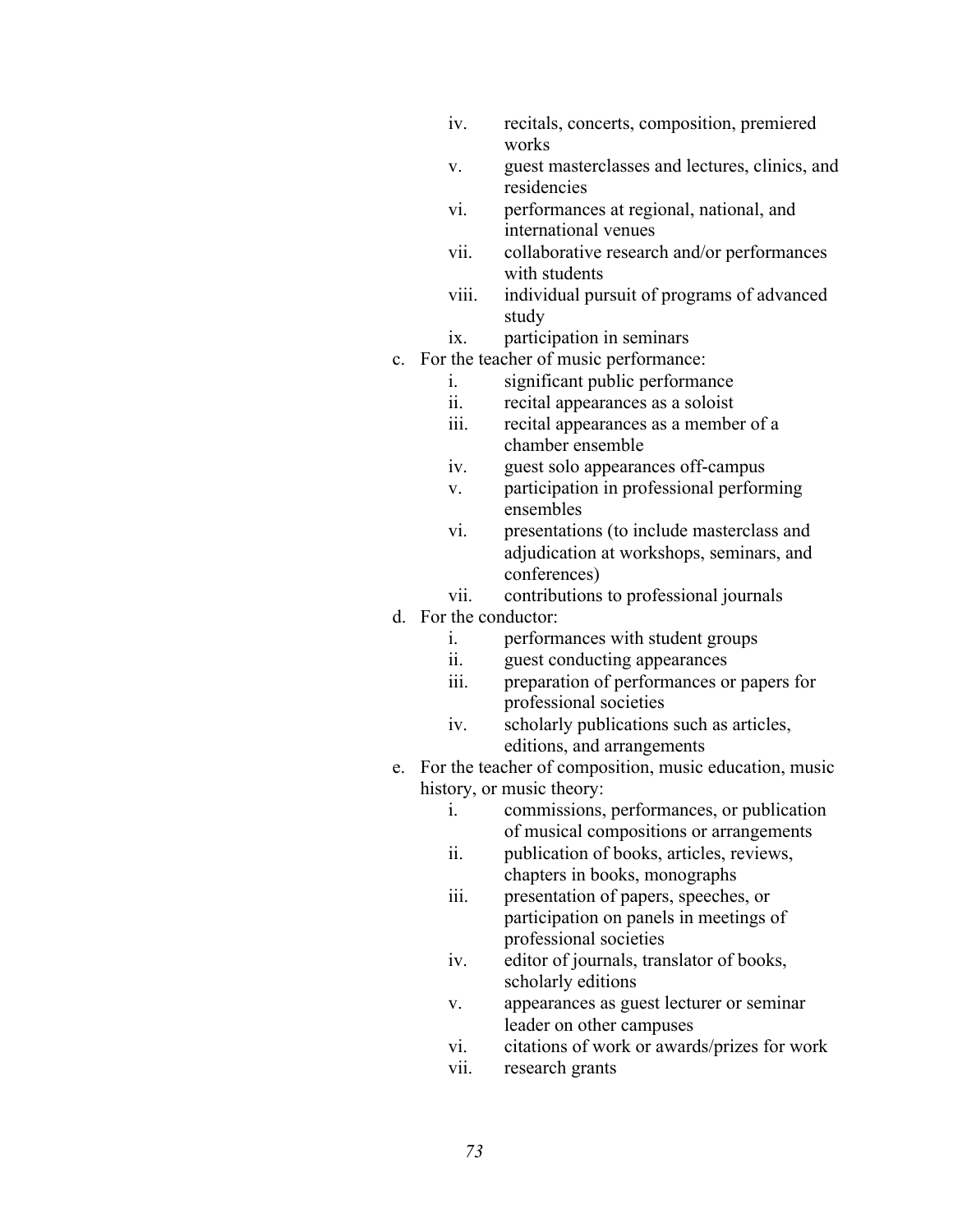iv. recitals, concerts, composition, premiered works
    v. guest masterclasses and lectures, clinics, and residencies
    vi. performances at regional, national, and international venues
    vii. collaborative research and/or performances with students
    viii. individual pursuit of programs of advanced study
    ix. participation in seminars

c. For the teacher of music performance:
    i. significant public performance
    ii. recital appearances as a soloist
    iii. recital appearances as a member of a chamber ensemble
    iv. guest solo appearances off-campus
    v. participation in professional performing ensembles
    vi. presentations (to include masterclass and adjudication at workshops, seminars, and conferences)
    vii. contributions to professional journals

d. For the conductor:
    i. performances with student groups
    ii. guest conducting appearances
    iii. preparation of performances or papers for professional societies
    iv. scholarly publications such as articles, editions, and arrangements

e. For the teacher of composition, music education, music history, or music theory:
    i. commissions, performances, or publication of musical compositions or arrangements
    ii. publication of books, articles, reviews, chapters in books, monographs
    iii. presentation of papers, speeches, or participation on panels in meetings of professional societies
    iv. editor of journals, translator of books, scholarly editions
    v. appearances as guest lecturer or seminar leader on other campuses
    vi. citations of work or awards/prizes for work
    vii. research grants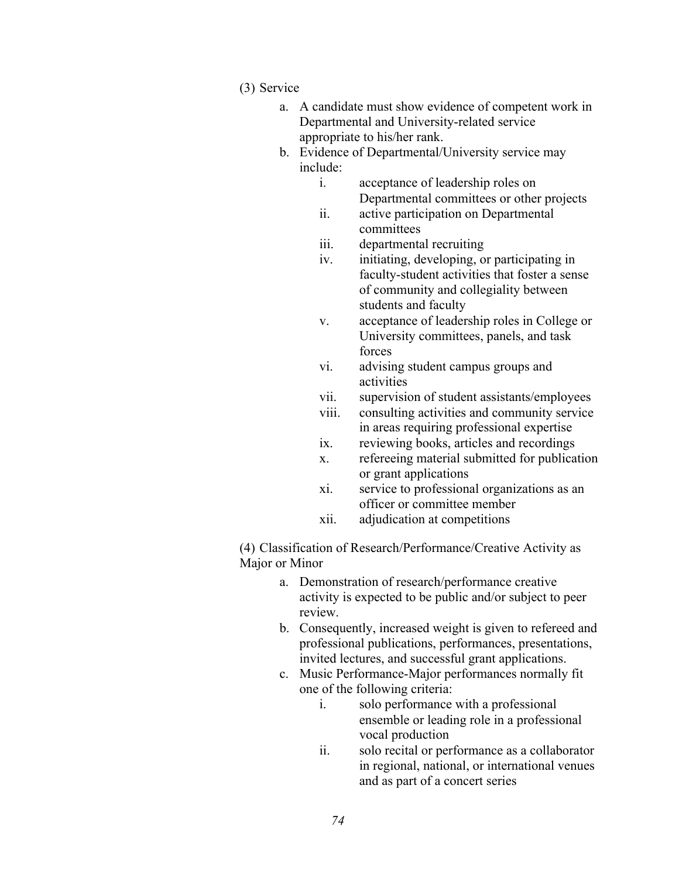(3) Service

a. A candidate must show evidence of competent work in Departmental and University-related service appropriate to his/her rank.
b. Evidence of Departmental/University service may include:
    i. acceptance of leadership roles on Departmental committees or other projects
    ii. active participation on Departmental committees
    iii. departmental recruiting
    iv. initiating, developing, or participating in faculty-student activities that foster a sense of community and collegiality between students and faculty
    v. acceptance of leadership roles in College or University committees, panels, and task forces
    vi. advising student campus groups and activities
    vii. supervision of student assistants/employees
    viii. consulting activities and community service in areas requiring professional expertise
    ix. reviewing books, articles and recordings
    x. refereeing material submitted for publication or grant applications
    xi. service to professional organizations as an officer or committee member
    xii. adjudication at competitions

(4) Classification of Research/Performance/Creative Activity as Major or Minor

a. Demonstration of research/performance creative activity is expected to be public and/or subject to peer review.
b. Consequently, increased weight is given to refereed and professional publications, performances, presentations, invited lectures, and successful grant applications.
c. Music Performance-Major performances normally fit one of the following criteria:
    i. solo performance with a professional ensemble or leading role in a professional vocal production
    ii. solo recital or performance as a collaborator in regional, national, or international venues and as part of a concert series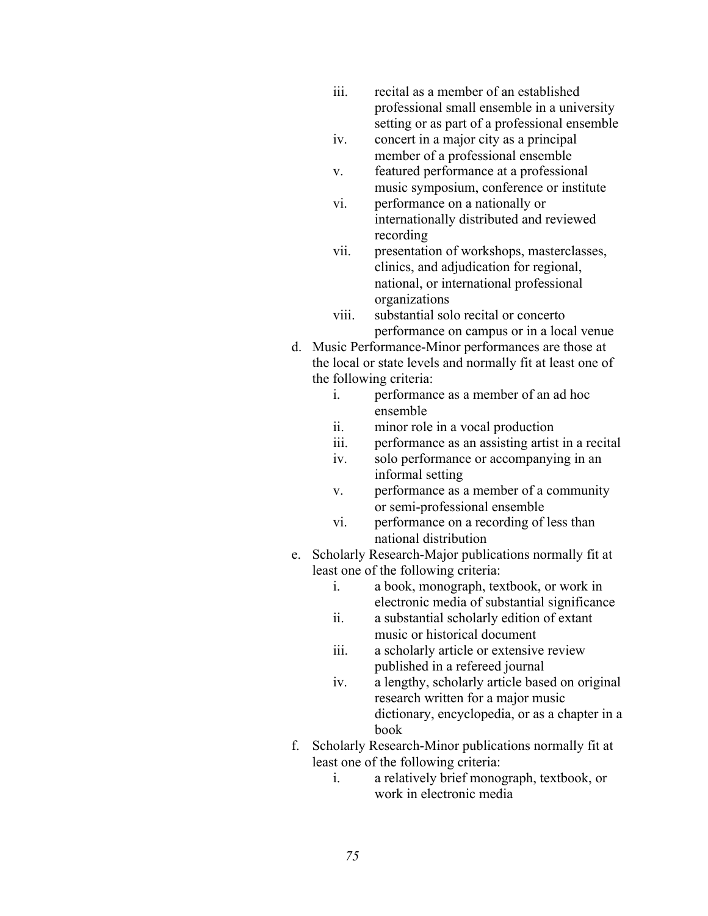iii. recital as a member of an established professional small ensemble in a university setting or as part of a professional ensemble
   iv. concert in a major city as a principal member of a professional ensemble
   v. featured performance at a professional music symposium, conference or institute
   vi. performance on a nationally or internationally distributed and reviewed recording
   vii. presentation of workshops, masterclasses, clinics, and adjudication for regional, national, or international professional organizations
   viii. substantial solo recital or concerto performance on campus or in a local venue

d. Music Performance-Minor performances are those at the local or state levels and normally fit at least one of the following criteria:
   i. performance as a member of an ad hoc ensemble
   ii. minor role in a vocal production
   iii. performance as an assisting artist in a recital
   iv. solo performance or accompanying in an informal setting
   v. performance as a member of a community or semi-professional ensemble
   vi. performance on a recording of less than national distribution

e. Scholarly Research-Major publications normally fit at least one of the following criteria:
   i. a book, monograph, textbook, or work in electronic media of substantial significance
   ii. a substantial scholarly edition of extant music or historical document
   iii. a scholarly article or extensive review published in a refereed journal
   iv. a lengthy, scholarly article based on original research written for a major music dictionary, encyclopedia, or as a chapter in a book

f. Scholarly Research-Minor publications normally fit at least one of the following criteria:
   i. a relatively brief monograph, textbook, or work in electronic media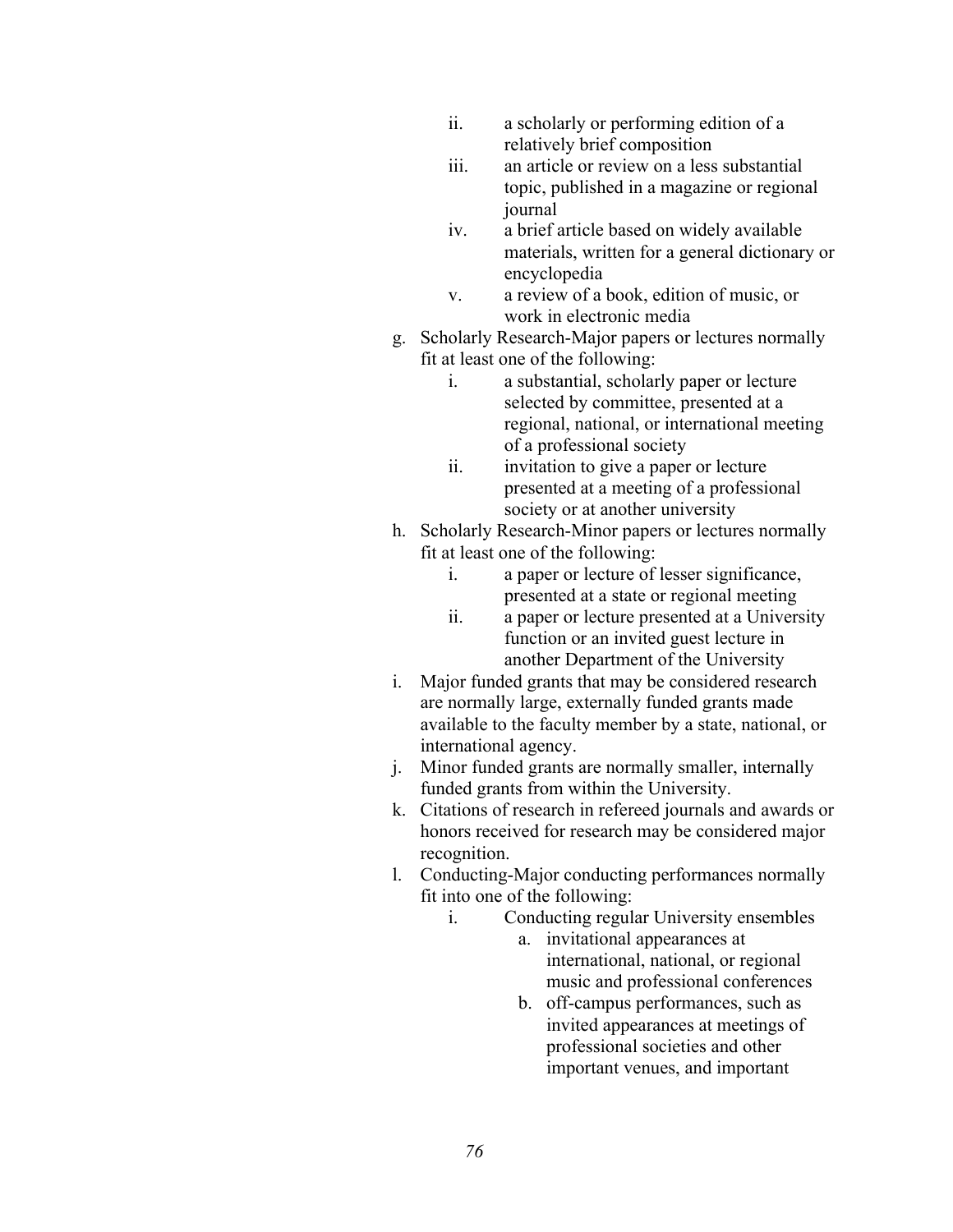ii. a scholarly or performing edition of a relatively brief composition
   iii. an article or review on a less substantial topic, published in a magazine or regional journal
   iv. a brief article based on widely available materials, written for a general dictionary or encyclopedia
   v. a review of a book, edition of music, or work in electronic media

g. Scholarly Research-Major papers or lectures normally fit at least one of the following:
   i. a substantial, scholarly paper or lecture selected by committee, presented at a regional, national, or international meeting of a professional society
   ii. invitation to give a paper or lecture presented at a meeting of a professional society or at another university

h. Scholarly Research-Minor papers or lectures normally fit at least one of the following:
   i. a paper or lecture of lesser significance, presented at a state or regional meeting
   ii. a paper or lecture presented at a University function or an invited guest lecture in another Department of the University

i. Major funded grants that may be considered research are normally large, externally funded grants made available to the faculty member by a state, national, or international agency.

j. Minor funded grants are normally smaller, internally funded grants from within the University.

k. Citations of research in refereed journals and awards or honors received for research may be considered major recognition.

l. Conducting-Major conducting performances normally fit into one of the following:
   i. Conducting regular University ensembles
      a. invitational appearances at international, national, or regional music and professional conferences
      b. off-campus performances, such as invited appearances at meetings of professional societies and other important venues, and important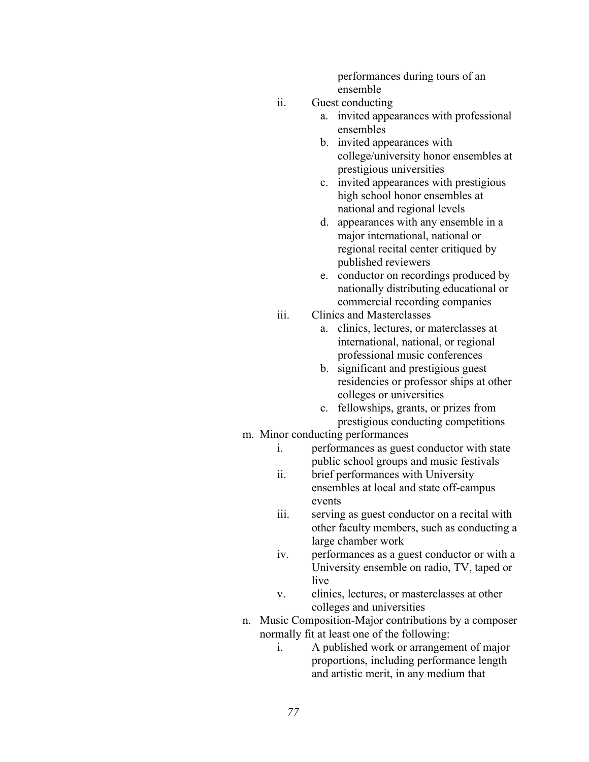performances during tours of an ensemble

ii. Guest conducting
   a. invited appearances with professional ensembles
   b. invited appearances with college/university honor ensembles at prestigious universities
   c. invited appearances with prestigious high school honor ensembles at national and regional levels
   d. appearances with any ensemble in a major international, national or regional recital center critiqued by published reviewers
   e. conductor on recordings produced by nationally distributing educational or commercial recording companies

iii. Clinics and Masterclasses
   a. clinics, lectures, or materclasses at international, national, or regional professional music conferences
   b. significant and prestigious guest residencies or professor ships at other colleges or universities
   c. fellowships, grants, or prizes from prestigious conducting competitions

m. Minor conducting performances
   i. performances as guest conductor with state public school groups and music festivals
   ii. brief performances with University ensembles at local and state off-campus events
   iii. serving as guest conductor on a recital with other faculty members, such as conducting a large chamber work
   iv. performances as a guest conductor or with a University ensemble on radio, TV, taped or live
   v. clinics, lectures, or masterclasses at other colleges and universities

n. Music Composition-Major contributions by a composer normally fit at least one of the following:
   i. A published work or arrangement of major proportions, including performance length and artistic merit, in any medium that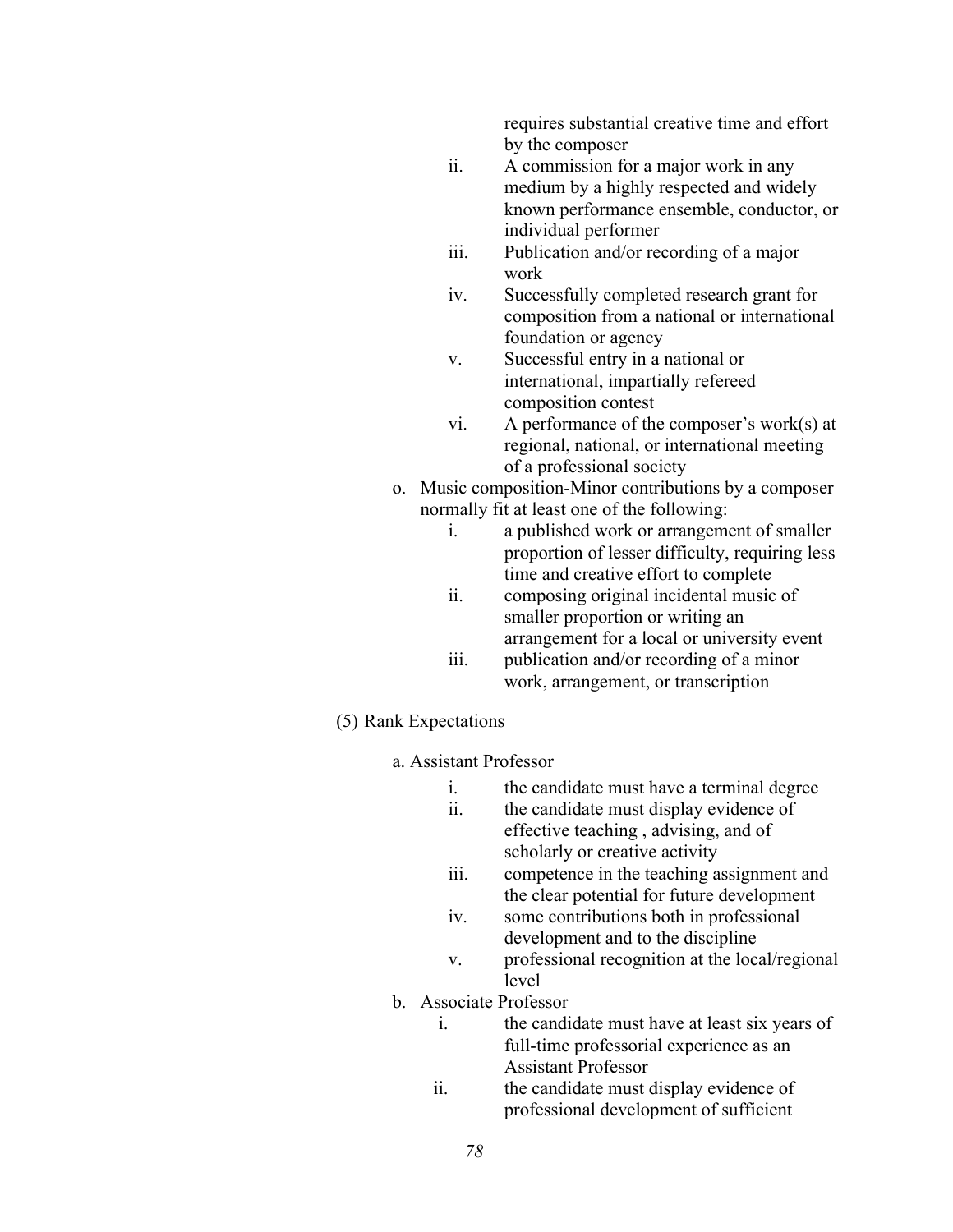requires substantial creative time and effort by the composer

ii. A commission for a major work in any medium by a highly respected and widely known performance ensemble, conductor, or individual performer
iii. Publication and/or recording of a major work
iv. Successfully completed research grant for composition from a national or international foundation or agency
v. Successful entry in a national or international, impartially refereed composition contest
vi. A performance of the composer's work(s) at regional, national, or international meeting of a professional society

o. Music composition-Minor contributions by a composer normally fit at least one of the following:
   i. a published work or arrangement of smaller proportion of lesser difficulty, requiring less time and creative effort to complete
   ii. composing original incidental music of smaller proportion or writing an arrangement for a local or university event
   iii. publication and/or recording of a minor work, arrangement, or transcription

(5) Rank Expectations

a. Assistant Professor
   i. the candidate must have a terminal degree
   ii. the candidate must display evidence of effective teaching , advising, and of scholarly or creative activity
   iii. competence in the teaching assignment and the clear potential for future development
   iv. some contributions both in professional development and to the discipline
   v. professional recognition at the local/regional level

b. Associate Professor
   i. the candidate must have at least six years of full-time professorial experience as an Assistant Professor
   ii. the candidate must display evidence of professional development of sufficient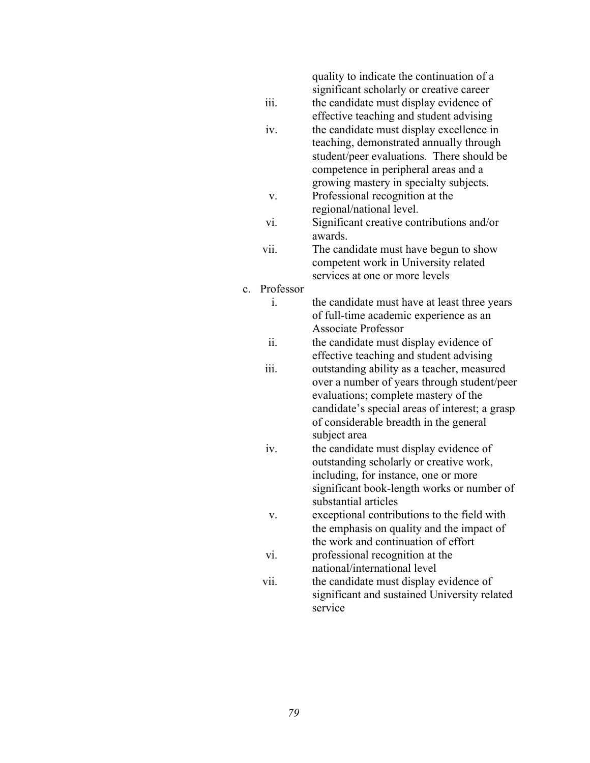quality to indicate the continuation of a significant scholarly or creative career

iii. the candidate must display evidence of effective teaching and student advising

iv. the candidate must display excellence in teaching, demonstrated annually through student/peer evaluations. There should be competence in peripheral areas and a growing mastery in specialty subjects.

v. Professional recognition at the regional/national level.

vi. Significant creative contributions and/or awards.

vii. The candidate must have begun to show competent work in University related services at one or more levels

c. Professor

i. the candidate must have at least three years of full-time academic experience as an Associate Professor

ii. the candidate must display evidence of effective teaching and student advising

iii. outstanding ability as a teacher, measured over a number of years through student/peer evaluations; complete mastery of the candidate's special areas of interest; a grasp of considerable breadth in the general subject area

iv. the candidate must display evidence of outstanding scholarly or creative work, including, for instance, one or more significant book-length works or number of substantial articles

v. exceptional contributions to the field with the emphasis on quality and the impact of the work and continuation of effort

vi. professional recognition at the national/international level

vii. the candidate must display evidence of significant and sustained University related service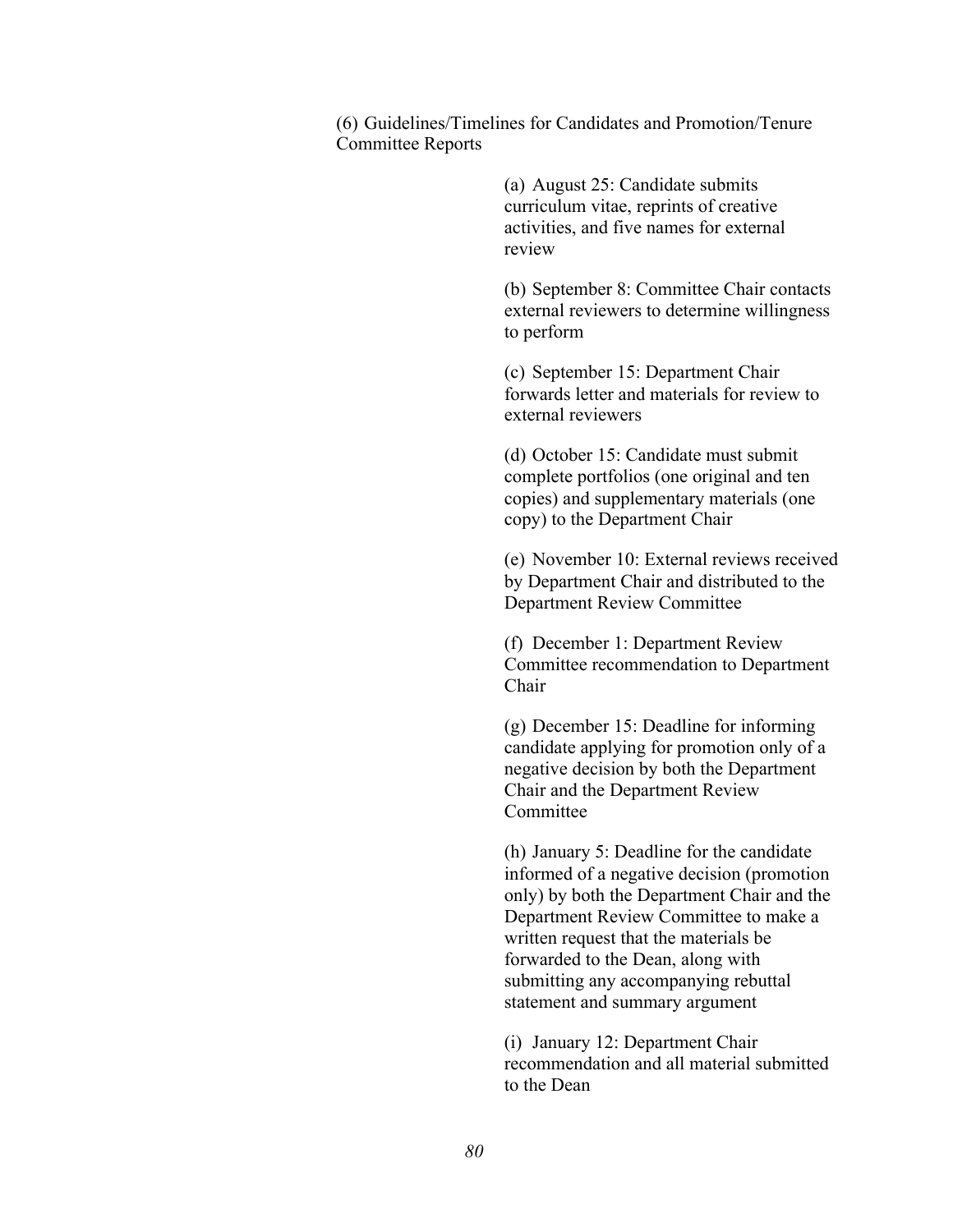(6) Guidelines/Timelines for Candidates and Promotion/Tenure Committee Reports

(a) August 25: Candidate submits curriculum vitae, reprints of creative activities, and five names for external review

(b) September 8: Committee Chair contacts external reviewers to determine willingness to perform

(c) September 15: Department Chair forwards letter and materials for review to external reviewers

(d) October 15: Candidate must submit complete portfolios (one original and ten copies) and supplementary materials (one copy) to the Department Chair

(e) November 10: External reviews received by Department Chair and distributed to the Department Review Committee

(f) December 1: Department Review Committee recommendation to Department Chair

(g) December 15: Deadline for informing candidate applying for promotion only of a negative decision by both the Department Chair and the Department Review Committee

(h) January 5: Deadline for the candidate informed of a negative decision (promotion only) by both the Department Chair and the Department Review Committee to make a written request that the materials be forwarded to the Dean, along with submitting any accompanying rebuttal statement and summary argument

(i) January 12: Department Chair recommendation and all material submitted to the Dean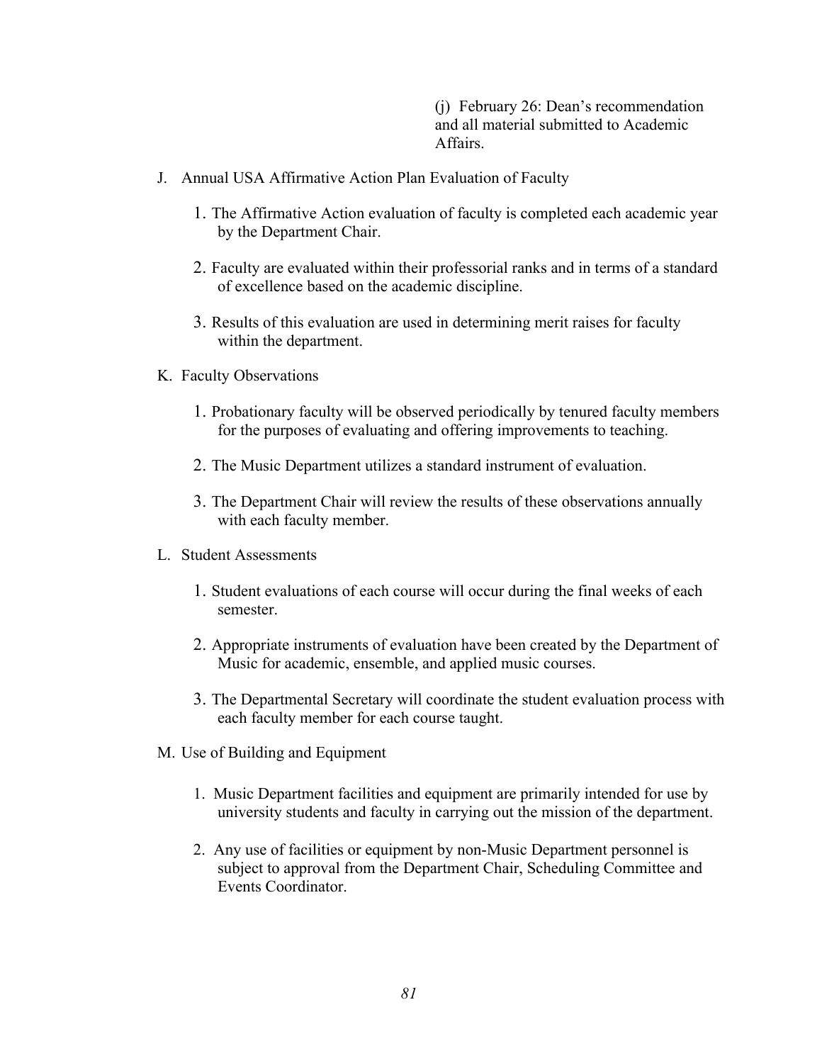(j) February 26: Dean's recommendation and all material submitted to Academic Affairs.

J. Annual USA Affirmative Action Plan Evaluation of Faculty

1. The Affirmative Action evaluation of faculty is completed each academic year by the Department Chair.

2. Faculty are evaluated within their professorial ranks and in terms of a standard of excellence based on the academic discipline.

3. Results of this evaluation are used in determining merit raises for faculty within the department.

K. Faculty Observations

1. Probationary faculty will be observed periodically by tenured faculty members for the purposes of evaluating and offering improvements to teaching.

2. The Music Department utilizes a standard instrument of evaluation.

3. The Department Chair will review the results of these observations annually with each faculty member.

L. Student Assessments

1. Student evaluations of each course will occur during the final weeks of each semester.

2. Appropriate instruments of evaluation have been created by the Department of Music for academic, ensemble, and applied music courses.

3. The Departmental Secretary will coordinate the student evaluation process with each faculty member for each course taught.

M. Use of Building and Equipment

1. Music Department facilities and equipment are primarily intended for use by university students and faculty in carrying out the mission of the department.

2. Any use of facilities or equipment by non-Music Department personnel is subject to approval from the Department Chair, Scheduling Committee and Events Coordinator.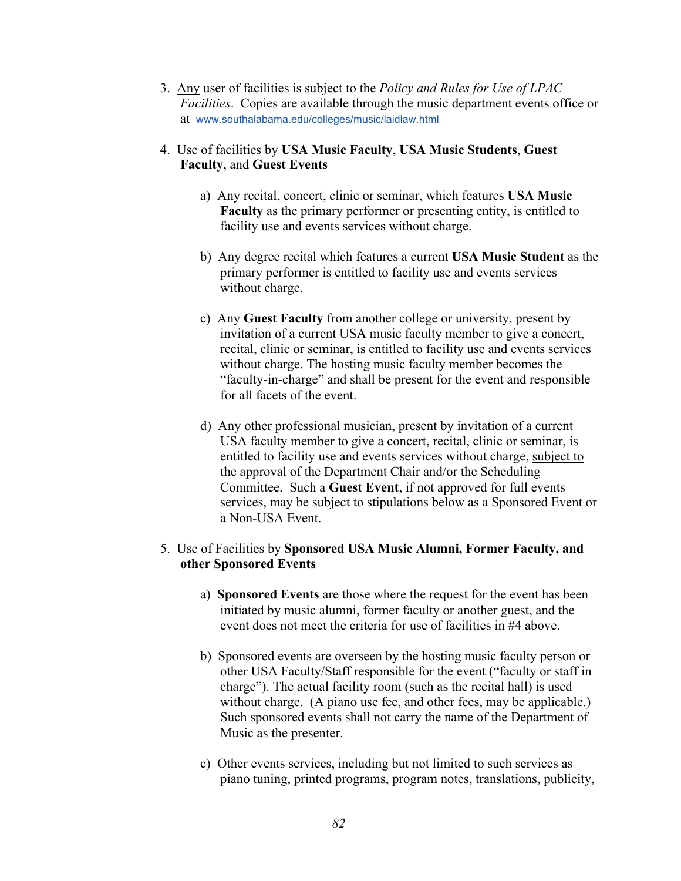3. <u>Any</u> user of facilities is subject to the *Policy and Rules for Use of LPAC Facilities*. Copies are available through the music department events office or at www.southalabama.edu/colleges/music/laidlaw.html

4. Use of facilities by **USA Music Faculty**, **USA Music Students**, **Guest Faculty**, and **Guest Events**

    a) Any recital, concert, clinic or seminar, which features **USA Music Faculty** as the primary performer or presenting entity, is entitled to facility use and events services without charge.

    b) Any degree recital which features a current **USA Music Student** as the primary performer is entitled to facility use and events services without charge.

    c) Any **Guest Faculty** from another college or university, present by invitation of a current USA music faculty member to give a concert, recital, clinic or seminar, is entitled to facility use and events services without charge. The hosting music faculty member becomes the "faculty-in-charge" and shall be present for the event and responsible for all facets of the event.

    d) Any other professional musician, present by invitation of a current USA faculty member to give a concert, recital, clinic or seminar, is entitled to facility use and events services without charge, <u>subject to the approval of the Department Chair and/or the Scheduling Committee</u>. Such a **Guest Event**, if not approved for full events services, may be subject to stipulations below as a Sponsored Event or a Non-USA Event.

5. Use of Facilities by **Sponsored USA Music Alumni, Former Faculty, and other Sponsored Events**

    a) **Sponsored Events** are those where the request for the event has been initiated by music alumni, former faculty or another guest, and the event does not meet the criteria for use of facilities in #4 above.

    b) Sponsored events are overseen by the hosting music faculty person or other USA Faculty/Staff responsible for the event ("faculty or staff in charge"). The actual facility room (such as the recital hall) is used without charge. (A piano use fee, and other fees, may be applicable.) Such sponsored events shall not carry the name of the Department of Music as the presenter.

    c) Other events services, including but not limited to such services as piano tuning, printed programs, program notes, translations, publicity,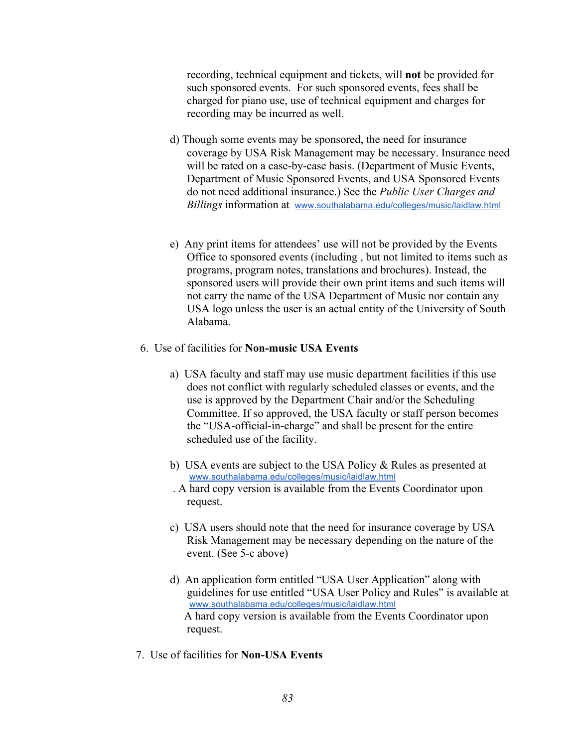recording, technical equipment and tickets, will **not** be provided for such sponsored events. For such sponsored events, fees shall be charged for piano use, use of technical equipment and charges for recording may be incurred as well.

d) Though some events may be sponsored, the need for insurance coverage by USA Risk Management may be necessary. Insurance need will be rated on a case-by-case basis. (Department of Music Events, Department of Music Sponsored Events, and USA Sponsored Events do not need additional insurance.) See the *Public User Charges and Billings* information at www.southalabama.edu/colleges/music/laidlaw.html

e) Any print items for attendees' use will not be provided by the Events Office to sponsored events (including , but not limited to items such as programs, program notes, translations and brochures). Instead, the sponsored users will provide their own print items and such items will not carry the name of the USA Department of Music nor contain any USA logo unless the user is an actual entity of the University of South Alabama.

6. Use of facilities for **Non-music USA Events**

   a) USA faculty and staff may use music department facilities if this use does not conflict with regularly scheduled classes or events, and the use is approved by the Department Chair and/or the Scheduling Committee. If so approved, the USA faculty or staff person becomes the "USA-official-in-charge" and shall be present for the entire scheduled use of the facility.

   b) USA events are subject to the USA Policy & Rules as presented at www.southalabama.edu/colleges/music/laidlaw.html . A hard copy version is available from the Events Coordinator upon request.

   c) USA users should note that the need for insurance coverage by USA Risk Management may be necessary depending on the nature of the event. (See 5-c above)

   d) An application form entitled "USA User Application" along with guidelines for use entitled "USA User Policy and Rules" is available at www.southalabama.edu/colleges/music/laidlaw.html A hard copy version is available from the Events Coordinator upon request.

7. Use of facilities for **Non-USA Events**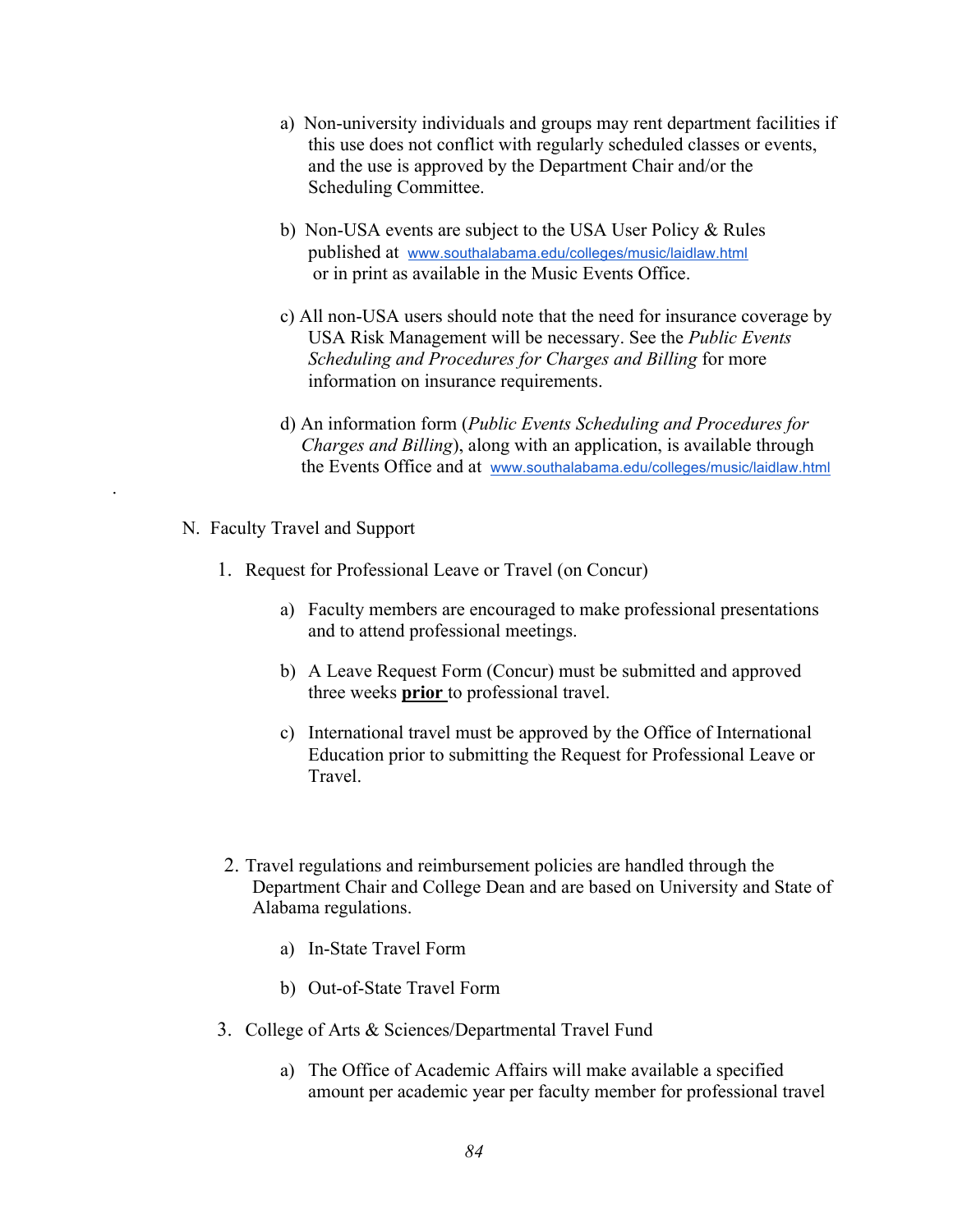a) Non-university individuals and groups may rent department facilities if this use does not conflict with regularly scheduled classes or events, and the use is approved by the Department Chair and/or the Scheduling Committee.

b) Non-USA events are subject to the USA User Policy & Rules published at www.southalabama.edu/colleges/music/laidlaw.html or in print as available in the Music Events Office.

c) All non-USA users should note that the need for insurance coverage by USA Risk Management will be necessary. See the *Public Events Scheduling and Procedures for Charges and Billing* for more information on insurance requirements.

d) An information form (*Public Events Scheduling and Procedures for Charges and Billing*), along with an application, is available through the Events Office and at www.southalabama.edu/colleges/music/laidlaw.html

.

N. Faculty Travel and Support

1. Request for Professional Leave or Travel (on Concur)

    a) Faculty members are encouraged to make professional presentations and to attend professional meetings.

    b) A Leave Request Form (Concur) must be submitted and approved three weeks **prior** to professional travel.

    c) International travel must be approved by the Office of International Education prior to submitting the Request for Professional Leave or Travel.

2. Travel regulations and reimbursement policies are handled through the Department Chair and College Dean and are based on University and State of Alabama regulations.

    a) In-State Travel Form

    b) Out-of-State Travel Form

3. College of Arts & Sciences/Departmental Travel Fund

    a) The Office of Academic Affairs will make available a specified amount per academic year per faculty member for professional travel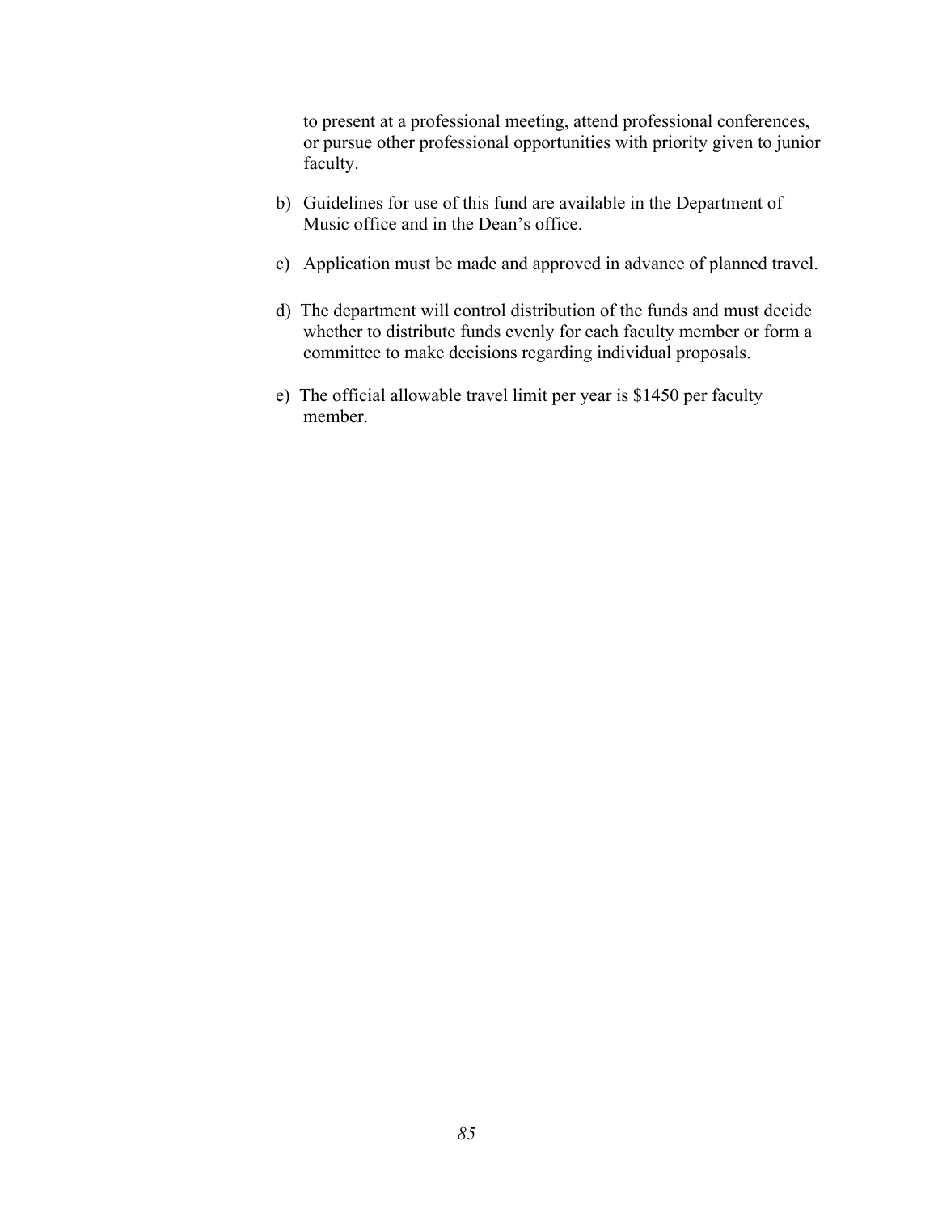to present at a professional meeting, attend professional conferences, or pursue other professional opportunities with priority given to junior faculty.

b) Guidelines for use of this fund are available in the Department of Music office and in the Dean's office.

c) Application must be made and approved in advance of planned travel.

d) The department will control distribution of the funds and must decide whether to distribute funds evenly for each faculty member or form a committee to make decisions regarding individual proposals.

e) The official allowable travel limit per year is $1450 per faculty member.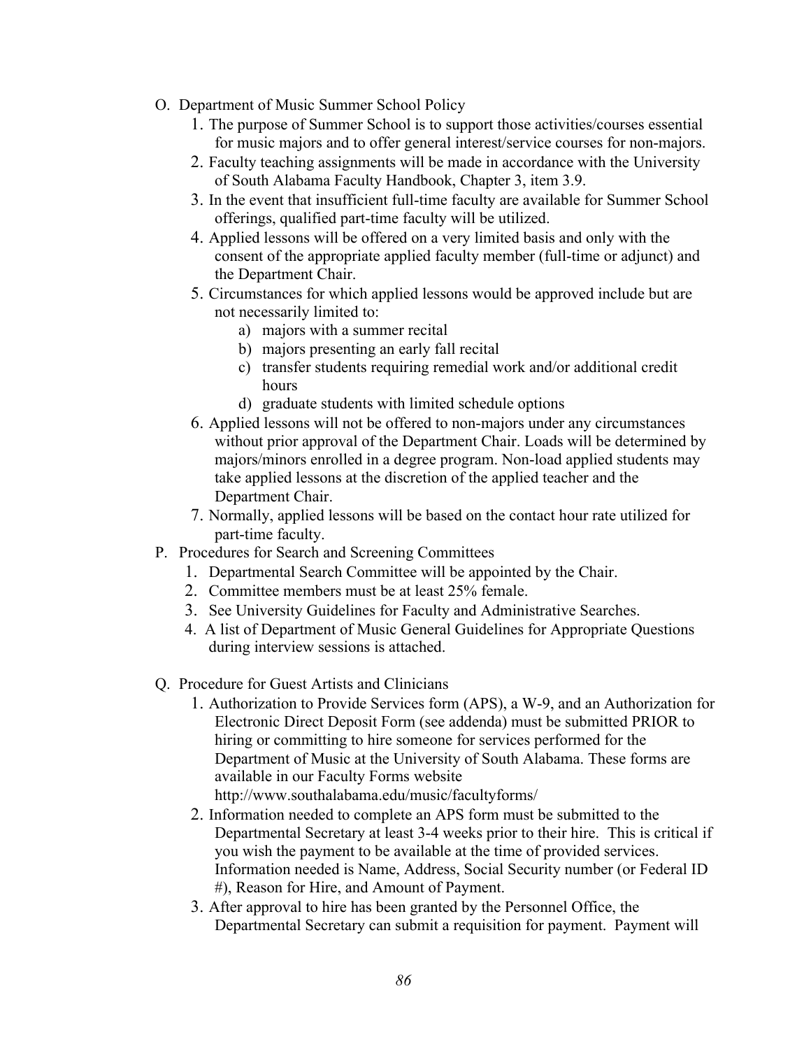O. Department of Music Summer School Policy

1. The purpose of Summer School is to support those activities/courses essential for music majors and to offer general interest/service courses for non-majors.
2. Faculty teaching assignments will be made in accordance with the University of South Alabama Faculty Handbook, Chapter 3, item 3.9.
3. In the event that insufficient full-time faculty are available for Summer School offerings, qualified part-time faculty will be utilized.
4. Applied lessons will be offered on a very limited basis and only with the consent of the appropriate applied faculty member (full-time or adjunct) and the Department Chair.
5. Circumstances for which applied lessons would be approved include but are not necessarily limited to:
   a) majors with a summer recital
   b) majors presenting an early fall recital
   c) transfer students requiring remedial work and/or additional credit hours
   d) graduate students with limited schedule options
6. Applied lessons will not be offered to non-majors under any circumstances without prior approval of the Department Chair. Loads will be determined by majors/minors enrolled in a degree program. Non-load applied students may take applied lessons at the discretion of the applied teacher and the Department Chair.
7. Normally, applied lessons will be based on the contact hour rate utilized for part-time faculty.

P. Procedures for Search and Screening Committees

1. Departmental Search Committee will be appointed by the Chair.
2. Committee members must be at least 25% female.
3. See University Guidelines for Faculty and Administrative Searches.
4. A list of Department of Music General Guidelines for Appropriate Questions during interview sessions is attached.

Q. Procedure for Guest Artists and Clinicians

1. Authorization to Provide Services form (APS), a W-9, and an Authorization for Electronic Direct Deposit Form (see addenda) must be submitted PRIOR to hiring or committing to hire someone for services performed for the Department of Music at the University of South Alabama. These forms are available in our Faculty Forms website http://www.southalabama.edu/music/facultyforms/
2. Information needed to complete an APS form must be submitted to the Departmental Secretary at least 3-4 weeks prior to their hire. This is critical if you wish the payment to be available at the time of provided services. Information needed is Name, Address, Social Security number (or Federal ID #), Reason for Hire, and Amount of Payment.
3. After approval to hire has been granted by the Personnel Office, the Departmental Secretary can submit a requisition for payment. Payment will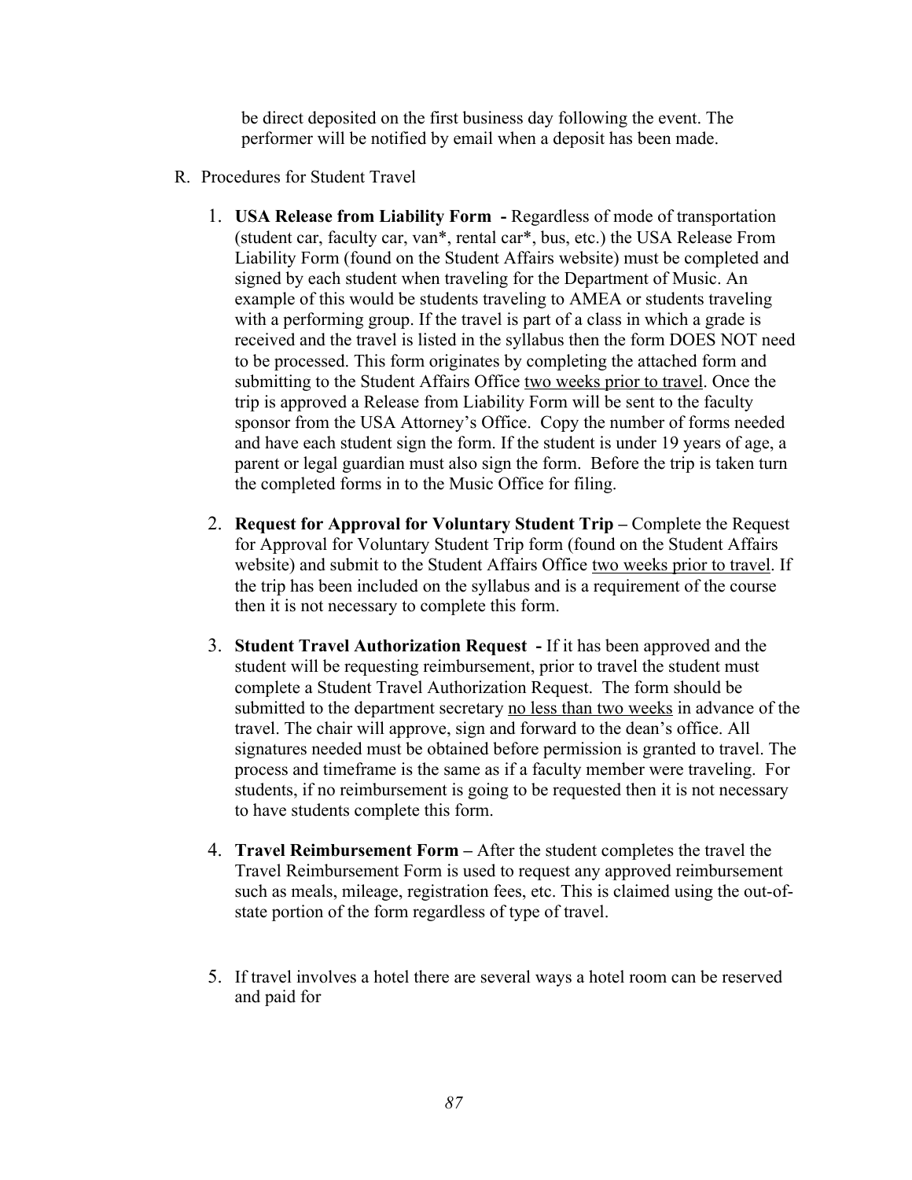be direct deposited on the first business day following the event. The performer will be notified by email when a deposit has been made.

R. Procedures for Student Travel

1. **USA Release from Liability Form -** Regardless of mode of transportation (student car, faculty car, van*, rental car*, bus, etc.) the USA Release From Liability Form (found on the Student Affairs website) must be completed and signed by each student when traveling for the Department of Music. An example of this would be students traveling to AMEA or students traveling with a performing group. If the travel is part of a class in which a grade is received and the travel is listed in the syllabus then the form DOES NOT need to be processed. This form originates by completing the attached form and submitting to the Student Affairs Office <u>two weeks prior to travel</u>. Once the trip is approved a Release from Liability Form will be sent to the faculty sponsor from the USA Attorney's Office. Copy the number of forms needed and have each student sign the form. If the student is under 19 years of age, a parent or legal guardian must also sign the form. Before the trip is taken turn the completed forms in to the Music Office for filing.

2. **Request for Approval for Voluntary Student Trip –** Complete the Request for Approval for Voluntary Student Trip form (found on the Student Affairs website) and submit to the Student Affairs Office <u>two weeks prior to travel</u>. If the trip has been included on the syllabus and is a requirement of the course then it is not necessary to complete this form.

3. **Student Travel Authorization Request -** If it has been approved and the student will be requesting reimbursement, prior to travel the student must complete a Student Travel Authorization Request. The form should be submitted to the department secretary <u>no less than two weeks</u> in advance of the travel. The chair will approve, sign and forward to the dean's office. All signatures needed must be obtained before permission is granted to travel. The process and timeframe is the same as if a faculty member were traveling. For students, if no reimbursement is going to be requested then it is not necessary to have students complete this form.

4. **Travel Reimbursement Form –** After the student completes the travel the Travel Reimbursement Form is used to request any approved reimbursement such as meals, mileage, registration fees, etc. This is claimed using the out-of-state portion of the form regardless of type of travel.

5. If travel involves a hotel there are several ways a hotel room can be reserved and paid for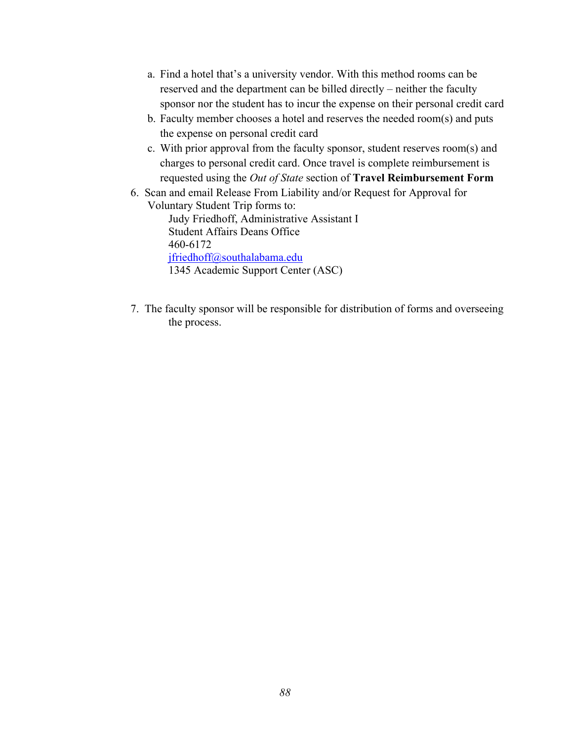a. Find a hotel that's a university vendor. With this method rooms can be reserved and the department can be billed directly – neither the faculty sponsor nor the student has to incur the expense on their personal credit card
   b. Faculty member chooses a hotel and reserves the needed room(s) and puts the expense on personal credit card
   c. With prior approval from the faculty sponsor, student reserves room(s) and charges to personal credit card. Once travel is complete reimbursement is requested using the *Out of State* section of **Travel Reimbursement Form**

6. Scan and email Release From Liability and/or Request for Approval for Voluntary Student Trip forms to:

   Judy Friedhoff, Administrative Assistant I
   Student Affairs Deans Office
   460-6172
   [jfriedhoff@southalabama.edu](mailto:jfriedhoff@southalabama.edu)
   1345 Academic Support Center (ASC)

7. The faculty sponsor will be responsible for distribution of forms and overseeing the process.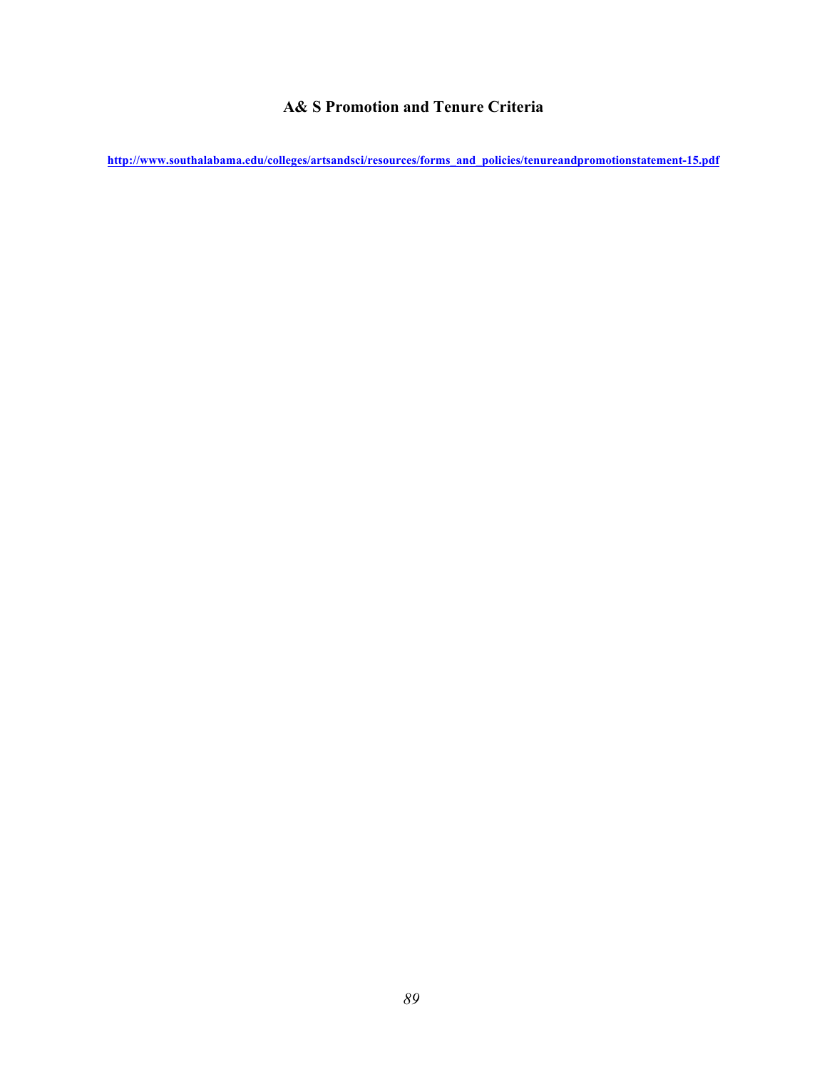# A& S Promotion and Tenure Criteria

**[http://www.southalabama.edu/colleges/artsandsci/resources/forms_and_policies/tenureandpromotionstatement-15.pdf](http://www.southalabama.edu/colleges/artsandsci/resources/forms_and_policies/tenureandpromotionstatement-15.pdf)**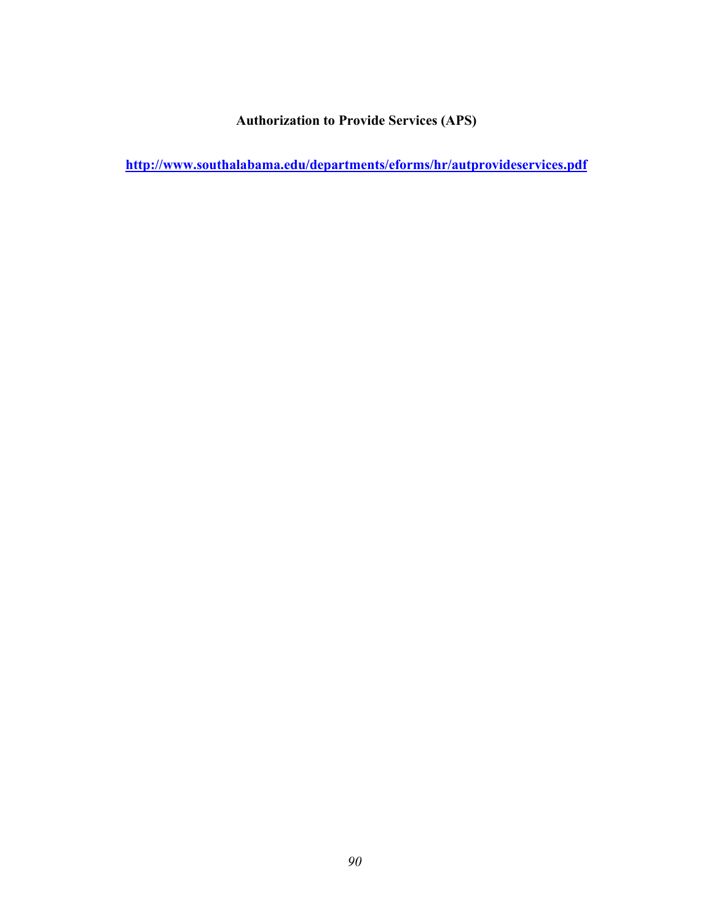**Authorization to Provide Services (APS)**

**http://www.southalabama.edu/departments/eforms/hr/autprovideservices.pdf**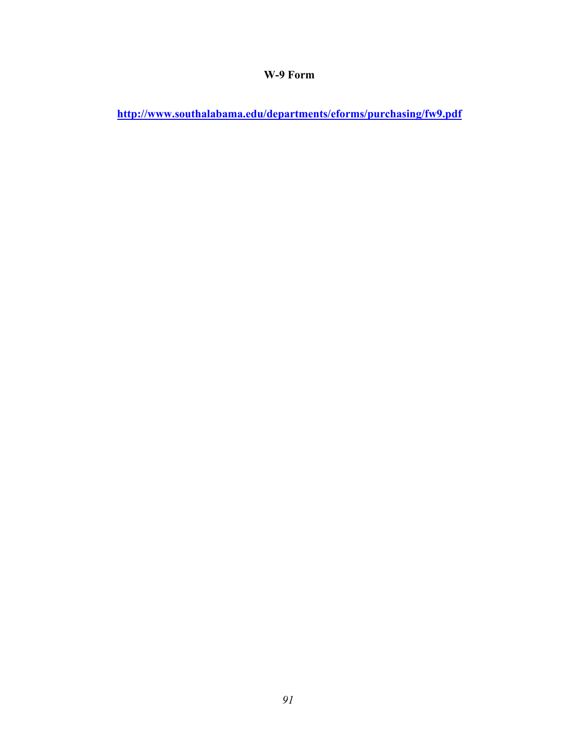**W-9 Form**

**http://www.southalabama.edu/departments/eforms/purchasing/fw9.pdf**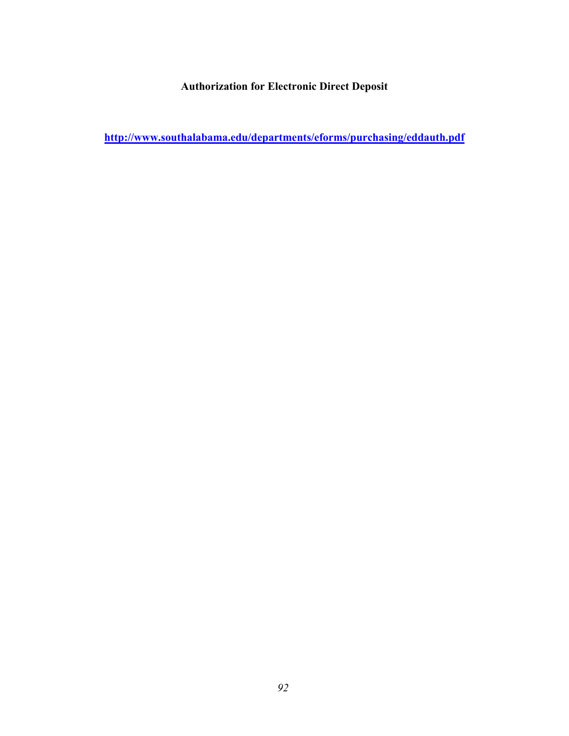**Authorization for Electronic Direct Deposit**

[http://www.southalabama.edu/departments/eforms/purchasing/eddauth.pdf](http://www.southalabama.edu/departments/eforms/purchasing/eddauth.pdf)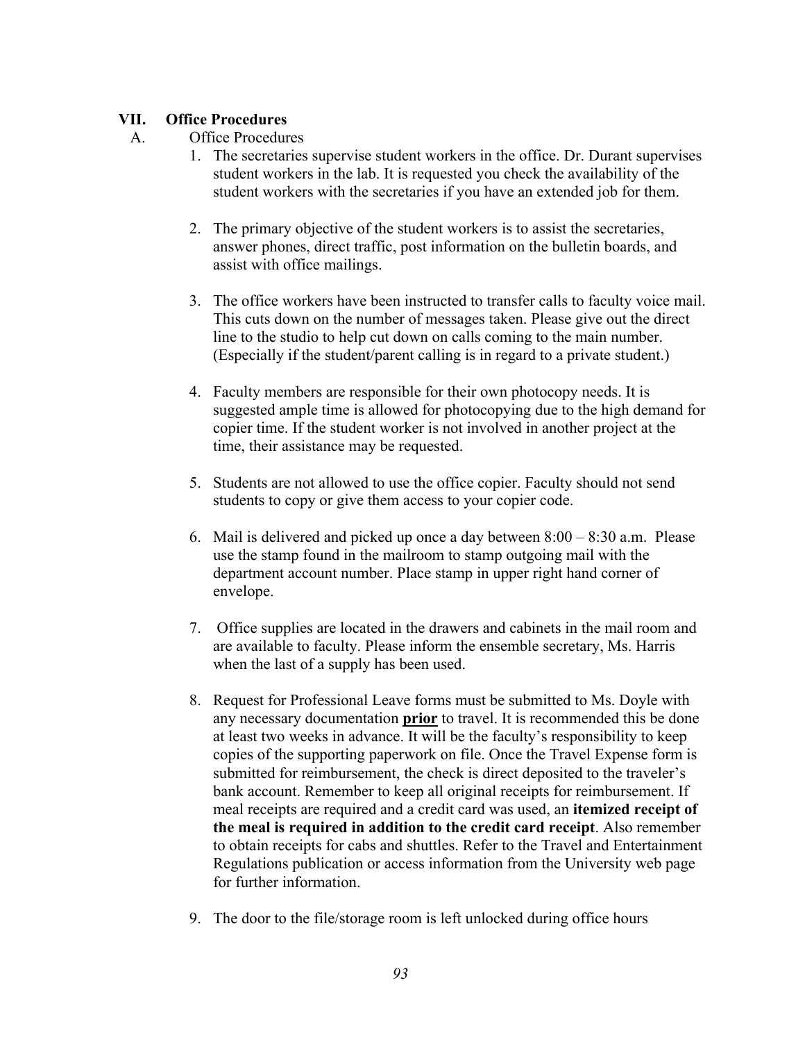## VII. Office Procedures

### A. Office Procedures

1. The secretaries supervise student workers in the office. Dr. Durant supervises student workers in the lab. It is requested you check the availability of the student workers with the secretaries if you have an extended job for them.

2. The primary objective of the student workers is to assist the secretaries, answer phones, direct traffic, post information on the bulletin boards, and assist with office mailings.

3. The office workers have been instructed to transfer calls to faculty voice mail. This cuts down on the number of messages taken. Please give out the direct line to the studio to help cut down on calls coming to the main number. (Especially if the student/parent calling is in regard to a private student.)

4. Faculty members are responsible for their own photocopy needs. It is suggested ample time is allowed for photocopying due to the high demand for copier time. If the student worker is not involved in another project at the time, their assistance may be requested.

5. Students are not allowed to use the office copier. Faculty should not send students to copy or give them access to your copier code.

6. Mail is delivered and picked up once a day between 8:00 – 8:30 a.m. Please use the stamp found in the mailroom to stamp outgoing mail with the department account number. Place stamp in upper right hand corner of envelope.

7. Office supplies are located in the drawers and cabinets in the mail room and are available to faculty. Please inform the ensemble secretary, Ms. Harris when the last of a supply has been used.

8. Request for Professional Leave forms must be submitted to Ms. Doyle with any necessary documentation **prior** to travel. It is recommended this be done at least two weeks in advance. It will be the faculty's responsibility to keep copies of the supporting paperwork on file. Once the Travel Expense form is submitted for reimbursement, the check is direct deposited to the traveler's bank account. Remember to keep all original receipts for reimbursement. If meal receipts are required and a credit card was used, an **itemized receipt of the meal is required in addition to the credit card receipt**. Also remember to obtain receipts for cabs and shuttles. Refer to the Travel and Entertainment Regulations publication or access information from the University web page for further information.

9. The door to the file/storage room is left unlocked during office hours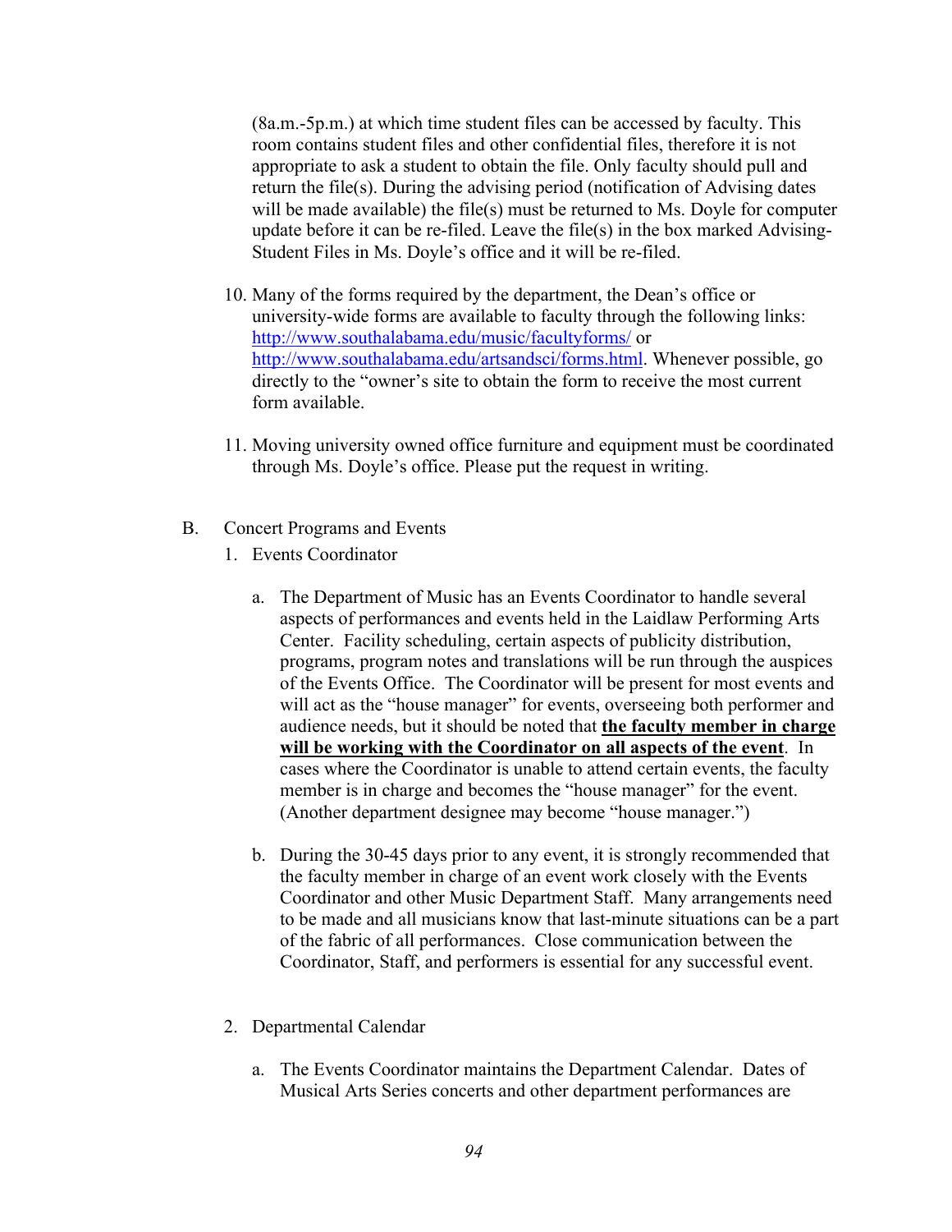(8a.m.-5p.m.) at which time student files can be accessed by faculty. This room contains student files and other confidential files, therefore it is not appropriate to ask a student to obtain the file. Only faculty should pull and return the file(s). During the advising period (notification of Advising dates will be made available) the file(s) must be returned to Ms. Doyle for computer update before it can be re-filed. Leave the file(s) in the box marked Advising-Student Files in Ms. Doyle's office and it will be re-filed.

10. Many of the forms required by the department, the Dean's office or university-wide forms are available to faculty through the following links: [http://www.southalabama.edu/music/facultyforms/](http://www.southalabama.edu/music/facultyforms/) or [http://www.southalabama.edu/artsandsci/forms.html](http://www.southalabama.edu/artsandsci/forms.html). Whenever possible, go directly to the "owner's site to obtain the form to receive the most current form available.

11. Moving university owned office furniture and equipment must be coordinated through Ms. Doyle's office. Please put the request in writing.

B. Concert Programs and Events

1. Events Coordinator

   a. The Department of Music has an Events Coordinator to handle several aspects of performances and events held in the Laidlaw Performing Arts Center. Facility scheduling, certain aspects of publicity distribution, programs, program notes and translations will be run through the auspices of the Events Office. The Coordinator will be present for most events and will act as the "house manager" for events, overseeing both performer and audience needs, but it should be noted that **<u>the faculty member in charge will be working with the Coordinator on all aspects of the event</u>**. In cases where the Coordinator is unable to attend certain events, the faculty member is in charge and becomes the "house manager" for the event. (Another department designee may become "house manager.")

   b. During the 30-45 days prior to any event, it is strongly recommended that the faculty member in charge of an event work closely with the Events Coordinator and other Music Department Staff. Many arrangements need to be made and all musicians know that last-minute situations can be a part of the fabric of all performances. Close communication between the Coordinator, Staff, and performers is essential for any successful event.

2. Departmental Calendar

   a. The Events Coordinator maintains the Department Calendar. Dates of Musical Arts Series concerts and other department performances are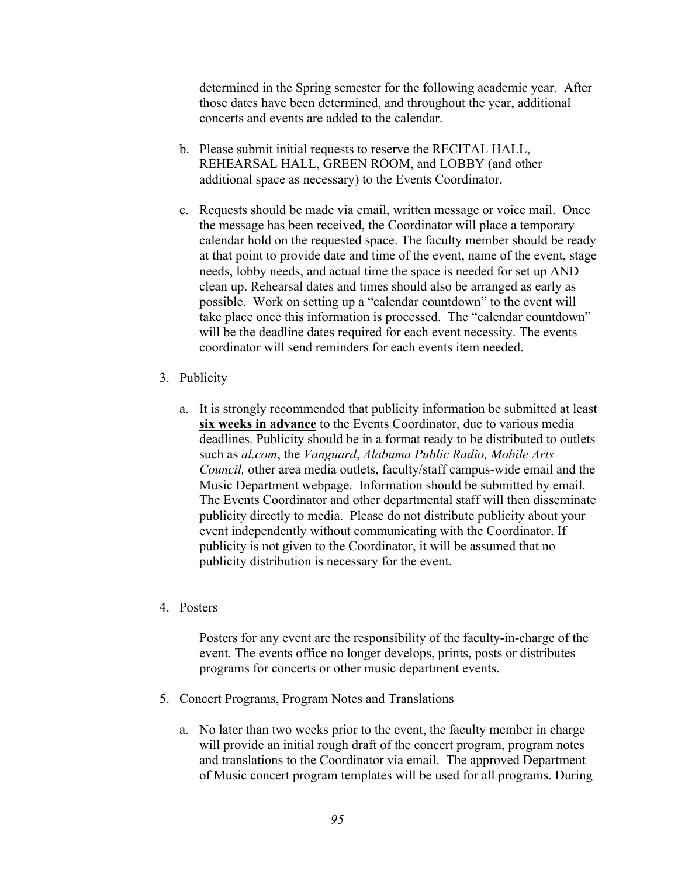determined in the Spring semester for the following academic year. After those dates have been determined, and throughout the year, additional concerts and events are added to the calendar.

b. Please submit initial requests to reserve the RECITAL HALL, REHEARSAL HALL, GREEN ROOM, and LOBBY (and other additional space as necessary) to the Events Coordinator.

c. Requests should be made via email, written message or voice mail. Once the message has been received, the Coordinator will place a temporary calendar hold on the requested space. The faculty member should be ready at that point to provide date and time of the event, name of the event, stage needs, lobby needs, and actual time the space is needed for set up AND clean up. Rehearsal dates and times should also be arranged as early as possible. Work on setting up a "calendar countdown" to the event will take place once this information is processed. The "calendar countdown" will be the deadline dates required for each event necessity. The events coordinator will send reminders for each events item needed.

3. Publicity

   a. It is strongly recommended that publicity information be submitted at least **<u>six weeks in advance</u>** to the Events Coordinator, due to various media deadlines. Publicity should be in a format ready to be distributed to outlets such as *al.com*, the *Vanguard*, *Alabama Public Radio, Mobile Arts Council,* other area media outlets, faculty/staff campus-wide email and the Music Department webpage. Information should be submitted by email. The Events Coordinator and other departmental staff will then disseminate publicity directly to media. Please do not distribute publicity about your event independently without communicating with the Coordinator. If publicity is not given to the Coordinator, it will be assumed that no publicity distribution is necessary for the event.

4. Posters

   Posters for any event are the responsibility of the faculty-in-charge of the event. The events office no longer develops, prints, posts or distributes programs for concerts or other music department events.

5. Concert Programs, Program Notes and Translations

   a. No later than two weeks prior to the event, the faculty member in charge will provide an initial rough draft of the concert program, program notes and translations to the Coordinator via email. The approved Department of Music concert program templates will be used for all programs. During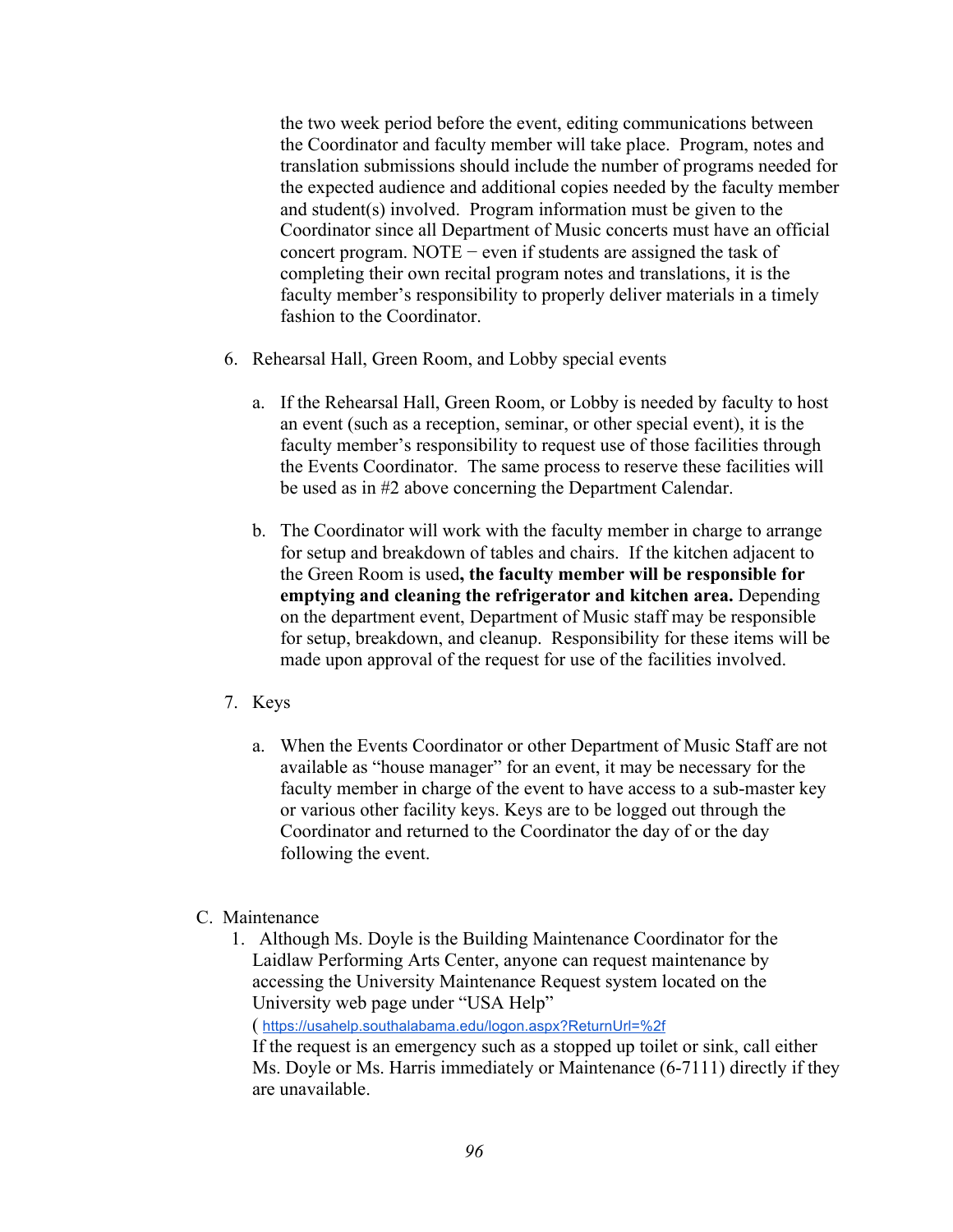the two week period before the event, editing communications between the Coordinator and faculty member will take place. Program, notes and translation submissions should include the number of programs needed for the expected audience and additional copies needed by the faculty member and student(s) involved. Program information must be given to the Coordinator since all Department of Music concerts must have an official concert program. NOTE − even if students are assigned the task of completing their own recital program notes and translations, it is the faculty member's responsibility to properly deliver materials in a timely fashion to the Coordinator.

6. Rehearsal Hall, Green Room, and Lobby special events

   a. If the Rehearsal Hall, Green Room, or Lobby is needed by faculty to host an event (such as a reception, seminar, or other special event), it is the faculty member's responsibility to request use of those facilities through the Events Coordinator. The same process to reserve these facilities will be used as in #2 above concerning the Department Calendar.

   b. The Coordinator will work with the faculty member in charge to arrange for setup and breakdown of tables and chairs. If the kitchen adjacent to the Green Room is used**, the faculty member will be responsible for emptying and cleaning the refrigerator and kitchen area.** Depending on the department event, Department of Music staff may be responsible for setup, breakdown, and cleanup. Responsibility for these items will be made upon approval of the request for use of the facilities involved.

7. Keys

   a. When the Events Coordinator or other Department of Music Staff are not available as "house manager" for an event, it may be necessary for the faculty member in charge of the event to have access to a sub-master key or various other facility keys. Keys are to be logged out through the Coordinator and returned to the Coordinator the day of or the day following the event.

C. Maintenance

1. Although Ms. Doyle is the Building Maintenance Coordinator for the Laidlaw Performing Arts Center, anyone can request maintenance by accessing the University Maintenance Request system located on the University web page under "USA Help"
( https://usahelp.southalabama.edu/logon.aspx?ReturnUrl=%2f
If the request is an emergency such as a stopped up toilet or sink, call either Ms. Doyle or Ms. Harris immediately or Maintenance (6-7111) directly if they are unavailable.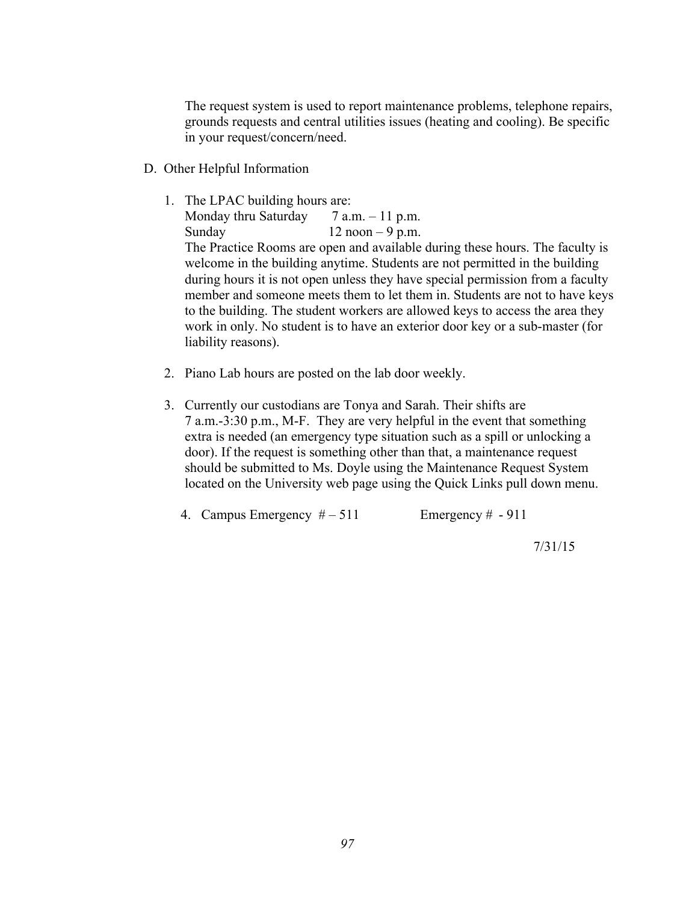The request system is used to report maintenance problems, telephone repairs, grounds requests and central utilities issues (heating and cooling). Be specific in your request/concern/need.

D. Other Helpful Information

1. The LPAC building hours are:
   Monday thru Saturday    7 a.m. – 11 p.m.
   Sunday    12 noon – 9 p.m.
   The Practice Rooms are open and available during these hours. The faculty is welcome in the building anytime. Students are not permitted in the building during hours it is not open unless they have special permission from a faculty member and someone meets them to let them in. Students are not to have keys to the building. The student workers are allowed keys to access the area they work in only. No student is to have an exterior door key or a sub-master (for liability reasons).

2. Piano Lab hours are posted on the lab door weekly.

3. Currently our custodians are Tonya and Sarah. Their shifts are 7 a.m.-3:30 p.m., M-F. They are very helpful in the event that something extra is needed (an emergency type situation such as a spill or unlocking a door). If the request is something other than that, a maintenance request should be submitted to Ms. Doyle using the Maintenance Request System located on the University web page using the Quick Links pull down menu.

4. Campus Emergency # – 511    Emergency # - 911

7/31/15